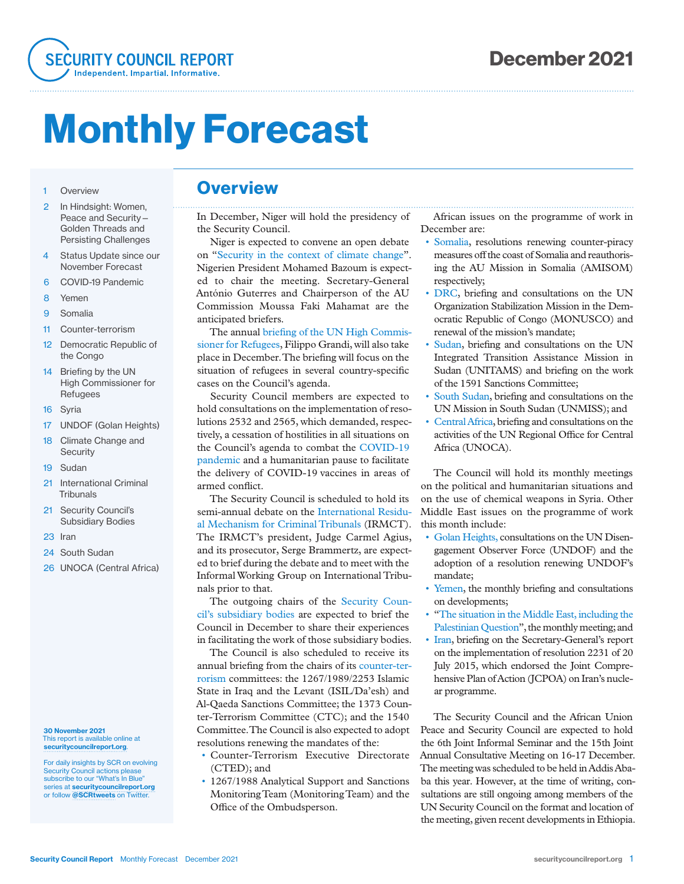# Security Council Report

Independent. Impartial. Informative.

December 2021

# Monthly Forecast

1 Overview
2 In Hindsight: Women, Peace and Security – Golden Threads and Persisting Challenges
4 Status Update since our November Forecast
6 COVID-19 Pandemic
8 Yemen
9 Somalia
11 Counter-terrorism
12 Democratic Republic of the Congo
14 Briefing by the UN High Commissioner for Refugees
16 Syria
17 UNDOF (Golan Heights)
18 Climate Change and Security
19 Sudan
21 International Criminal Tribunals
21 Security Council's Subsidiary Bodies
23 Iran
24 South Sudan
26 UNOCA (Central Africa)

**30 November 2021**
This report is available online at **securitycouncilreport.org**.

For daily insights by SCR on evolving Security Council actions please subscribe to our "What's In Blue" series at **securitycouncilreport.org** or follow **@SCRtweets** on Twitter.

## Overview

In December, Niger will hold the presidency of the Security Council.

Niger is expected to convene an open debate on "Security in the context of climate change". Nigerien President Mohamed Bazoum is expected to chair the meeting. Secretary-General António Guterres and Chairperson of the AU Commission Moussa Faki Mahamat are the anticipated briefers.

The annual briefing of the UN High Commissioner for Refugees, Filippo Grandi, will also take place in December. The briefing will focus on the situation of refugees in several country-specific cases on the Council's agenda.

Security Council members are expected to hold consultations on the implementation of resolutions 2532 and 2565, which demanded, respectively, a cessation of hostilities in all situations on the Council's agenda to combat the COVID-19 pandemic and a humanitarian pause to facilitate the delivery of COVID-19 vaccines in areas of armed conflict.

The Security Council is scheduled to hold its semi-annual debate on the International Residual Mechanism for Criminal Tribunals (IRMCT). The IRMCT's president, Judge Carmel Agius, and its prosecutor, Serge Brammertz, are expected to brief during the debate and to meet with the Informal Working Group on International Tribunals prior to that.

The outgoing chairs of the Security Council's subsidiary bodies are expected to brief the Council in December to share their experiences in facilitating the work of those subsidiary bodies.

The Council is also scheduled to receive its annual briefing from the chairs of its counter-terrorism committees: the 1267/1989/2253 Islamic State in Iraq and the Levant (ISIL/Da'esh) and Al-Qaeda Sanctions Committee; the 1373 Counter-Terrorism Committee (CTC); and the 1540 Committee. The Council is also expected to adopt resolutions renewing the mandates of the:

- Counter-Terrorism Executive Directorate (CTED); and
- 1267/1988 Analytical Support and Sanctions Monitoring Team (Monitoring Team) and the Office of the Ombudsperson.

African issues on the programme of work in December are:

- Somalia, resolutions renewing counter-piracy measures off the coast of Somalia and reauthorising the AU Mission in Somalia (AMISOM) respectively;
- DRC, briefing and consultations on the UN Organization Stabilization Mission in the Democratic Republic of Congo (MONUSCO) and renewal of the mission's mandate;
- Sudan, briefing and consultations on the UN Integrated Transition Assistance Mission in Sudan (UNITAMS) and briefing on the work of the 1591 Sanctions Committee;
- South Sudan, briefing and consultations on the UN Mission in South Sudan (UNMISS); and
- Central Africa, briefing and consultations on the activities of the UN Regional Office for Central Africa (UNOCA).

The Council will hold its monthly meetings on the political and humanitarian situations and on the use of chemical weapons in Syria. Other Middle East issues on the programme of work this month include:

- Golan Heights, consultations on the UN Disengagement Observer Force (UNDOF) and the adoption of a resolution renewing UNDOF's mandate;
- Yemen, the monthly briefing and consultations on developments;
- "The situation in the Middle East, including the Palestinian Question", the monthly meeting; and
- Iran, briefing on the Secretary-General's report on the implementation of resolution 2231 of 20 July 2015, which endorsed the Joint Comprehensive Plan of Action (JCPOA) on Iran's nuclear programme.

The Security Council and the African Union Peace and Security Council are expected to hold the 6th Joint Informal Seminar and the 15th Joint Annual Consultative Meeting on 16-17 December. The meeting was scheduled to be held in Addis Ababa this year. However, at the time of writing, consultations are still ongoing among members of the UN Security Council on the format and location of the meeting, given recent developments in Ethiopia.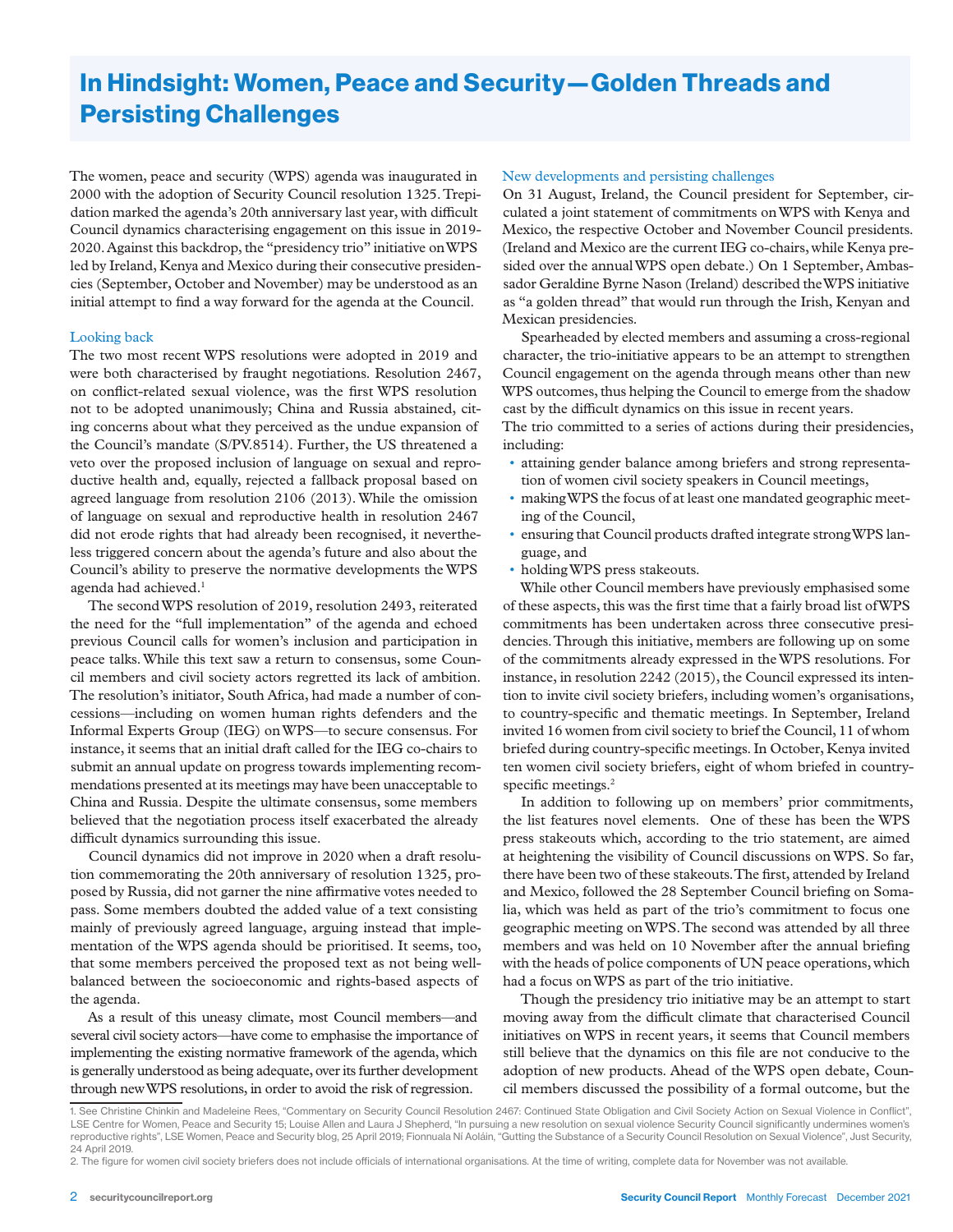# In Hindsight: Women, Peace and Security—Golden Threads and Persisting Challenges

The women, peace and security (WPS) agenda was inaugurated in 2000 with the adoption of Security Council resolution 1325. Trepidation marked the agenda's 20th anniversary last year, with difficult Council dynamics characterising engagement on this issue in 2019-2020. Against this backdrop, the "presidency trio" initiative on WPS led by Ireland, Kenya and Mexico during their consecutive presidencies (September, October and November) may be understood as an initial attempt to find a way forward for the agenda at the Council.

## Looking back

The two most recent WPS resolutions were adopted in 2019 and were both characterised by fraught negotiations. Resolution 2467, on conflict-related sexual violence, was the first WPS resolution not to be adopted unanimously; China and Russia abstained, citing concerns about what they perceived as the undue expansion of the Council's mandate (S/PV.8514). Further, the US threatened a veto over the proposed inclusion of language on sexual and reproductive health and, equally, rejected a fallback proposal based on agreed language from resolution 2106 (2013). While the omission of language on sexual and reproductive health in resolution 2467 did not erode rights that had already been recognised, it nevertheless triggered concern about the agenda's future and also about the Council's ability to preserve the normative developments the WPS agenda had achieved.[1]

The second WPS resolution of 2019, resolution 2493, reiterated the need for the "full implementation" of the agenda and echoed previous Council calls for women's inclusion and participation in peace talks. While this text saw a return to consensus, some Council members and civil society actors regretted its lack of ambition. The resolution's initiator, South Africa, had made a number of concessions—including on women human rights defenders and the Informal Experts Group (IEG) on WPS—to secure consensus. For instance, it seems that an initial draft called for the IEG co-chairs to submit an annual update on progress towards implementing recommendations presented at its meetings may have been unacceptable to China and Russia. Despite the ultimate consensus, some members believed that the negotiation process itself exacerbated the already difficult dynamics surrounding this issue.

Council dynamics did not improve in 2020 when a draft resolution commemorating the 20th anniversary of resolution 1325, proposed by Russia, did not garner the nine affirmative votes needed to pass. Some members doubted the added value of a text consisting mainly of previously agreed language, arguing instead that implementation of the WPS agenda should be prioritised. It seems, too, that some members perceived the proposed text as not being well-balanced between the socioeconomic and rights-based aspects of the agenda.

As a result of this uneasy climate, most Council members—and several civil society actors—have come to emphasise the importance of implementing the existing normative framework of the agenda, which is generally understood as being adequate, over its further development through new WPS resolutions, in order to avoid the risk of regression.

## New developments and persisting challenges

On 31 August, Ireland, the Council president for September, circulated a joint statement of commitments on WPS with Kenya and Mexico, the respective October and November Council presidents. (Ireland and Mexico are the current IEG co-chairs, while Kenya presided over the annual WPS open debate.) On 1 September, Ambassador Geraldine Byrne Nason (Ireland) described the WPS initiative as "a golden thread" that would run through the Irish, Kenyan and Mexican presidencies.

Spearheaded by elected members and assuming a cross-regional character, the trio-initiative appears to be an attempt to strengthen Council engagement on the agenda through means other than new WPS outcomes, thus helping the Council to emerge from the shadow cast by the difficult dynamics on this issue in recent years.

The trio committed to a series of actions during their presidencies, including:

- attaining gender balance among briefers and strong representation of women civil society speakers in Council meetings,
- making WPS the focus of at least one mandated geographic meeting of the Council,
- ensuring that Council products drafted integrate strong WPS language, and
- holding WPS press stakeouts.

While other Council members have previously emphasised some of these aspects, this was the first time that a fairly broad list of WPS commitments has been undertaken across three consecutive presidencies. Through this initiative, members are following up on some of the commitments already expressed in the WPS resolutions. For instance, in resolution 2242 (2015), the Council expressed its intention to invite civil society briefers, including women's organisations, to country-specific and thematic meetings. In September, Ireland invited 16 women from civil society to brief the Council, 11 of whom briefed during country-specific meetings. In October, Kenya invited ten women civil society briefers, eight of whom briefed in country-specific meetings.[2]

In addition to following up on members' prior commitments, the list features novel elements. One of these has been the WPS press stakeouts which, according to the trio statement, are aimed at heightening the visibility of Council discussions on WPS. So far, there have been two of these stakeouts. The first, attended by Ireland and Mexico, followed the 28 September Council briefing on Somalia, which was held as part of the trio's commitment to focus one geographic meeting on WPS. The second was attended by all three members and was held on 10 November after the annual briefing with the heads of police components of UN peace operations, which had a focus on WPS as part of the trio initiative.

Though the presidency trio initiative may be an attempt to start moving away from the difficult climate that characterised Council initiatives on WPS in recent years, it seems that Council members still believe that the dynamics on this file are not conducive to the adoption of new products. Ahead of the WPS open debate, Council members discussed the possibility of a formal outcome, but the

---

1. See Christine Chinkin and Madeleine Rees, "Commentary on Security Council Resolution 2467: Continued State Obligation and Civil Society Action on Sexual Violence in Conflict", LSE Centre for Women, Peace and Security 15; Louise Allen and Laura J Shepherd, "In pursuing a new resolution on sexual violence Security Council significantly undermines women's reproductive rights", LSE Women, Peace and Security blog, 25 April 2019; Fionnuala Ní Aoláin, "Gutting the Substance of a Security Council Resolution on Sexual Violence", Just Security, 24 April 2019.

2. The figure for women civil society briefers does not include officials of international organisations. At the time of writing, complete data for November was not available.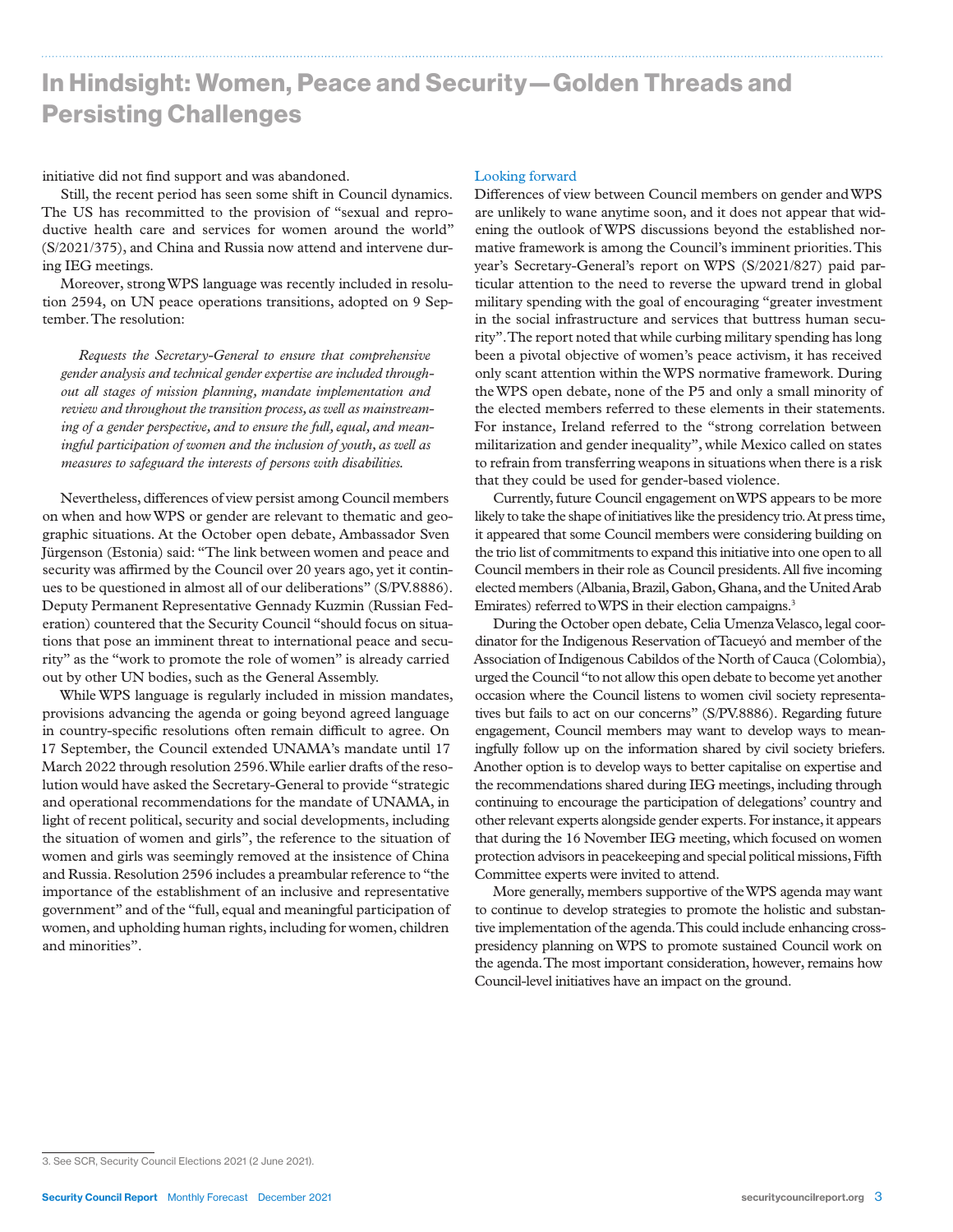initiative did not find support and was abandoned.

Still, the recent period has seen some shift in Council dynamics. The US has recommitted to the provision of "sexual and reproductive health care and services for women around the world" (S/2021/375), and China and Russia now attend and intervene during IEG meetings.

Moreover, strong WPS language was recently included in resolution 2594, on UN peace operations transitions, adopted on 9 September. The resolution:

> *Requests the Secretary-General to ensure that comprehensive gender analysis and technical gender expertise are included throughout all stages of mission planning, mandate implementation and review and throughout the transition process, as well as mainstreaming of a gender perspective, and to ensure the full, equal, and meaningful participation of women and the inclusion of youth, as well as measures to safeguard the interests of persons with disabilities.*

Nevertheless, differences of view persist among Council members on when and how WPS or gender are relevant to thematic and geographic situations. At the October open debate, Ambassador Sven Jürgenson (Estonia) said: "The link between women and peace and security was affirmed by the Council over 20 years ago, yet it continues to be questioned in almost all of our deliberations" (S/PV.8886). Deputy Permanent Representative Gennady Kuzmin (Russian Federation) countered that the Security Council "should focus on situations that pose an imminent threat to international peace and security" as the "work to promote the role of women" is already carried out by other UN bodies, such as the General Assembly.

While WPS language is regularly included in mission mandates, provisions advancing the agenda or going beyond agreed language in country-specific resolutions often remain difficult to agree. On 17 September, the Council extended UNAMA's mandate until 17 March 2022 through resolution 2596. While earlier drafts of the resolution would have asked the Secretary-General to provide "strategic and operational recommendations for the mandate of UNAMA, in light of recent political, security and social developments, including the situation of women and girls", the reference to the situation of women and girls was seemingly removed at the insistence of China and Russia. Resolution 2596 includes a preambular reference to "the importance of the establishment of an inclusive and representative government" and of the "full, equal and meaningful participation of women, and upholding human rights, including for women, children and minorities".

## Looking forward

Differences of view between Council members on gender and WPS are unlikely to wane anytime soon, and it does not appear that widening the outlook of WPS discussions beyond the established normative framework is among the Council's imminent priorities. This year's Secretary-General's report on WPS (S/2021/827) paid particular attention to the need to reverse the upward trend in global military spending with the goal of encouraging "greater investment in the social infrastructure and services that buttress human security". The report noted that while curbing military spending has long been a pivotal objective of women's peace activism, it has received only scant attention within the WPS normative framework. During the WPS open debate, none of the P5 and only a small minority of the elected members referred to these elements in their statements. For instance, Ireland referred to the "strong correlation between militarization and gender inequality", while Mexico called on states to refrain from transferring weapons in situations when there is a risk that they could be used for gender-based violence.

Currently, future Council engagement on WPS appears to be more likely to take the shape of initiatives like the presidency trio. At press time, it appeared that some Council members were considering building on the trio list of commitments to expand this initiative into one open to all Council members in their role as Council presidents. All five incoming elected members (Albania, Brazil, Gabon, Ghana, and the United Arab Emirates) referred to WPS in their election campaigns.[3]

During the October open debate, Celia Umenza Velasco, legal coordinator for the Indigenous Reservation of Tacueyó and member of the Association of Indigenous Cabildos of the North of Cauca (Colombia), urged the Council "to not allow this open debate to become yet another occasion where the Council listens to women civil society representatives but fails to act on our concerns" (S/PV.8886). Regarding future engagement, Council members may want to develop ways to meaningfully follow up on the information shared by civil society briefers. Another option is to develop ways to better capitalise on expertise and the recommendations shared during IEG meetings, including through continuing to encourage the participation of delegations' country and other relevant experts alongside gender experts. For instance, it appears that during the 16 November IEG meeting, which focused on women protection advisors in peacekeeping and special political missions, Fifth Committee experts were invited to attend.

More generally, members supportive of the WPS agenda may want to continue to develop strategies to promote the holistic and substantive implementation of the agenda. This could include enhancing cross-presidency planning on WPS to promote sustained Council work on the agenda. The most important consideration, however, remains how Council-level initiatives have an impact on the ground.

3. See SCR, Security Council Elections 2021 (2 June 2021).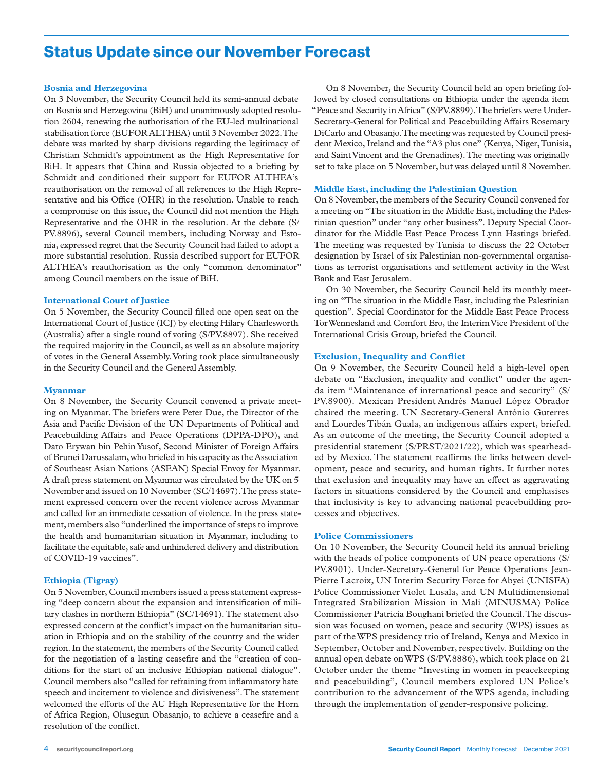# Status Update since our November Forecast

### Bosnia and Herzegovina

On 3 November, the Security Council held its semi-annual debate on Bosnia and Herzegovina (BiH) and unanimously adopted resolution 2604, renewing the authorisation of the EU-led multinational stabilisation force (EUFOR ALTHEA) until 3 November 2022. The debate was marked by sharp divisions regarding the legitimacy of Christian Schmidt's appointment as the High Representative for BiH. It appears that China and Russia objected to a briefing by Schmidt and conditioned their support for EUFOR ALTHEA's reauthorisation on the removal of all references to the High Representative and his Office (OHR) in the resolution. Unable to reach a compromise on this issue, the Council did not mention the High Representative and the OHR in the resolution. At the debate (S/PV.8896), several Council members, including Norway and Estonia, expressed regret that the Security Council had failed to adopt a more substantial resolution. Russia described support for EUFOR ALTHEA's reauthorisation as the only "common denominator" among Council members on the issue of BiH.

### International Court of Justice

On 5 November, the Security Council filled one open seat on the International Court of Justice (ICJ) by electing Hilary Charlesworth (Australia) after a single round of voting (S/PV.8897). She received the required majority in the Council, as well as an absolute majority of votes in the General Assembly. Voting took place simultaneously in the Security Council and the General Assembly.

### Myanmar

On 8 November, the Security Council convened a private meeting on Myanmar. The briefers were Peter Due, the Director of the Asia and Pacific Division of the UN Departments of Political and Peacebuilding Affairs and Peace Operations (DPPA-DPO), and Dato Erywan bin Pehin Yusof, Second Minister of Foreign Affairs of Brunei Darussalam, who briefed in his capacity as the Association of Southeast Asian Nations (ASEAN) Special Envoy for Myanmar. A draft press statement on Myanmar was circulated by the UK on 5 November and issued on 10 November (SC/14697). The press statement expressed concern over the recent violence across Myanmar and called for an immediate cessation of violence. In the press statement, members also "underlined the importance of steps to improve the health and humanitarian situation in Myanmar, including to facilitate the equitable, safe and unhindered delivery and distribution of COVID-19 vaccines".

### Ethiopia (Tigray)

On 5 November, Council members issued a press statement expressing "deep concern about the expansion and intensification of military clashes in northern Ethiopia" (SC/14691). The statement also expressed concern at the conflict's impact on the humanitarian situation in Ethiopia and on the stability of the country and the wider region. In the statement, the members of the Security Council called for the negotiation of a lasting ceasefire and the "creation of conditions for the start of an inclusive Ethiopian national dialogue". Council members also "called for refraining from inflammatory hate speech and incitement to violence and divisiveness". The statement welcomed the efforts of the AU High Representative for the Horn of Africa Region, Olusegun Obasanjo, to achieve a ceasefire and a resolution of the conflict.

On 8 November, the Security Council held an open briefing followed by closed consultations on Ethiopia under the agenda item "Peace and Security in Africa" (S/PV.8899). The briefers were Under-Secretary-General for Political and Peacebuilding Affairs Rosemary DiCarlo and Obasanjo. The meeting was requested by Council president Mexico, Ireland and the "A3 plus one" (Kenya, Niger, Tunisia, and Saint Vincent and the Grenadines). The meeting was originally set to take place on 5 November, but was delayed until 8 November.

### Middle East, including the Palestinian Question

On 8 November, the members of the Security Council convened for a meeting on "The situation in the Middle East, including the Palestinian question" under "any other business". Deputy Special Coordinator for the Middle East Peace Process Lynn Hastings briefed. The meeting was requested by Tunisia to discuss the 22 October designation by Israel of six Palestinian non-governmental organisations as terrorist organisations and settlement activity in the West Bank and East Jerusalem.

On 30 November, the Security Council held its monthly meeting on "The situation in the Middle East, including the Palestinian question". Special Coordinator for the Middle East Peace Process Tor Wennesland and Comfort Ero, the Interim Vice President of the International Crisis Group, briefed the Council.

### Exclusion, Inequality and Conflict

On 9 November, the Security Council held a high-level open debate on "Exclusion, inequality and conflict" under the agenda item "Maintenance of international peace and security" (S/PV.8900). Mexican President Andrés Manuel López Obrador chaired the meeting. UN Secretary-General António Guterres and Lourdes Tibán Guala, an indigenous affairs expert, briefed. As an outcome of the meeting, the Security Council adopted a presidential statement (S/PRST/2021/22), which was spearheaded by Mexico. The statement reaffirms the links between development, peace and security, and human rights. It further notes that exclusion and inequality may have an effect as aggravating factors in situations considered by the Council and emphasises that inclusivity is key to advancing national peacebuilding processes and objectives.

### Police Commissioners

On 10 November, the Security Council held its annual briefing with the heads of police components of UN peace operations (S/PV.8901). Under-Secretary-General for Peace Operations Jean-Pierre Lacroix, UN Interim Security Force for Abyei (UNISFA) Police Commissioner Violet Lusala, and UN Multidimensional Integrated Stabilization Mission in Mali (MINUSMA) Police Commissioner Patricia Boughani briefed the Council. The discussion was focused on women, peace and security (WPS) issues as part of the WPS presidency trio of Ireland, Kenya and Mexico in September, October and November, respectively. Building on the annual open debate on WPS (S/PV.8886), which took place on 21 October under the theme "Investing in women in peacekeeping and peacebuilding", Council members explored UN Police's contribution to the advancement of the WPS agenda, including through the implementation of gender-responsive policing.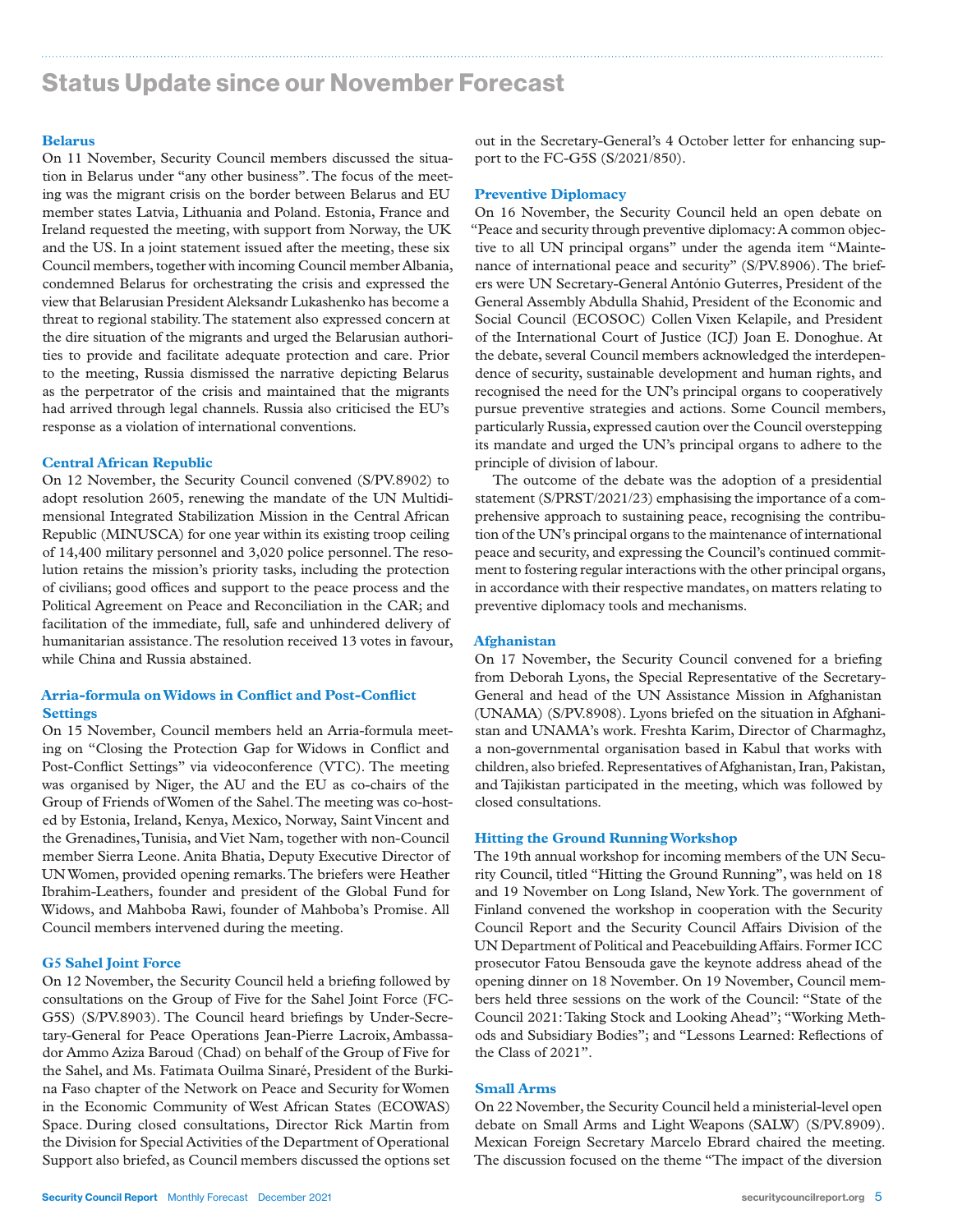## Status Update since our November Forecast

### Belarus

On 11 November, Security Council members discussed the situation in Belarus under "any other business". The focus of the meeting was the migrant crisis on the border between Belarus and EU member states Latvia, Lithuania and Poland. Estonia, France and Ireland requested the meeting, with support from Norway, the UK and the US. In a joint statement issued after the meeting, these six Council members, together with incoming Council member Albania, condemned Belarus for orchestrating the crisis and expressed the view that Belarusian President Aleksandr Lukashenko has become a threat to regional stability. The statement also expressed concern at the dire situation of the migrants and urged the Belarusian authorities to provide and facilitate adequate protection and care. Prior to the meeting, Russia dismissed the narrative depicting Belarus as the perpetrator of the crisis and maintained that the migrants had arrived through legal channels. Russia also criticised the EU's response as a violation of international conventions.

### Central African Republic

On 12 November, the Security Council convened (S/PV.8902) to adopt resolution 2605, renewing the mandate of the UN Multidimensional Integrated Stabilization Mission in the Central African Republic (MINUSCA) for one year within its existing troop ceiling of 14,400 military personnel and 3,020 police personnel. The resolution retains the mission's priority tasks, including the protection of civilians; good offices and support to the peace process and the Political Agreement on Peace and Reconciliation in the CAR; and facilitation of the immediate, full, safe and unhindered delivery of humanitarian assistance. The resolution received 13 votes in favour, while China and Russia abstained.

### Arria-formula on Widows in Conflict and Post-Conflict Settings

On 15 November, Council members held an Arria-formula meeting on "Closing the Protection Gap for Widows in Conflict and Post-Conflict Settings" via videoconference (VTC). The meeting was organised by Niger, the AU and the EU as co-chairs of the Group of Friends of Women of the Sahel. The meeting was co-hosted by Estonia, Ireland, Kenya, Mexico, Norway, Saint Vincent and the Grenadines, Tunisia, and Viet Nam, together with non-Council member Sierra Leone. Anita Bhatia, Deputy Executive Director of UN Women, provided opening remarks. The briefers were Heather Ibrahim-Leathers, founder and president of the Global Fund for Widows, and Mahboba Rawi, founder of Mahboba's Promise. All Council members intervened during the meeting.

### G5 Sahel Joint Force

On 12 November, the Security Council held a briefing followed by consultations on the Group of Five for the Sahel Joint Force (FC-G5S) (S/PV.8903). The Council heard briefings by Under-Secretary-General for Peace Operations Jean-Pierre Lacroix, Ambassador Ammo Aziza Baroud (Chad) on behalf of the Group of Five for the Sahel, and Ms. Fatimata Ouilma Sinaré, President of the Burkina Faso chapter of the Network on Peace and Security for Women in the Economic Community of West African States (ECOWAS) Space. During closed consultations, Director Rick Martin from the Division for Special Activities of the Department of Operational Support also briefed, as Council members discussed the options set out in the Secretary-General's 4 October letter for enhancing support to the FC-G5S (S/2021/850).

### Preventive Diplomacy

On 16 November, the Security Council held an open debate on "Peace and security through preventive diplomacy: A common objective to all UN principal organs" under the agenda item "Maintenance of international peace and security" (S/PV.8906). The briefers were UN Secretary-General António Guterres, President of the General Assembly Abdulla Shahid, President of the Economic and Social Council (ECOSOC) Collen Vixen Kelapile, and President of the International Court of Justice (ICJ) Joan E. Donoghue. At the debate, several Council members acknowledged the interdependence of security, sustainable development and human rights, and recognised the need for the UN's principal organs to cooperatively pursue preventive strategies and actions. Some Council members, particularly Russia, expressed caution over the Council overstepping its mandate and urged the UN's principal organs to adhere to the principle of division of labour.

The outcome of the debate was the adoption of a presidential statement (S/PRST/2021/23) emphasising the importance of a comprehensive approach to sustaining peace, recognising the contribution of the UN's principal organs to the maintenance of international peace and security, and expressing the Council's continued commitment to fostering regular interactions with the other principal organs, in accordance with their respective mandates, on matters relating to preventive diplomacy tools and mechanisms.

### Afghanistan

On 17 November, the Security Council convened for a briefing from Deborah Lyons, the Special Representative of the Secretary-General and head of the UN Assistance Mission in Afghanistan (UNAMA) (S/PV.8908). Lyons briefed on the situation in Afghanistan and UNAMA's work. Freshta Karim, Director of Charmaghz, a non-governmental organisation based in Kabul that works with children, also briefed. Representatives of Afghanistan, Iran, Pakistan, and Tajikistan participated in the meeting, which was followed by closed consultations.

### Hitting the Ground Running Workshop

The 19th annual workshop for incoming members of the UN Security Council, titled "Hitting the Ground Running", was held on 18 and 19 November on Long Island, New York. The government of Finland convened the workshop in cooperation with the Security Council Report and the Security Council Affairs Division of the UN Department of Political and Peacebuilding Affairs. Former ICC prosecutor Fatou Bensouda gave the keynote address ahead of the opening dinner on 18 November. On 19 November, Council members held three sessions on the work of the Council: "State of the Council 2021: Taking Stock and Looking Ahead"; "Working Methods and Subsidiary Bodies"; and "Lessons Learned: Reflections of the Class of 2021".

### Small Arms

On 22 November, the Security Council held a ministerial-level open debate on Small Arms and Light Weapons (SALW) (S/PV.8909). Mexican Foreign Secretary Marcelo Ebrard chaired the meeting. The discussion focused on the theme "The impact of the diversion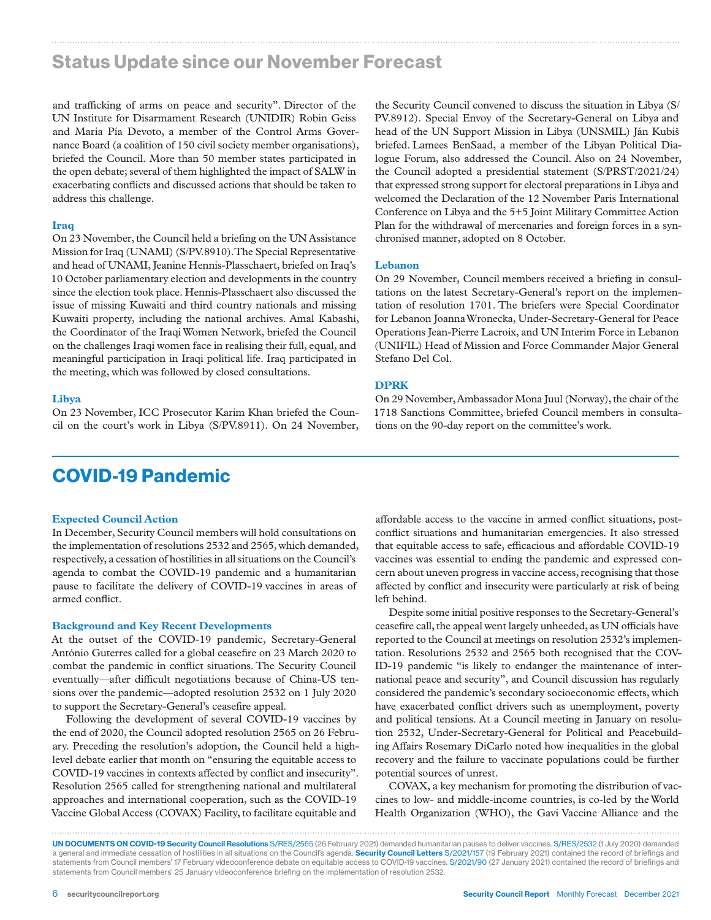## Status Update since our November Forecast

and trafficking of arms on peace and security". Director of the UN Institute for Disarmament Research (UNIDIR) Robin Geiss and María Pía Devoto, a member of the Control Arms Governance Board (a coalition of 150 civil society member organisations), briefed the Council. More than 50 member states participated in the open debate; several of them highlighted the impact of SALW in exacerbating conflicts and discussed actions that should be taken to address this challenge.

### Iraq

On 23 November, the Council held a briefing on the UN Assistance Mission for Iraq (UNAMI) (S/PV.8910). The Special Representative and head of UNAMI, Jeanine Hennis-Plasschaert, briefed on Iraq's 10 October parliamentary election and developments in the country since the election took place. Hennis-Plasschaert also discussed the issue of missing Kuwaiti and third country nationals and missing Kuwaiti property, including the national archives. Amal Kabashi, the Coordinator of the Iraqi Women Network, briefed the Council on the challenges Iraqi women face in realising their full, equal, and meaningful participation in Iraqi political life. Iraq participated in the meeting, which was followed by closed consultations.

### Libya

On 23 November, ICC Prosecutor Karim Khan briefed the Council on the court's work in Libya (S/PV.8911). On 24 November, the Security Council convened to discuss the situation in Libya (S/PV.8912). Special Envoy of the Secretary-General on Libya and head of the UN Support Mission in Libya (UNSMIL) Ján Kubiš briefed. Lamees BenSaad, a member of the Libyan Political Dialogue Forum, also addressed the Council. Also on 24 November, the Council adopted a presidential statement (S/PRST/2021/24) that expressed strong support for electoral preparations in Libya and welcomed the Declaration of the 12 November Paris International Conference on Libya and the 5+5 Joint Military Committee Action Plan for the withdrawal of mercenaries and foreign forces in a synchronised manner, adopted on 8 October.

### Lebanon

On 29 November, Council members received a briefing in consultations on the latest Secretary-General's report on the implementation of resolution 1701. The briefers were Special Coordinator for Lebanon Joanna Wronecka, Under-Secretary-General for Peace Operations Jean-Pierre Lacroix, and UN Interim Force in Lebanon (UNIFIL) Head of Mission and Force Commander Major General Stefano Del Col.

### DPRK

On 29 November, Ambassador Mona Juul (Norway), the chair of the 1718 Sanctions Committee, briefed Council members in consultations on the 90-day report on the committee's work.

## COVID-19 Pandemic

### Expected Council Action

In December, Security Council members will hold consultations on the implementation of resolutions 2532 and 2565, which demanded, respectively, a cessation of hostilities in all situations on the Council's agenda to combat the COVID-19 pandemic and a humanitarian pause to facilitate the delivery of COVID-19 vaccines in areas of armed conflict.

### Background and Key Recent Developments

At the outset of the COVID-19 pandemic, Secretary-General António Guterres called for a global ceasefire on 23 March 2020 to combat the pandemic in conflict situations. The Security Council eventually—after difficult negotiations because of China-US tensions over the pandemic—adopted resolution 2532 on 1 July 2020 to support the Secretary-General's ceasefire appeal.

Following the development of several COVID-19 vaccines by the end of 2020, the Council adopted resolution 2565 on 26 February. Preceding the resolution's adoption, the Council held a high-level debate earlier that month on "ensuring the equitable access to COVID-19 vaccines in contexts affected by conflict and insecurity". Resolution 2565 called for strengthening national and multilateral approaches and international cooperation, such as the COVID-19 Vaccine Global Access (COVAX) Facility, to facilitate equitable and affordable access to the vaccine in armed conflict situations, post-conflict situations and humanitarian emergencies. It also stressed that equitable access to safe, efficacious and affordable COVID-19 vaccines was essential to ending the pandemic and expressed concern about uneven progress in vaccine access, recognising that those affected by conflict and insecurity were particularly at risk of being left behind.

Despite some initial positive responses to the Secretary-General's ceasefire call, the appeal went largely unheeded, as UN officials have reported to the Council at meetings on resolution 2532's implementation. Resolutions 2532 and 2565 both recognised that the COVID-19 pandemic "is likely to endanger the maintenance of international peace and security", and Council discussion has regularly considered the pandemic's secondary socioeconomic effects, which have exacerbated conflict drivers such as unemployment, poverty and political tensions. At a Council meeting in January on resolution 2532, Under-Secretary-General for Political and Peacebuilding Affairs Rosemary DiCarlo noted how inequalities in the global recovery and the failure to vaccinate populations could be further potential sources of unrest.

COVAX, a key mechanism for promoting the distribution of vaccines to low- and middle-income countries, is co-led by the World Health Organization (WHO), the Gavi Vaccine Alliance and the

**UN DOCUMENTS ON COVID-19 Security Council Resolutions** S/RES/2565 (26 February 2021) demanded humanitarian pauses to deliver vaccines. S/RES/2532 (1 July 2020) demanded a general and immediate cessation of hostilities in all situations on the Council's agenda. **Security Council Letters** S/2021/157 (19 February 2021) contained the record of briefings and statements from Council members' 17 February videoconference debate on equitable access to COVID-19 vaccines. S/2021/90 (27 January 2021) contained the record of briefings and statements from Council members' 25 January videoconference briefing on the implementation of resolution 2532.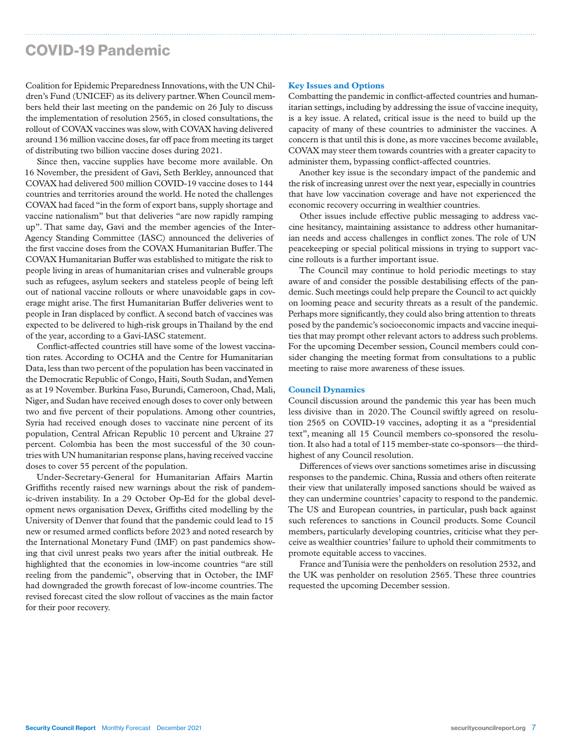## COVID-19 Pandemic

Coalition for Epidemic Preparedness Innovations, with the UN Children's Fund (UNICEF) as its delivery partner. When Council members held their last meeting on the pandemic on 26 July to discuss the implementation of resolution 2565, in closed consultations, the rollout of COVAX vaccines was slow, with COVAX having delivered around 136 million vaccine doses, far off pace from meeting its target of distributing two billion vaccine doses during 2021.

Since then, vaccine supplies have become more available. On 16 November, the president of Gavi, Seth Berkley, announced that COVAX had delivered 500 million COVID-19 vaccine doses to 144 countries and territories around the world. He noted the challenges COVAX had faced "in the form of export bans, supply shortage and vaccine nationalism" but that deliveries "are now rapidly ramping up". That same day, Gavi and the member agencies of the Inter-Agency Standing Committee (IASC) announced the deliveries of the first vaccine doses from the COVAX Humanitarian Buffer. The COVAX Humanitarian Buffer was established to mitigate the risk to people living in areas of humanitarian crises and vulnerable groups such as refugees, asylum seekers and stateless people of being left out of national vaccine rollouts or where unavoidable gaps in coverage might arise. The first Humanitarian Buffer deliveries went to people in Iran displaced by conflict. A second batch of vaccines was expected to be delivered to high-risk groups in Thailand by the end of the year, according to a Gavi-IASC statement.

Conflict-affected countries still have some of the lowest vaccination rates. According to OCHA and the Centre for Humanitarian Data, less than two percent of the population has been vaccinated in the Democratic Republic of Congo, Haiti, South Sudan, and Yemen as at 19 November. Burkina Faso, Burundi, Cameroon, Chad, Mali, Niger, and Sudan have received enough doses to cover only between two and five percent of their populations. Among other countries, Syria had received enough doses to vaccinate nine percent of its population, Central African Republic 10 percent and Ukraine 27 percent. Colombia has been the most successful of the 30 countries with UN humanitarian response plans, having received vaccine doses to cover 55 percent of the population.

Under-Secretary-General for Humanitarian Affairs Martin Griffiths recently raised new warnings about the risk of pandemic-driven instability. In a 29 October Op-Ed for the global development news organisation Devex, Griffiths cited modelling by the University of Denver that found that the pandemic could lead to 15 new or resumed armed conflicts before 2023 and noted research by the International Monetary Fund (IMF) on past pandemics showing that civil unrest peaks two years after the initial outbreak. He highlighted that the economies in low-income countries "are still reeling from the pandemic", observing that in October, the IMF had downgraded the growth forecast of low-income countries. The revised forecast cited the slow rollout of vaccines as the main factor for their poor recovery.

### Key Issues and Options

Combatting the pandemic in conflict-affected countries and humanitarian settings, including by addressing the issue of vaccine inequity, is a key issue. A related, critical issue is the need to build up the capacity of many of these countries to administer the vaccines. A concern is that until this is done, as more vaccines become available, COVAX may steer them towards countries with a greater capacity to administer them, bypassing conflict-affected countries.

Another key issue is the secondary impact of the pandemic and the risk of increasing unrest over the next year, especially in countries that have low vaccination coverage and have not experienced the economic recovery occurring in wealthier countries.

Other issues include effective public messaging to address vaccine hesitancy, maintaining assistance to address other humanitarian needs and access challenges in conflict zones. The role of UN peacekeeping or special political missions in trying to support vaccine rollouts is a further important issue.

The Council may continue to hold periodic meetings to stay aware of and consider the possible destabilising effects of the pandemic. Such meetings could help prepare the Council to act quickly on looming peace and security threats as a result of the pandemic. Perhaps more significantly, they could also bring attention to threats posed by the pandemic's socioeconomic impacts and vaccine inequities that may prompt other relevant actors to address such problems. For the upcoming December session, Council members could consider changing the meeting format from consultations to a public meeting to raise more awareness of these issues.

### Council Dynamics

Council discussion around the pandemic this year has been much less divisive than in 2020. The Council swiftly agreed on resolution 2565 on COVID-19 vaccines, adopting it as a "presidential text", meaning all 15 Council members co-sponsored the resolution. It also had a total of 115 member-state co-sponsors—the third-highest of any Council resolution.

Differences of views over sanctions sometimes arise in discussing responses to the pandemic. China, Russia and others often reiterate their view that unilaterally imposed sanctions should be waived as they can undermine countries' capacity to respond to the pandemic. The US and European countries, in particular, push back against such references to sanctions in Council products. Some Council members, particularly developing countries, criticise what they perceive as wealthier countries' failure to uphold their commitments to promote equitable access to vaccines.

France and Tunisia were the penholders on resolution 2532, and the UK was penholder on resolution 2565. These three countries requested the upcoming December session.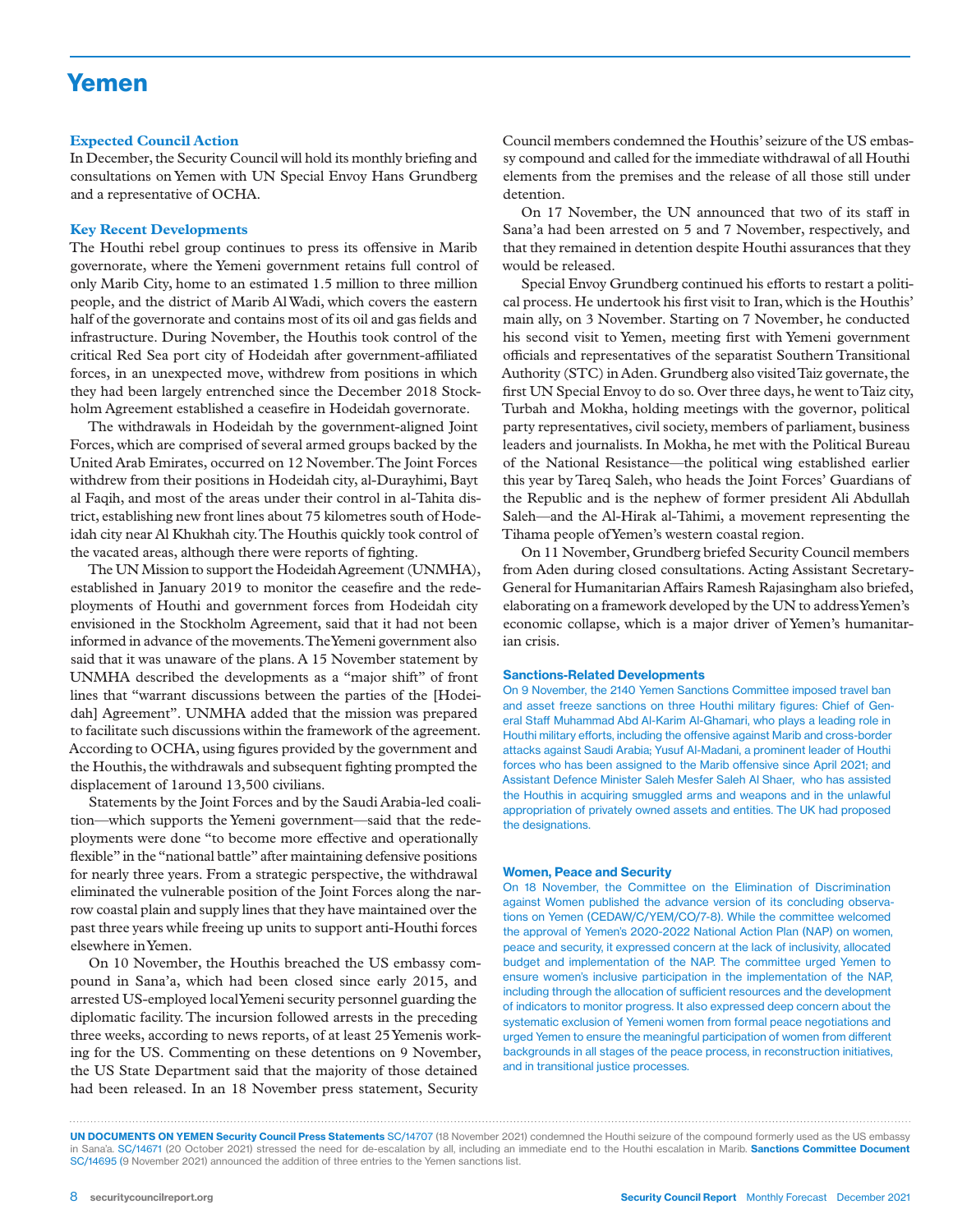# Yemen

### Expected Council Action

In December, the Security Council will hold its monthly briefing and consultations on Yemen with UN Special Envoy Hans Grundberg and a representative of OCHA.

### Key Recent Developments

The Houthi rebel group continues to press its offensive in Marib governorate, where the Yemeni government retains full control of only Marib City, home to an estimated 1.5 million to three million people, and the district of Marib Al Wadi, which covers the eastern half of the governorate and contains most of its oil and gas fields and infrastructure. During November, the Houthis took control of the critical Red Sea port city of Hodeidah after government-affiliated forces, in an unexpected move, withdrew from positions in which they had been largely entrenched since the December 2018 Stockholm Agreement established a ceasefire in Hodeidah governorate.

The withdrawals in Hodeidah by the government-aligned Joint Forces, which are comprised of several armed groups backed by the United Arab Emirates, occurred on 12 November. The Joint Forces withdrew from their positions in Hodeidah city, al-Durayhimi, Bayt al Faqih, and most of the areas under their control in al-Tahita district, establishing new front lines about 75 kilometres south of Hodeidah city near Al Khukhah city. The Houthis quickly took control of the vacated areas, although there were reports of fighting.

The UN Mission to support the Hodeidah Agreement (UNMHA), established in January 2019 to monitor the ceasefire and the redeployments of Houthi and government forces from Hodeidah city envisioned in the Stockholm Agreement, said that it had not been informed in advance of the movements. The Yemeni government also said that it was unaware of the plans. A 15 November statement by UNMHA described the developments as a "major shift" of front lines that "warrant discussions between the parties of the [Hodeidah] Agreement". UNMHA added that the mission was prepared to facilitate such discussions within the framework of the agreement. According to OCHA, using figures provided by the government and the Houthis, the withdrawals and subsequent fighting prompted the displacement of 1around 13,500 civilians.

Statements by the Joint Forces and by the Saudi Arabia-led coalition—which supports the Yemeni government—said that the redeployments were done "to become more effective and operationally flexible" in the "national battle" after maintaining defensive positions for nearly three years. From a strategic perspective, the withdrawal eliminated the vulnerable position of the Joint Forces along the narrow coastal plain and supply lines that they have maintained over the past three years while freeing up units to support anti-Houthi forces elsewhere in Yemen.

On 10 November, the Houthis breached the US embassy compound in Sana'a, which had been closed since early 2015, and arrested US-employed local Yemeni security personnel guarding the diplomatic facility. The incursion followed arrests in the preceding three weeks, according to news reports, of at least 25 Yemenis working for the US. Commenting on these detentions on 9 November, the US State Department said that the majority of those detained had been released. In an 18 November press statement, Security Council members condemned the Houthis' seizure of the US embassy compound and called for the immediate withdrawal of all Houthi elements from the premises and the release of all those still under detention.

On 17 November, the UN announced that two of its staff in Sana'a had been arrested on 5 and 7 November, respectively, and that they remained in detention despite Houthi assurances that they would be released.

Special Envoy Grundberg continued his efforts to restart a political process. He undertook his first visit to Iran, which is the Houthis' main ally, on 3 November. Starting on 7 November, he conducted his second visit to Yemen, meeting first with Yemeni government officials and representatives of the separatist Southern Transitional Authority (STC) in Aden. Grundberg also visited Taiz governate, the first UN Special Envoy to do so. Over three days, he went to Taiz city, Turbah and Mokha, holding meetings with the governor, political party representatives, civil society, members of parliament, business leaders and journalists. In Mokha, he met with the Political Bureau of the National Resistance—the political wing established earlier this year by Tareq Saleh, who heads the Joint Forces' Guardians of the Republic and is the nephew of former president Ali Abdullah Saleh—and the Al-Hirak al-Tahimi, a movement representing the Tihama people of Yemen's western coastal region.

On 11 November, Grundberg briefed Security Council members from Aden during closed consultations. Acting Assistant Secretary-General for Humanitarian Affairs Ramesh Rajasingham also briefed, elaborating on a framework developed by the UN to address Yemen's economic collapse, which is a major driver of Yemen's humanitarian crisis.

### Sanctions-Related Developments

On 9 November, the 2140 Yemen Sanctions Committee imposed travel ban and asset freeze sanctions on three Houthi military figures: Chief of General Staff Muhammad Abd Al-Karim Al-Ghamari, who plays a leading role in Houthi military efforts, including the offensive against Marib and cross-border attacks against Saudi Arabia; Yusuf Al-Madani, a prominent leader of Houthi forces who has been assigned to the Marib offensive since April 2021; and Assistant Defence Minister Saleh Mesfer Saleh Al Shaer, who has assisted the Houthis in acquiring smuggled arms and weapons and in the unlawful appropriation of privately owned assets and entities. The UK had proposed the designations.

### Women, Peace and Security

On 18 November, the Committee on the Elimination of Discrimination against Women published the advance version of its concluding observations on Yemen (CEDAW/C/YEM/CO/7-8). While the committee welcomed the approval of Yemen's 2020-2022 National Action Plan (NAP) on women, peace and security, it expressed concern at the lack of inclusivity, allocated budget and implementation of the NAP. The committee urged Yemen to ensure women's inclusive participation in the implementation of the NAP, including through the allocation of sufficient resources and the development of indicators to monitor progress. It also expressed deep concern about the systematic exclusion of Yemeni women from formal peace negotiations and urged Yemen to ensure the meaningful participation of women from different backgrounds in all stages of the peace process, in reconstruction initiatives, and in transitional justice processes.

**UN DOCUMENTS ON YEMEN Security Council Press Statements** SC/14707 (18 November 2021) condemned the Houthi seizure of the compound formerly used as the US embassy in Sana'a. SC/14671 (20 October 2021) stressed the need for de-escalation by all, including an immediate end to the Houthi escalation in Marib. **Sanctions Committee Document** SC/14695 (9 November 2021) announced the addition of three entries to the Yemen sanctions list.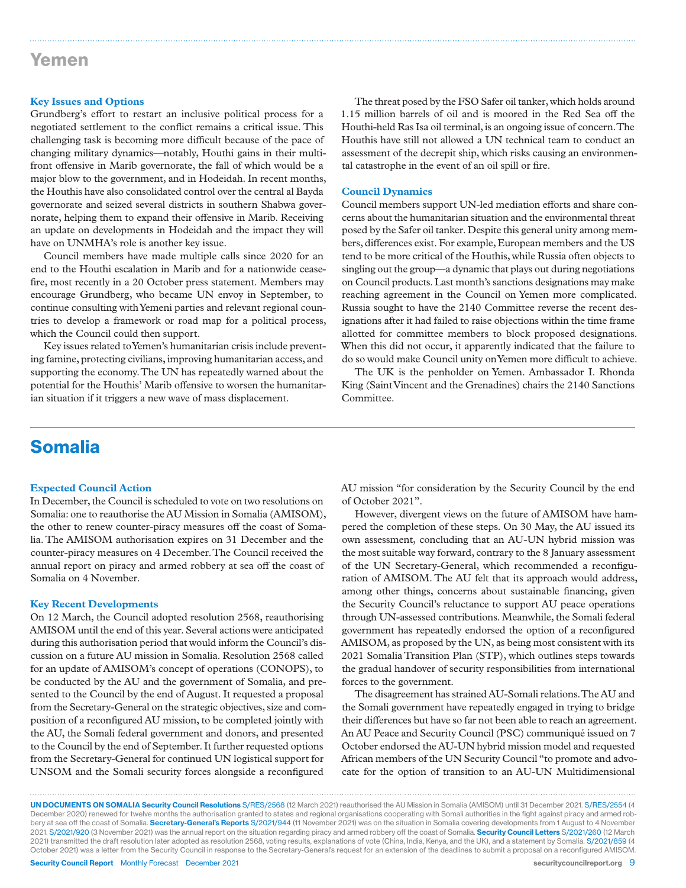## Yemen

### Key Issues and Options

Grundberg's effort to restart an inclusive political process for a negotiated settlement to the conflict remains a critical issue. This challenging task is becoming more difficult because of the pace of changing military dynamics—notably, Houthi gains in their multi-front offensive in Marib governorate, the fall of which would be a major blow to the government, and in Hodeidah. In recent months, the Houthis have also consolidated control over the central al Bayda governorate and seized several districts in southern Shabwa governorate, helping them to expand their offensive in Marib. Receiving an update on developments in Hodeidah and the impact they will have on UNMHA's role is another key issue.

Council members have made multiple calls since 2020 for an end to the Houthi escalation in Marib and for a nationwide ceasefire, most recently in a 20 October press statement. Members may encourage Grundberg, who became UN envoy in September, to continue consulting with Yemeni parties and relevant regional countries to develop a framework or road map for a political process, which the Council could then support.

Key issues related to Yemen's humanitarian crisis include preventing famine, protecting civilians, improving humanitarian access, and supporting the economy. The UN has repeatedly warned about the potential for the Houthis' Marib offensive to worsen the humanitarian situation if it triggers a new wave of mass displacement.

The threat posed by the FSO Safer oil tanker, which holds around 1.15 million barrels of oil and is moored in the Red Sea off the Houthi-held Ras Isa oil terminal, is an ongoing issue of concern. The Houthis have still not allowed a UN technical team to conduct an assessment of the decrepit ship, which risks causing an environmental catastrophe in the event of an oil spill or fire.

### Council Dynamics

Council members support UN-led mediation efforts and share concerns about the humanitarian situation and the environmental threat posed by the Safer oil tanker. Despite this general unity among members, differences exist. For example, European members and the US tend to be more critical of the Houthis, while Russia often objects to singling out the group—a dynamic that plays out during negotiations on Council products. Last month's sanctions designations may make reaching agreement in the Council on Yemen more complicated. Russia sought to have the 2140 Committee reverse the recent designations after it had failed to raise objections within the time frame allotted for committee members to block proposed designations. When this did not occur, it apparently indicated that the failure to do so would make Council unity on Yemen more difficult to achieve.

The UK is the penholder on Yemen. Ambassador I. Rhonda King (Saint Vincent and the Grenadines) chairs the 2140 Sanctions Committee.

## Somalia

### Expected Council Action

In December, the Council is scheduled to vote on two resolutions on Somalia: one to reauthorise the AU Mission in Somalia (AMISOM), the other to renew counter-piracy measures off the coast of Somalia. The AMISOM authorisation expires on 31 December and the counter-piracy measures on 4 December. The Council received the annual report on piracy and armed robbery at sea off the coast of Somalia on 4 November.

### Key Recent Developments

On 12 March, the Council adopted resolution 2568, reauthorising AMISOM until the end of this year. Several actions were anticipated during this authorisation period that would inform the Council's discussion on a future AU mission in Somalia. Resolution 2568 called for an update of AMISOM's concept of operations (CONOPS), to be conducted by the AU and the government of Somalia, and presented to the Council by the end of August. It requested a proposal from the Secretary-General on the strategic objectives, size and composition of a reconfigured AU mission, to be completed jointly with the AU, the Somali federal government and donors, and presented to the Council by the end of September. It further requested options from the Secretary-General for continued UN logistical support for UNSOM and the Somali security forces alongside a reconfigured AU mission "for consideration by the Security Council by the end of October 2021".

However, divergent views on the future of AMISOM have hampered the completion of these steps. On 30 May, the AU issued its own assessment, concluding that an AU-UN hybrid mission was the most suitable way forward, contrary to the 8 January assessment of the UN Secretary-General, which recommended a reconfiguration of AMISOM. The AU felt that its approach would address, among other things, concerns about sustainable financing, given the Security Council's reluctance to support AU peace operations through UN-assessed contributions. Meanwhile, the Somali federal government has repeatedly endorsed the option of a reconfigured AMISOM, as proposed by the UN, as being most consistent with its 2021 Somalia Transition Plan (STP), which outlines steps towards the gradual handover of security responsibilities from international forces to the government.

The disagreement has strained AU-Somali relations. The AU and the Somali government have repeatedly engaged in trying to bridge their differences but have so far not been able to reach an agreement. An AU Peace and Security Council (PSC) communiqué issued on 7 October endorsed the AU-UN hybrid mission model and requested African members of the UN Security Council "to promote and advocate for the option of transition to an AU-UN Multidimensional

**UN DOCUMENTS ON SOMALIA Security Council Resolutions** S/RES/2568 (12 March 2021) reauthorised the AU Mission in Somalia (AMISOM) until 31 December 2021. S/RES/2554 (4 December 2020) renewed for twelve months the authorisation granted to states and regional organisations cooperating with Somali authorities in the fight against piracy and armed robbery at sea off the coast of Somalia. **Secretary-General's Reports** S/2021/944 (11 November 2021) was on the situation in Somalia covering developments from 1 August to 4 November 2021. S/2021/920 (3 November 2021) was the annual report on the situation regarding piracy and armed robbery off the coast of Somalia. **Security Council Letters** S/2021/260 (12 March 2021) transmitted the draft resolution later adopted as resolution 2568, voting results, explanations of vote (China, India, Kenya, and the UK), and a statement by Somalia. S/2021/859 (4 October 2021) was a letter from the Security Council in response to the Secretary-General's request for an extension of the deadlines to submit a proposal on a reconfigured AMISOM.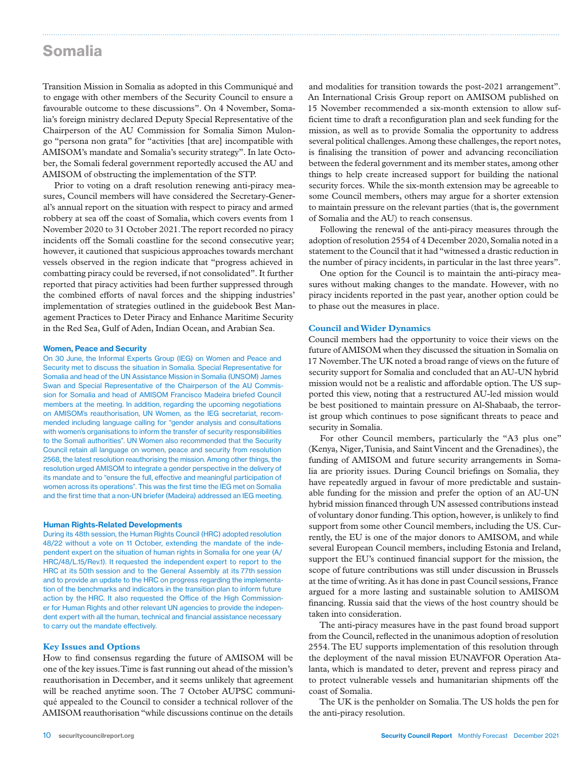## Somalia

Transition Mission in Somalia as adopted in this Communiqué and to engage with other members of the Security Council to ensure a favourable outcome to these discussions". On 4 November, Somalia's foreign ministry declared Deputy Special Representative of the Chairperson of the AU Commission for Somalia Simon Mulongo "persona non grata" for "activities [that are] incompatible with AMISOM's mandate and Somalia's security strategy". In late October, the Somali federal government reportedly accused the AU and AMISOM of obstructing the implementation of the STP.

Prior to voting on a draft resolution renewing anti-piracy measures, Council members will have considered the Secretary-General's annual report on the situation with respect to piracy and armed robbery at sea off the coast of Somalia, which covers events from 1 November 2020 to 31 October 2021. The report recorded no piracy incidents off the Somali coastline for the second consecutive year; however, it cautioned that suspicious approaches towards merchant vessels observed in the region indicate that "progress achieved in combatting piracy could be reversed, if not consolidated". It further reported that piracy activities had been further suppressed through the combined efforts of naval forces and the shipping industries' implementation of strategies outlined in the guidebook Best Management Practices to Deter Piracy and Enhance Maritime Security in the Red Sea, Gulf of Aden, Indian Ocean, and Arabian Sea.

#### Women, Peace and Security

On 30 June, the Informal Experts Group (IEG) on Women and Peace and Security met to discuss the situation in Somalia. Special Representative for Somalia and head of the UN Assistance Mission in Somalia (UNSOM) James Swan and Special Representative of the Chairperson of the AU Commission for Somalia and head of AMISOM Francisco Madeira briefed Council members at the meeting. In addition, regarding the upcoming negotiations on AMISOM's reauthorisation, UN Women, as the IEG secretariat, recommended including language calling for "gender analysis and consultations with women's organisations to inform the transfer of security responsibilities to the Somali authorities". UN Women also recommended that the Security Council retain all language on women, peace and security from resolution 2568, the latest resolution reauthorising the mission. Among other things, the resolution urged AMISOM to integrate a gender perspective in the delivery of its mandate and to "ensure the full, effective and meaningful participation of women across its operations". This was the first time the IEG met on Somalia and the first time that a non-UN briefer (Madeira) addressed an IEG meeting.

#### Human Rights-Related Developments

During its 48th session, the Human Rights Council (HRC) adopted resolution 48/22 without a vote on 11 October, extending the mandate of the independent expert on the situation of human rights in Somalia for one year (A/HRC/48/L.15/Rev.1). It requested the independent expert to report to the HRC at its 50th session and to the General Assembly at its 77th session and to provide an update to the HRC on progress regarding the implementation of the benchmarks and indicators in the transition plan to inform future action by the HRC. It also requested the Office of the High Commissioner for Human Rights and other relevant UN agencies to provide the independent expert with all the human, technical and financial assistance necessary to carry out the mandate effectively.

### Key Issues and Options

How to find consensus regarding the future of AMISOM will be one of the key issues. Time is fast running out ahead of the mission's reauthorisation in December, and it seems unlikely that agreement will be reached anytime soon. The 7 October AUPSC communiqué appealed to the Council to consider a technical rollover of the AMISOM reauthorisation "while discussions continue on the details and modalities for transition towards the post-2021 arrangement". An International Crisis Group report on AMISOM published on 15 November recommended a six-month extension to allow sufficient time to draft a reconfiguration plan and seek funding for the mission, as well as to provide Somalia the opportunity to address several political challenges. Among these challenges, the report notes, is finalising the transition of power and advancing reconciliation between the federal government and its member states, among other things to help create increased support for building the national security forces. While the six-month extension may be agreeable to some Council members, others may argue for a shorter extension to maintain pressure on the relevant parties (that is, the government of Somalia and the AU) to reach consensus.

Following the renewal of the anti-piracy measures through the adoption of resolution 2554 of 4 December 2020, Somalia noted in a statement to the Council that it had "witnessed a drastic reduction in the number of piracy incidents, in particular in the last three years".

One option for the Council is to maintain the anti-piracy measures without making changes to the mandate. However, with no piracy incidents reported in the past year, another option could be to phase out the measures in place.

### Council and Wider Dynamics

Council members had the opportunity to voice their views on the future of AMISOM when they discussed the situation in Somalia on 17 November. The UK noted a broad range of views on the future of security support for Somalia and concluded that an AU-UN hybrid mission would not be a realistic and affordable option. The US supported this view, noting that a restructured AU-led mission would be best positioned to maintain pressure on Al-Shabaab, the terrorist group which continues to pose significant threats to peace and security in Somalia.

For other Council members, particularly the "A3 plus one" (Kenya, Niger, Tunisia, and Saint Vincent and the Grenadines), the funding of AMISOM and future security arrangements in Somalia are priority issues. During Council briefings on Somalia, they have repeatedly argued in favour of more predictable and sustainable funding for the mission and prefer the option of an AU-UN hybrid mission financed through UN assessed contributions instead of voluntary donor funding. This option, however, is unlikely to find support from some other Council members, including the US. Currently, the EU is one of the major donors to AMISOM, and while several European Council members, including Estonia and Ireland, support the EU's continued financial support for the mission, the scope of future contributions was still under discussion in Brussels at the time of writing. As it has done in past Council sessions, France argued for a more lasting and sustainable solution to AMISOM financing. Russia said that the views of the host country should be taken into consideration.

The anti-piracy measures have in the past found broad support from the Council, reflected in the unanimous adoption of resolution 2554. The EU supports implementation of this resolution through the deployment of the naval mission EUNAVFOR Operation Atalanta, which is mandated to deter, prevent and repress piracy and to protect vulnerable vessels and humanitarian shipments off the coast of Somalia.

The UK is the penholder on Somalia. The US holds the pen for the anti-piracy resolution.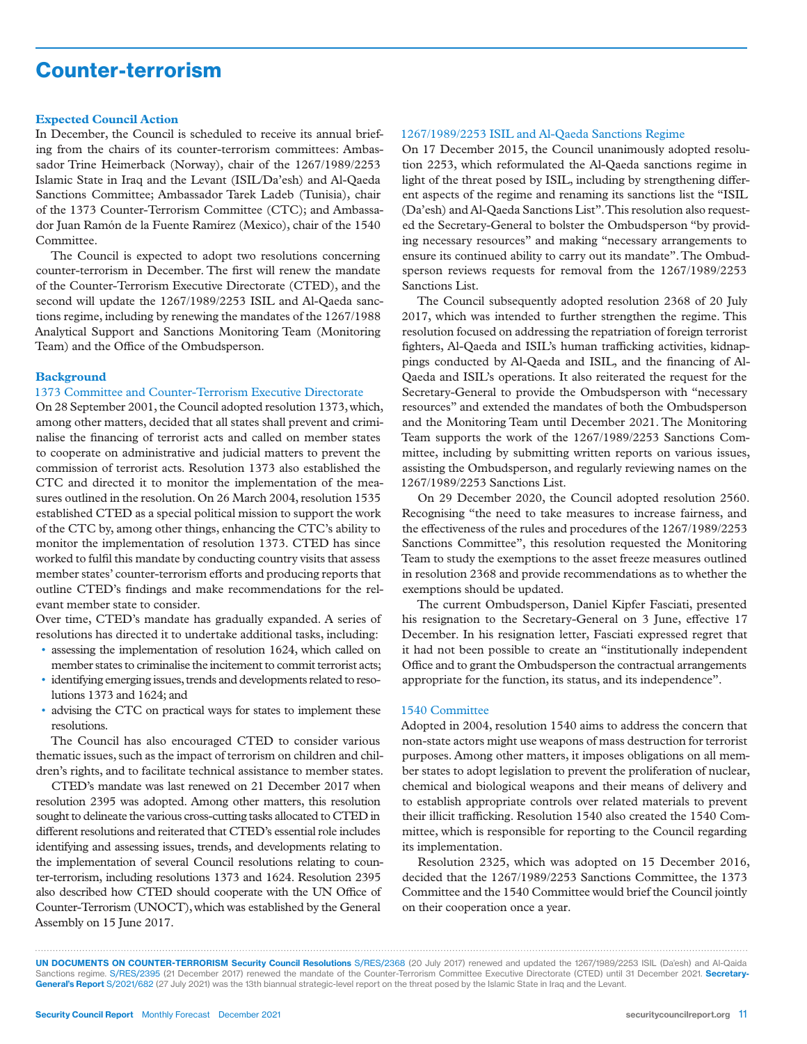# Counter-terrorism

### Expected Council Action

In December, the Council is scheduled to receive its annual briefing from the chairs of its counter-terrorism committees: Ambassador Trine Heimerback (Norway), chair of the 1267/1989/2253 Islamic State in Iraq and the Levant (ISIL/Da'esh) and Al-Qaeda Sanctions Committee; Ambassador Tarek Ladeb (Tunisia), chair of the 1373 Counter-Terrorism Committee (CTC); and Ambassador Juan Ramón de la Fuente Ramírez (Mexico), chair of the 1540 Committee.

The Council is expected to adopt two resolutions concerning counter-terrorism in December. The first will renew the mandate of the Counter-Terrorism Executive Directorate (CTED), and the second will update the 1267/1989/2253 ISIL and Al-Qaeda sanctions regime, including by renewing the mandates of the 1267/1988 Analytical Support and Sanctions Monitoring Team (Monitoring Team) and the Office of the Ombudsperson.

### Background

#### 1373 Committee and Counter-Terrorism Executive Directorate

On 28 September 2001, the Council adopted resolution 1373, which, among other matters, decided that all states shall prevent and criminalise the financing of terrorist acts and called on member states to cooperate on administrative and judicial matters to prevent the commission of terrorist acts. Resolution 1373 also established the CTC and directed it to monitor the implementation of the measures outlined in the resolution. On 26 March 2004, resolution 1535 established CTED as a special political mission to support the work of the CTC by, among other things, enhancing the CTC's ability to monitor the implementation of resolution 1373. CTED has since worked to fulfil this mandate by conducting country visits that assess member states' counter-terrorism efforts and producing reports that outline CTED's findings and make recommendations for the relevant member state to consider.

Over time, CTED's mandate has gradually expanded. A series of resolutions has directed it to undertake additional tasks, including:

- assessing the implementation of resolution 1624, which called on member states to criminalise the incitement to commit terrorist acts;
- identifying emerging issues, trends and developments related to resolutions 1373 and 1624; and
- advising the CTC on practical ways for states to implement these resolutions.

The Council has also encouraged CTED to consider various thematic issues, such as the impact of terrorism on children and children's rights, and to facilitate technical assistance to member states.

CTED's mandate was last renewed on 21 December 2017 when resolution 2395 was adopted. Among other matters, this resolution sought to delineate the various cross-cutting tasks allocated to CTED in different resolutions and reiterated that CTED's essential role includes identifying and assessing issues, trends, and developments relating to the implementation of several Council resolutions relating to counter-terrorism, including resolutions 1373 and 1624. Resolution 2395 also described how CTED should cooperate with the UN Office of Counter-Terrorism (UNOCT), which was established by the General Assembly on 15 June 2017.

#### 1267/1989/2253 ISIL and Al-Qaeda Sanctions Regime

On 17 December 2015, the Council unanimously adopted resolution 2253, which reformulated the Al-Qaeda sanctions regime in light of the threat posed by ISIL, including by strengthening different aspects of the regime and renaming its sanctions list the "ISIL (Da'esh) and Al-Qaeda Sanctions List". This resolution also requested the Secretary-General to bolster the Ombudsperson "by providing necessary resources" and making "necessary arrangements to ensure its continued ability to carry out its mandate". The Ombudsperson reviews requests for removal from the 1267/1989/2253 Sanctions List.

The Council subsequently adopted resolution 2368 of 20 July 2017, which was intended to further strengthen the regime. This resolution focused on addressing the repatriation of foreign terrorist fighters, Al-Qaeda and ISIL's human trafficking activities, kidnappings conducted by Al-Qaeda and ISIL, and the financing of Al-Qaeda and ISIL's operations. It also reiterated the request for the Secretary-General to provide the Ombudsperson with "necessary resources" and extended the mandates of both the Ombudsperson and the Monitoring Team until December 2021. The Monitoring Team supports the work of the 1267/1989/2253 Sanctions Committee, including by submitting written reports on various issues, assisting the Ombudsperson, and regularly reviewing names on the 1267/1989/2253 Sanctions List.

On 29 December 2020, the Council adopted resolution 2560. Recognising "the need to take measures to increase fairness, and the effectiveness of the rules and procedures of the 1267/1989/2253 Sanctions Committee", this resolution requested the Monitoring Team to study the exemptions to the asset freeze measures outlined in resolution 2368 and provide recommendations as to whether the exemptions should be updated.

The current Ombudsperson, Daniel Kipfer Fasciati, presented his resignation to the Secretary-General on 3 June, effective 17 December. In his resignation letter, Fasciati expressed regret that it had not been possible to create an "institutionally independent Office and to grant the Ombudsperson the contractual arrangements appropriate for the function, its status, and its independence".

#### 1540 Committee

Adopted in 2004, resolution 1540 aims to address the concern that non-state actors might use weapons of mass destruction for terrorist purposes. Among other matters, it imposes obligations on all member states to adopt legislation to prevent the proliferation of nuclear, chemical and biological weapons and their means of delivery and to establish appropriate controls over related materials to prevent their illicit trafficking. Resolution 1540 also created the 1540 Committee, which is responsible for reporting to the Council regarding its implementation.

Resolution 2325, which was adopted on 15 December 2016, decided that the 1267/1989/2253 Sanctions Committee, the 1373 Committee and the 1540 Committee would brief the Council jointly on their cooperation once a year.

---

**UN DOCUMENTS ON COUNTER-TERRORISM Security Council Resolutions** S/RES/2368 (20 July 2017) renewed and updated the 1267/1989/2253 ISIL (Da'esh) and Al-Qaida Sanctions regime. S/RES/2395 (21 December 2017) renewed the mandate of the Counter-Terrorism Committee Executive Directorate (CTED) until 31 December 2021. **Secretary-General's Report** S/2021/682 (27 July 2021) was the 13th biannual strategic-level report on the threat posed by the Islamic State in Iraq and the Levant.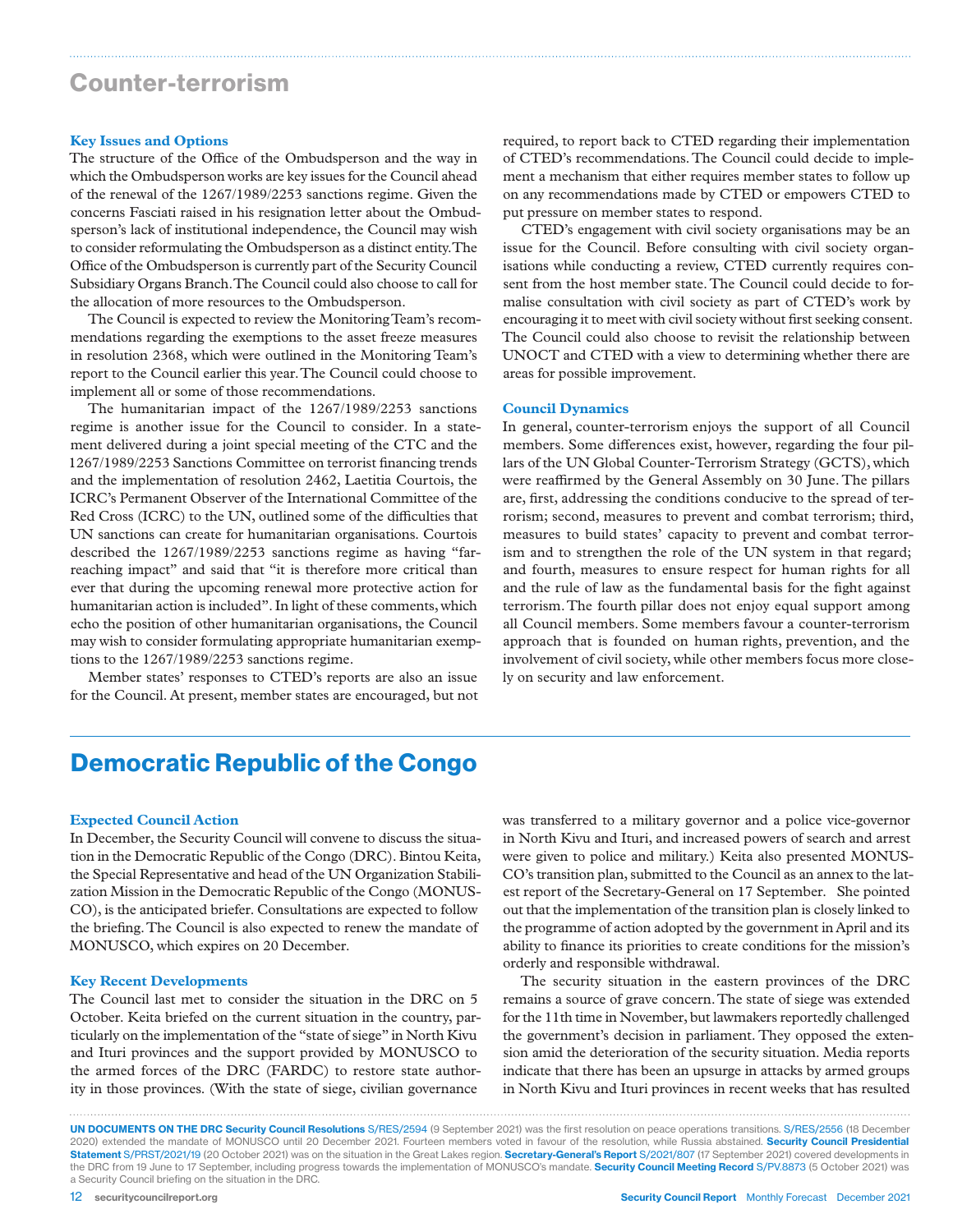# Counter-terrorism

### Key Issues and Options

The structure of the Office of the Ombudsperson and the way in which the Ombudsperson works are key issues for the Council ahead of the renewal of the 1267/1989/2253 sanctions regime. Given the concerns Fasciati raised in his resignation letter about the Ombudsperson's lack of institutional independence, the Council may wish to consider reformulating the Ombudsperson as a distinct entity. The Office of the Ombudsperson is currently part of the Security Council Subsidiary Organs Branch. The Council could also choose to call for the allocation of more resources to the Ombudsperson.

The Council is expected to review the Monitoring Team's recommendations regarding the exemptions to the asset freeze measures in resolution 2368, which were outlined in the Monitoring Team's report to the Council earlier this year. The Council could choose to implement all or some of those recommendations.

The humanitarian impact of the 1267/1989/2253 sanctions regime is another issue for the Council to consider. In a statement delivered during a joint special meeting of the CTC and the 1267/1989/2253 Sanctions Committee on terrorist financing trends and the implementation of resolution 2462, Laetitia Courtois, the ICRC's Permanent Observer of the International Committee of the Red Cross (ICRC) to the UN, outlined some of the difficulties that UN sanctions can create for humanitarian organisations. Courtois described the 1267/1989/2253 sanctions regime as having "far-reaching impact" and said that "it is therefore more critical than ever that during the upcoming renewal more protective action for humanitarian action is included". In light of these comments, which echo the position of other humanitarian organisations, the Council may wish to consider formulating appropriate humanitarian exemptions to the 1267/1989/2253 sanctions regime.

Member states' responses to CTED's reports are also an issue for the Council. At present, member states are encouraged, but not required, to report back to CTED regarding their implementation of CTED's recommendations. The Council could decide to implement a mechanism that either requires member states to follow up on any recommendations made by CTED or empowers CTED to put pressure on member states to respond.

CTED's engagement with civil society organisations may be an issue for the Council. Before consulting with civil society organisations while conducting a review, CTED currently requires consent from the host member state. The Council could decide to formalise consultation with civil society as part of CTED's work by encouraging it to meet with civil society without first seeking consent. The Council could also choose to revisit the relationship between UNOCT and CTED with a view to determining whether there are areas for possible improvement.

### Council Dynamics

In general, counter-terrorism enjoys the support of all Council members. Some differences exist, however, regarding the four pillars of the UN Global Counter-Terrorism Strategy (GCTS), which were reaffirmed by the General Assembly on 30 June. The pillars are, first, addressing the conditions conducive to the spread of terrorism; second, measures to prevent and combat terrorism; third, measures to build states' capacity to prevent and combat terrorism and to strengthen the role of the UN system in that regard; and fourth, measures to ensure respect for human rights for all and the rule of law as the fundamental basis for the fight against terrorism. The fourth pillar does not enjoy equal support among all Council members. Some members favour a counter-terrorism approach that is founded on human rights, prevention, and the involvement of civil society, while other members focus more closely on security and law enforcement.

# Democratic Republic of the Congo

### Expected Council Action

In December, the Security Council will convene to discuss the situation in the Democratic Republic of the Congo (DRC). Bintou Keita, the Special Representative and head of the UN Organization Stabilization Mission in the Democratic Republic of the Congo (MONUSCO), is the anticipated briefer. Consultations are expected to follow the briefing. The Council is also expected to renew the mandate of MONUSCO, which expires on 20 December.

### Key Recent Developments

The Council last met to consider the situation in the DRC on 5 October. Keita briefed on the current situation in the country, particularly on the implementation of the "state of siege" in North Kivu and Ituri provinces and the support provided by MONUSCO to the armed forces of the DRC (FARDC) to restore state authority in those provinces. (With the state of siege, civilian governance was transferred to a military governor and a police vice-governor in North Kivu and Ituri, and increased powers of search and arrest were given to police and military.) Keita also presented MONUSCO's transition plan, submitted to the Council as an annex to the latest report of the Secretary-General on 17 September. She pointed out that the implementation of the transition plan is closely linked to the programme of action adopted by the government in April and its ability to finance its priorities to create conditions for the mission's orderly and responsible withdrawal.

The security situation in the eastern provinces of the DRC remains a source of grave concern. The state of siege was extended for the 11th time in November, but lawmakers reportedly challenged the government's decision in parliament. They opposed the extension amid the deterioration of the security situation. Media reports indicate that there has been an upsurge in attacks by armed groups in North Kivu and Ituri provinces in recent weeks that has resulted

**UN DOCUMENTS ON THE DRC Security Council Resolutions** S/RES/2594 (9 September 2021) was the first resolution on peace operations transitions. S/RES/2556 (18 December 2020) extended the mandate of MONUSCO until 20 December 2021. Fourteen members voted in favour of the resolution, while Russia abstained. **Security Council Presidential Statement** S/PRST/2021/19 (20 October 2021) was on the situation in the Great Lakes region. **Secretary-General's Report** S/2021/807 (17 September 2021) covered developments in the DRC from 19 June to 17 September, including progress towards the implementation of MONUSCO's mandate. **Security Council Meeting Record** S/PV.8873 (5 October 2021) was a Security Council briefing on the situation in the DRC.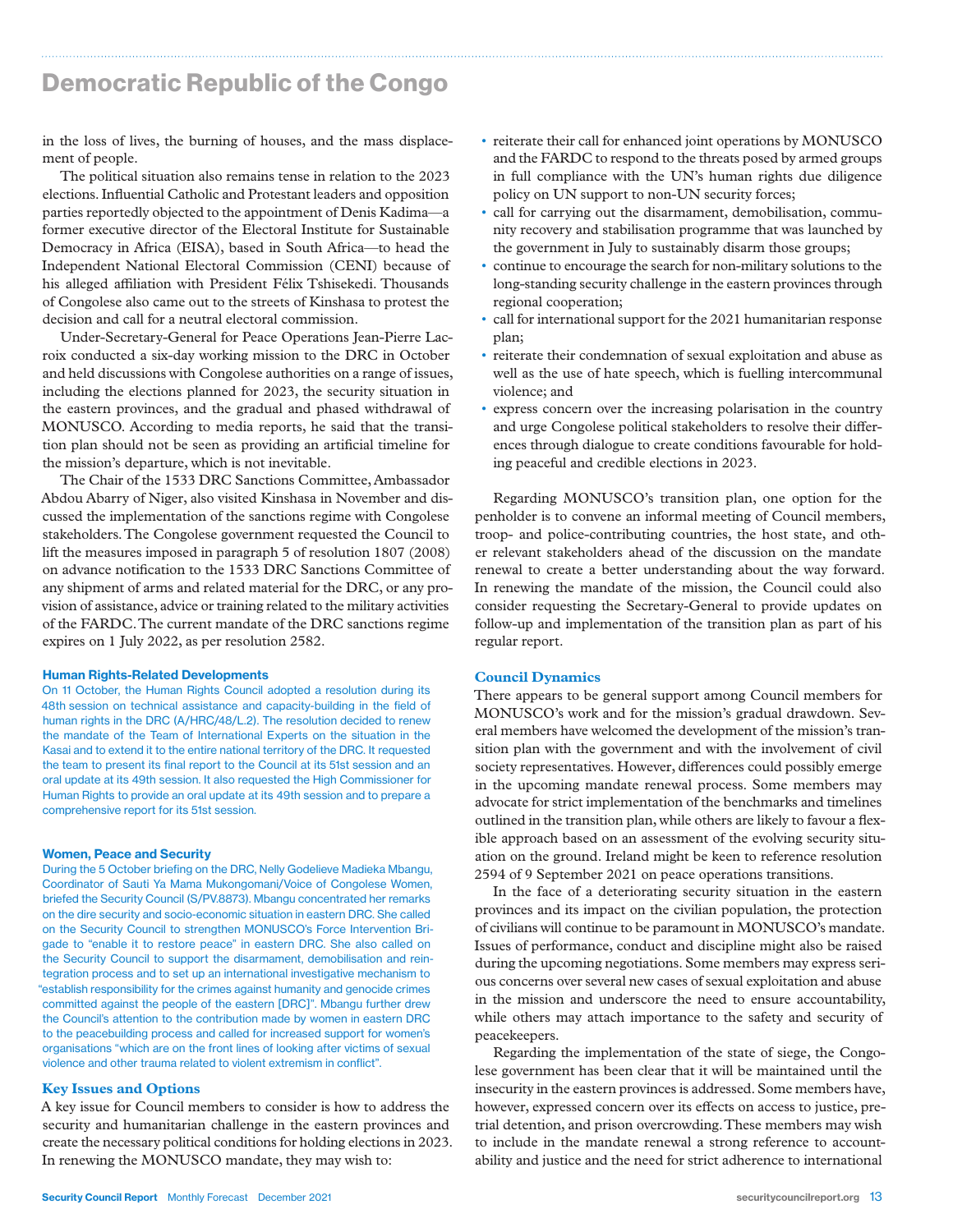in the loss of lives, the burning of houses, and the mass displacement of people.

The political situation also remains tense in relation to the 2023 elections. Influential Catholic and Protestant leaders and opposition parties reportedly objected to the appointment of Denis Kadima—a former executive director of the Electoral Institute for Sustainable Democracy in Africa (EISA), based in South Africa—to head the Independent National Electoral Commission (CENI) because of his alleged affiliation with President Félix Tshisekedi. Thousands of Congolese also came out to the streets of Kinshasa to protest the decision and call for a neutral electoral commission.

Under-Secretary-General for Peace Operations Jean-Pierre Lacroix conducted a six-day working mission to the DRC in October and held discussions with Congolese authorities on a range of issues, including the elections planned for 2023, the security situation in the eastern provinces, and the gradual and phased withdrawal of MONUSCO. According to media reports, he said that the transition plan should not be seen as providing an artificial timeline for the mission's departure, which is not inevitable.

The Chair of the 1533 DRC Sanctions Committee, Ambassador Abdou Abarry of Niger, also visited Kinshasa in November and discussed the implementation of the sanctions regime with Congolese stakeholders. The Congolese government requested the Council to lift the measures imposed in paragraph 5 of resolution 1807 (2008) on advance notification to the 1533 DRC Sanctions Committee of any shipment of arms and related material for the DRC, or any provision of assistance, advice or training related to the military activities of the FARDC. The current mandate of the DRC sanctions regime expires on 1 July 2022, as per resolution 2582.

#### Human Rights-Related Developments

On 11 October, the Human Rights Council adopted a resolution during its 48th session on technical assistance and capacity-building in the field of human rights in the DRC (A/HRC/48/L.2). The resolution decided to renew the mandate of the Team of International Experts on the situation in the Kasai and to extend it to the entire national territory of the DRC. It requested the team to present its final report to the Council at its 51st session and an oral update at its 49th session. It also requested the High Commissioner for Human Rights to provide an oral update at its 49th session and to prepare a comprehensive report for its 51st session.

#### Women, Peace and Security

During the 5 October briefing on the DRC, Nelly Godelieve Madieka Mbangu, Coordinator of Sauti Ya Mama Mukongomani/Voice of Congolese Women, briefed the Security Council (S/PV.8873). Mbangu concentrated her remarks on the dire security and socio-economic situation in eastern DRC. She called on the Security Council to strengthen MONUSCO's Force Intervention Brigade to "enable it to restore peace" in eastern DRC. She also called on the Security Council to support the disarmament, demobilisation and reintegration process and to set up an international investigative mechanism to "establish responsibility for the crimes against humanity and genocide crimes committed against the people of the eastern [DRC]". Mbangu further drew the Council's attention to the contribution made by women in eastern DRC to the peacebuilding process and called for increased support for women's organisations "which are on the front lines of looking after victims of sexual violence and other trauma related to violent extremism in conflict".

### Key Issues and Options

A key issue for Council members to consider is how to address the security and humanitarian challenge in the eastern provinces and create the necessary political conditions for holding elections in 2023. In renewing the MONUSCO mandate, they may wish to:

- reiterate their call for enhanced joint operations by MONUSCO and the FARDC to respond to the threats posed by armed groups in full compliance with the UN's human rights due diligence policy on UN support to non-UN security forces;
- call for carrying out the disarmament, demobilisation, community recovery and stabilisation programme that was launched by the government in July to sustainably disarm those groups;
- continue to encourage the search for non-military solutions to the long-standing security challenge in the eastern provinces through regional cooperation;
- call for international support for the 2021 humanitarian response plan;
- reiterate their condemnation of sexual exploitation and abuse as well as the use of hate speech, which is fuelling intercommunal violence; and
- express concern over the increasing polarisation in the country and urge Congolese political stakeholders to resolve their differences through dialogue to create conditions favourable for holding peaceful and credible elections in 2023.

Regarding MONUSCO's transition plan, one option for the penholder is to convene an informal meeting of Council members, troop- and police-contributing countries, the host state, and other relevant stakeholders ahead of the discussion on the mandate renewal to create a better understanding about the way forward. In renewing the mandate of the mission, the Council could also consider requesting the Secretary-General to provide updates on follow-up and implementation of the transition plan as part of his regular report.

### Council Dynamics

There appears to be general support among Council members for MONUSCO's work and for the mission's gradual drawdown. Several members have welcomed the development of the mission's transition plan with the government and with the involvement of civil society representatives. However, differences could possibly emerge in the upcoming mandate renewal process. Some members may advocate for strict implementation of the benchmarks and timelines outlined in the transition plan, while others are likely to favour a flexible approach based on an assessment of the evolving security situation on the ground. Ireland might be keen to reference resolution 2594 of 9 September 2021 on peace operations transitions.

In the face of a deteriorating security situation in the eastern provinces and its impact on the civilian population, the protection of civilians will continue to be paramount in MONUSCO's mandate. Issues of performance, conduct and discipline might also be raised during the upcoming negotiations. Some members may express serious concerns over several new cases of sexual exploitation and abuse in the mission and underscore the need to ensure accountability, while others may attach importance to the safety and security of peacekeepers.

Regarding the implementation of the state of siege, the Congolese government has been clear that it will be maintained until the insecurity in the eastern provinces is addressed. Some members have, however, expressed concern over its effects on access to justice, pretrial detention, and prison overcrowding. These members may wish to include in the mandate renewal a strong reference to accountability and justice and the need for strict adherence to international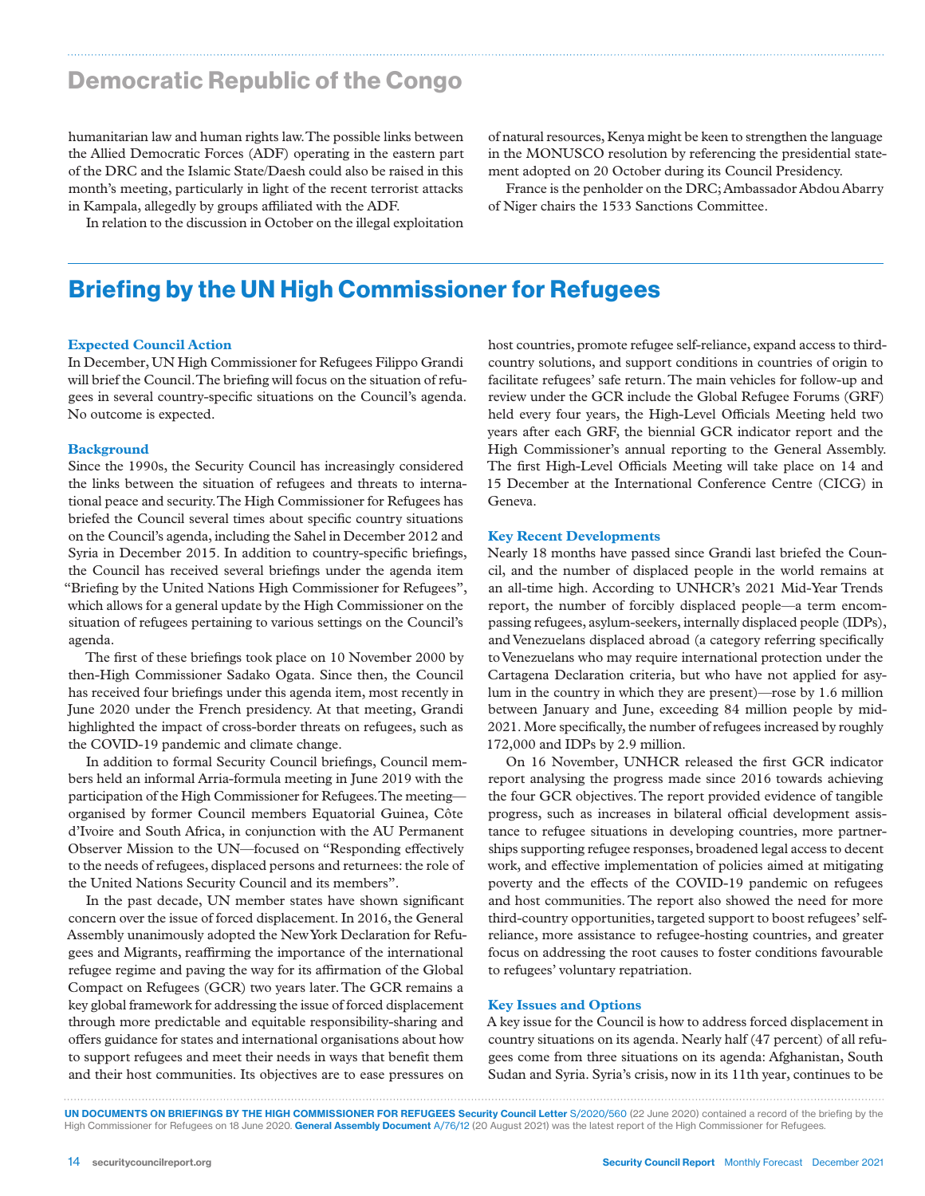## Democratic Republic of the Congo

humanitarian law and human rights law. The possible links between the Allied Democratic Forces (ADF) operating in the eastern part of the DRC and the Islamic State/Daesh could also be raised in this month's meeting, particularly in light of the recent terrorist attacks in Kampala, allegedly by groups affiliated with the ADF.

In relation to the discussion in October on the illegal exploitation of natural resources, Kenya might be keen to strengthen the language in the MONUSCO resolution by referencing the presidential statement adopted on 20 October during its Council Presidency.

France is the penholder on the DRC; Ambassador Abdou Abarry of Niger chairs the 1533 Sanctions Committee.

# Briefing by the UN High Commissioner for Refugees

### Expected Council Action

In December, UN High Commissioner for Refugees Filippo Grandi will brief the Council. The briefing will focus on the situation of refugees in several country-specific situations on the Council's agenda. No outcome is expected.

### Background

Since the 1990s, the Security Council has increasingly considered the links between the situation of refugees and threats to international peace and security. The High Commissioner for Refugees has briefed the Council several times about specific country situations on the Council's agenda, including the Sahel in December 2012 and Syria in December 2015. In addition to country-specific briefings, the Council has received several briefings under the agenda item "Briefing by the United Nations High Commissioner for Refugees", which allows for a general update by the High Commissioner on the situation of refugees pertaining to various settings on the Council's agenda.

The first of these briefings took place on 10 November 2000 by then-High Commissioner Sadako Ogata. Since then, the Council has received four briefings under this agenda item, most recently in June 2020 under the French presidency. At that meeting, Grandi highlighted the impact of cross-border threats on refugees, such as the COVID-19 pandemic and climate change.

In addition to formal Security Council briefings, Council members held an informal Arria-formula meeting in June 2019 with the participation of the High Commissioner for Refugees. The meeting—organised by former Council members Equatorial Guinea, Côte d'Ivoire and South Africa, in conjunction with the AU Permanent Observer Mission to the UN—focused on "Responding effectively to the needs of refugees, displaced persons and returnees: the role of the United Nations Security Council and its members".

In the past decade, UN member states have shown significant concern over the issue of forced displacement. In 2016, the General Assembly unanimously adopted the New York Declaration for Refugees and Migrants, reaffirming the importance of the international refugee regime and paving the way for its affirmation of the Global Compact on Refugees (GCR) two years later. The GCR remains a key global framework for addressing the issue of forced displacement through more predictable and equitable responsibility-sharing and offers guidance for states and international organisations about how to support refugees and meet their needs in ways that benefit them and their host communities. Its objectives are to ease pressures on host countries, promote refugee self-reliance, expand access to third-country solutions, and support conditions in countries of origin to facilitate refugees' safe return. The main vehicles for follow-up and review under the GCR include the Global Refugee Forums (GRF) held every four years, the High-Level Officials Meeting held two years after each GRF, the biennial GCR indicator report and the High Commissioner's annual reporting to the General Assembly. The first High-Level Officials Meeting will take place on 14 and 15 December at the International Conference Centre (CICG) in Geneva.

### Key Recent Developments

Nearly 18 months have passed since Grandi last briefed the Council, and the number of displaced people in the world remains at an all-time high. According to UNHCR's 2021 Mid-Year Trends report, the number of forcibly displaced people—a term encompassing refugees, asylum-seekers, internally displaced people (IDPs), and Venezuelans displaced abroad (a category referring specifically to Venezuelans who may require international protection under the Cartagena Declaration criteria, but who have not applied for asylum in the country in which they are present)—rose by 1.6 million between January and June, exceeding 84 million people by mid-2021. More specifically, the number of refugees increased by roughly 172,000 and IDPs by 2.9 million.

On 16 November, UNHCR released the first GCR indicator report analysing the progress made since 2016 towards achieving the four GCR objectives. The report provided evidence of tangible progress, such as increases in bilateral official development assistance to refugee situations in developing countries, more partnerships supporting refugee responses, broadened legal access to decent work, and effective implementation of policies aimed at mitigating poverty and the effects of the COVID-19 pandemic on refugees and host communities. The report also showed the need for more third-country opportunities, targeted support to boost refugees' self-reliance, more assistance to refugee-hosting countries, and greater focus on addressing the root causes to foster conditions favourable to refugees' voluntary repatriation.

### Key Issues and Options

A key issue for the Council is how to address forced displacement in country situations on its agenda. Nearly half (47 percent) of all refugees come from three situations on its agenda: Afghanistan, South Sudan and Syria. Syria's crisis, now in its 11th year, continues to be

**UN DOCUMENTS ON BRIEFINGS BY THE HIGH COMMISSIONER FOR REFUGEES Security Council Letter** S/2020/560 (22 June 2020) contained a record of the briefing by the High Commissioner for Refugees on 18 June 2020. **General Assembly Document** A/76/12 (20 August 2021) was the latest report of the High Commissioner for Refugees.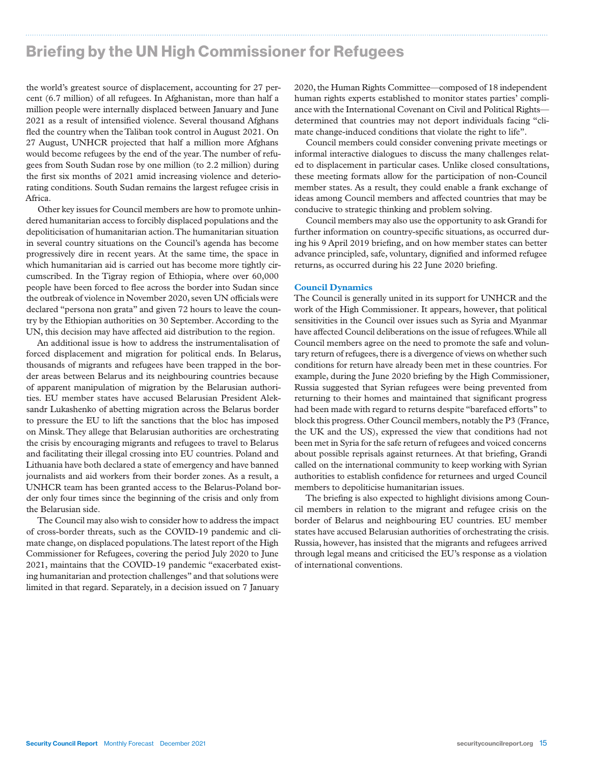## Briefing by the UN High Commissioner for Refugees

the world's greatest source of displacement, accounting for 27 percent (6.7 million) of all refugees. In Afghanistan, more than half a million people were internally displaced between January and June 2021 as a result of intensified violence. Several thousand Afghans fled the country when the Taliban took control in August 2021. On 27 August, UNHCR projected that half a million more Afghans would become refugees by the end of the year. The number of refugees from South Sudan rose by one million (to 2.2 million) during the first six months of 2021 amid increasing violence and deteriorating conditions. South Sudan remains the largest refugee crisis in Africa.

Other key issues for Council members are how to promote unhindered humanitarian access to forcibly displaced populations and the depoliticisation of humanitarian action. The humanitarian situation in several country situations on the Council's agenda has become progressively dire in recent years. At the same time, the space in which humanitarian aid is carried out has become more tightly circumscribed. In the Tigray region of Ethiopia, where over 60,000 people have been forced to flee across the border into Sudan since the outbreak of violence in November 2020, seven UN officials were declared "persona non grata" and given 72 hours to leave the country by the Ethiopian authorities on 30 September. According to the UN, this decision may have affected aid distribution to the region.

An additional issue is how to address the instrumentalisation of forced displacement and migration for political ends. In Belarus, thousands of migrants and refugees have been trapped in the border areas between Belarus and its neighbouring countries because of apparent manipulation of migration by the Belarusian authorities. EU member states have accused Belarusian President Aleksandr Lukashenko of abetting migration across the Belarus border to pressure the EU to lift the sanctions that the bloc has imposed on Minsk. They allege that Belarusian authorities are orchestrating the crisis by encouraging migrants and refugees to travel to Belarus and facilitating their illegal crossing into EU countries. Poland and Lithuania have both declared a state of emergency and have banned journalists and aid workers from their border zones. As a result, a UNHCR team has been granted access to the Belarus-Poland border only four times since the beginning of the crisis and only from the Belarusian side.

The Council may also wish to consider how to address the impact of cross-border threats, such as the COVID-19 pandemic and climate change, on displaced populations. The latest report of the High Commissioner for Refugees, covering the period July 2020 to June 2021, maintains that the COVID-19 pandemic "exacerbated existing humanitarian and protection challenges" and that solutions were limited in that regard. Separately, in a decision issued on 7 January 2020, the Human Rights Committee—composed of 18 independent human rights experts established to monitor states parties' compliance with the International Covenant on Civil and Political Rights—determined that countries may not deport individuals facing "climate change-induced conditions that violate the right to life".

Council members could consider convening private meetings or informal interactive dialogues to discuss the many challenges related to displacement in particular cases. Unlike closed consultations, these meeting formats allow for the participation of non-Council member states. As a result, they could enable a frank exchange of ideas among Council members and affected countries that may be conducive to strategic thinking and problem solving.

Council members may also use the opportunity to ask Grandi for further information on country-specific situations, as occurred during his 9 April 2019 briefing, and on how member states can better advance principled, safe, voluntary, dignified and informed refugee returns, as occurred during his 22 June 2020 briefing.

### Council Dynamics

The Council is generally united in its support for UNHCR and the work of the High Commissioner. It appears, however, that political sensitivities in the Council over issues such as Syria and Myanmar have affected Council deliberations on the issue of refugees. While all Council members agree on the need to promote the safe and voluntary return of refugees, there is a divergence of views on whether such conditions for return have already been met in these countries. For example, during the June 2020 briefing by the High Commissioner, Russia suggested that Syrian refugees were being prevented from returning to their homes and maintained that significant progress had been made with regard to returns despite "barefaced efforts" to block this progress. Other Council members, notably the P3 (France, the UK and the US), expressed the view that conditions had not been met in Syria for the safe return of refugees and voiced concerns about possible reprisals against returnees. At that briefing, Grandi called on the international community to keep working with Syrian authorities to establish confidence for returnees and urged Council members to depoliticise humanitarian issues.

The briefing is also expected to highlight divisions among Council members in relation to the migrant and refugee crisis on the border of Belarus and neighbouring EU countries. EU member states have accused Belarusian authorities of orchestrating the crisis. Russia, however, has insisted that the migrants and refugees arrived through legal means and criticised the EU's response as a violation of international conventions.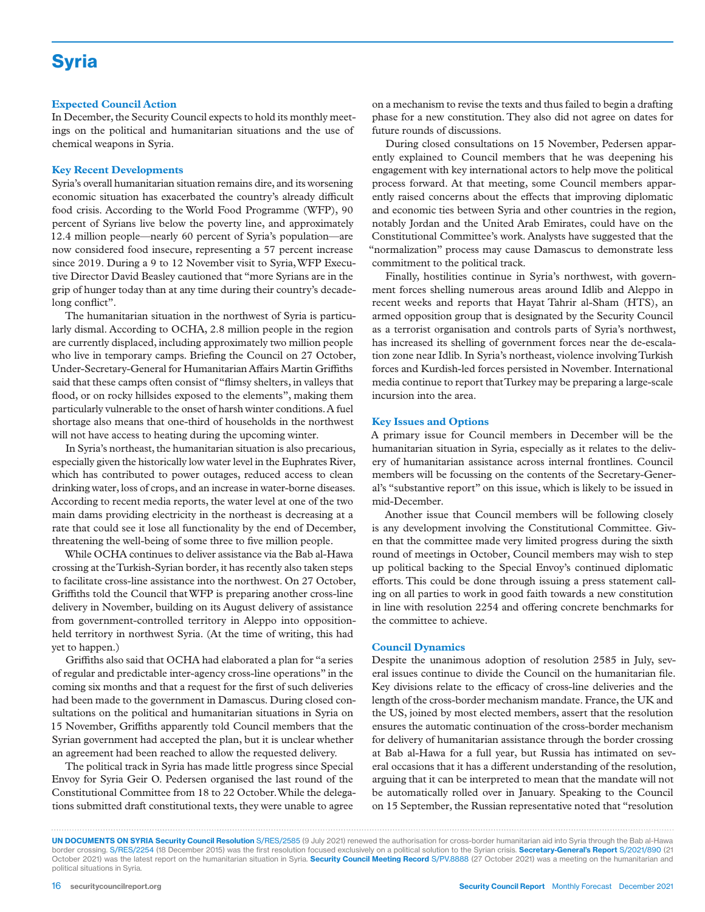# Syria

## Expected Council Action

In December, the Security Council expects to hold its monthly meetings on the political and humanitarian situations and the use of chemical weapons in Syria.

## Key Recent Developments

Syria's overall humanitarian situation remains dire, and its worsening economic situation has exacerbated the country's already difficult food crisis. According to the World Food Programme (WFP), 90 percent of Syrians live below the poverty line, and approximately 12.4 million people—nearly 60 percent of Syria's population—are now considered food insecure, representing a 57 percent increase since 2019. During a 9 to 12 November visit to Syria, WFP Executive Director David Beasley cautioned that "more Syrians are in the grip of hunger today than at any time during their country's decade-long conflict".

The humanitarian situation in the northwest of Syria is particularly dismal. According to OCHA, 2.8 million people in the region are currently displaced, including approximately two million people who live in temporary camps. Briefing the Council on 27 October, Under-Secretary-General for Humanitarian Affairs Martin Griffiths said that these camps often consist of "flimsy shelters, in valleys that flood, or on rocky hillsides exposed to the elements", making them particularly vulnerable to the onset of harsh winter conditions. A fuel shortage also means that one-third of households in the northwest will not have access to heating during the upcoming winter.

In Syria's northeast, the humanitarian situation is also precarious, especially given the historically low water level in the Euphrates River, which has contributed to power outages, reduced access to clean drinking water, loss of crops, and an increase in water-borne diseases. According to recent media reports, the water level at one of the two main dams providing electricity in the northeast is decreasing at a rate that could see it lose all functionality by the end of December, threatening the well-being of some three to five million people.

While OCHA continues to deliver assistance via the Bab al-Hawa crossing at the Turkish-Syrian border, it has recently also taken steps to facilitate cross-line assistance into the northwest. On 27 October, Griffiths told the Council that WFP is preparing another cross-line delivery in November, building on its August delivery of assistance from government-controlled territory in Aleppo into opposition-held territory in northwest Syria. (At the time of writing, this had yet to happen.)

Griffiths also said that OCHA had elaborated a plan for "a series of regular and predictable inter-agency cross-line operations" in the coming six months and that a request for the first of such deliveries had been made to the government in Damascus. During closed consultations on the political and humanitarian situations in Syria on 15 November, Griffiths apparently told Council members that the Syrian government had accepted the plan, but it is unclear whether an agreement had been reached to allow the requested delivery.

The political track in Syria has made little progress since Special Envoy for Syria Geir O. Pedersen organised the last round of the Constitutional Committee from 18 to 22 October. While the delegations submitted draft constitutional texts, they were unable to agree on a mechanism to revise the texts and thus failed to begin a drafting phase for a new constitution. They also did not agree on dates for future rounds of discussions.

During closed consultations on 15 November, Pedersen apparently explained to Council members that he was deepening his engagement with key international actors to help move the political process forward. At that meeting, some Council members apparently raised concerns about the effects that improving diplomatic and economic ties between Syria and other countries in the region, notably Jordan and the United Arab Emirates, could have on the Constitutional Committee's work. Analysts have suggested that the "normalization" process may cause Damascus to demonstrate less commitment to the political track.

Finally, hostilities continue in Syria's northwest, with government forces shelling numerous areas around Idlib and Aleppo in recent weeks and reports that Hayat Tahrir al-Sham (HTS), an armed opposition group that is designated by the Security Council as a terrorist organisation and controls parts of Syria's northwest, has increased its shelling of government forces near the de-escalation zone near Idlib. In Syria's northeast, violence involving Turkish forces and Kurdish-led forces persisted in November. International media continue to report that Turkey may be preparing a large-scale incursion into the area.

## Key Issues and Options

A primary issue for Council members in December will be the humanitarian situation in Syria, especially as it relates to the delivery of humanitarian assistance across internal frontlines. Council members will be focussing on the contents of the Secretary-General's "substantive report" on this issue, which is likely to be issued in mid-December.

Another issue that Council members will be following closely is any development involving the Constitutional Committee. Given that the committee made very limited progress during the sixth round of meetings in October, Council members may wish to step up political backing to the Special Envoy's continued diplomatic efforts. This could be done through issuing a press statement calling on all parties to work in good faith towards a new constitution in line with resolution 2254 and offering concrete benchmarks for the committee to achieve.

## Council Dynamics

Despite the unanimous adoption of resolution 2585 in July, several issues continue to divide the Council on the humanitarian file. Key divisions relate to the efficacy of cross-line deliveries and the length of the cross-border mechanism mandate. France, the UK and the US, joined by most elected members, assert that the resolution ensures the automatic continuation of the cross-border mechanism for delivery of humanitarian assistance through the border crossing at Bab al-Hawa for a full year, but Russia has intimated on several occasions that it has a different understanding of the resolution, arguing that it can be interpreted to mean that the mandate will not be automatically rolled over in January. Speaking to the Council on 15 September, the Russian representative noted that "resolution

**UN DOCUMENTS ON SYRIA Security Council Resolution** S/RES/2585 (9 July 2021) renewed the authorisation for cross-border humanitarian aid into Syria through the Bab al-Hawa border crossing. S/RES/2254 (18 December 2015) was the first resolution focused exclusively on a political solution to the Syrian crisis. **Secretary-General's Report** S/2021/890 (21 October 2021) was the latest report on the humanitarian situation in Syria. **Security Council Meeting Record** S/PV.8888 (27 October 2021) was a meeting on the humanitarian and political situations in Syria.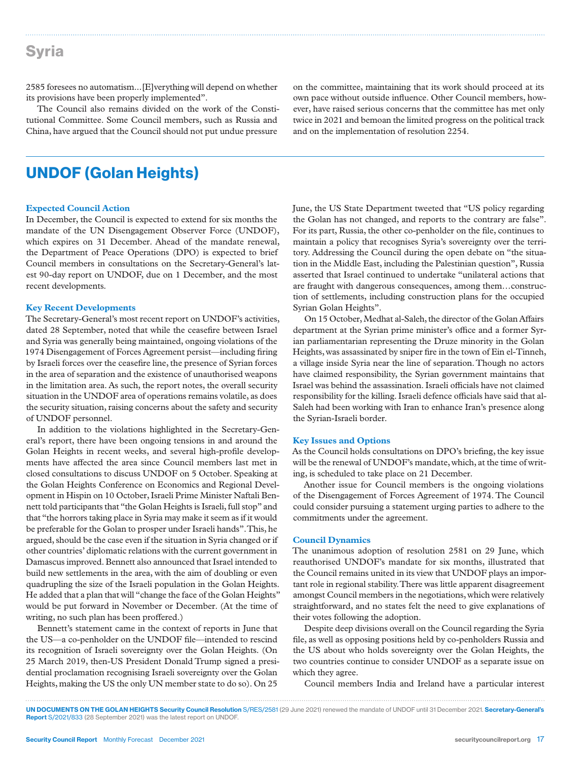# Syria

2585 foresees no automatism…[E]verything will depend on whether its provisions have been properly implemented".

The Council also remains divided on the work of the Constitutional Committee. Some Council members, such as Russia and China, have argued that the Council should not put undue pressure on the committee, maintaining that its work should proceed at its own pace without outside influence. Other Council members, however, have raised serious concerns that the committee has met only twice in 2021 and bemoan the limited progress on the political track and on the implementation of resolution 2254.

# UNDOF (Golan Heights)

### Expected Council Action

In December, the Council is expected to extend for six months the mandate of the UN Disengagement Observer Force (UNDOF), which expires on 31 December. Ahead of the mandate renewal, the Department of Peace Operations (DPO) is expected to brief Council members in consultations on the Secretary-General's latest 90-day report on UNDOF, due on 1 December, and the most recent developments.

### Key Recent Developments

The Secretary-General's most recent report on UNDOF's activities, dated 28 September, noted that while the ceasefire between Israel and Syria was generally being maintained, ongoing violations of the 1974 Disengagement of Forces Agreement persist—including firing by Israeli forces over the ceasefire line, the presence of Syrian forces in the area of separation and the existence of unauthorised weapons in the limitation area. As such, the report notes, the overall security situation in the UNDOF area of operations remains volatile, as does the security situation, raising concerns about the safety and security of UNDOF personnel.

In addition to the violations highlighted in the Secretary-General's report, there have been ongoing tensions in and around the Golan Heights in recent weeks, and several high-profile developments have affected the area since Council members last met in closed consultations to discuss UNDOF on 5 October. Speaking at the Golan Heights Conference on Economics and Regional Development in Hispin on 10 October, Israeli Prime Minister Naftali Bennett told participants that "the Golan Heights is Israeli, full stop" and that "the horrors taking place in Syria may make it seem as if it would be preferable for the Golan to prosper under Israeli hands". This, he argued, should be the case even if the situation in Syria changed or if other countries' diplomatic relations with the current government in Damascus improved. Bennett also announced that Israel intended to build new settlements in the area, with the aim of doubling or even quadrupling the size of the Israeli population in the Golan Heights. He added that a plan that will "change the face of the Golan Heights" would be put forward in November or December. (At the time of writing, no such plan has been proffered.)

Bennett's statement came in the context of reports in June that the US—a co-penholder on the UNDOF file—intended to rescind its recognition of Israeli sovereignty over the Golan Heights. (On 25 March 2019, then-US President Donald Trump signed a presidential proclamation recognising Israeli sovereignty over the Golan Heights, making the US the only UN member state to do so). On 25 June, the US State Department tweeted that "US policy regarding the Golan has not changed, and reports to the contrary are false". For its part, Russia, the other co-penholder on the file, continues to maintain a policy that recognises Syria's sovereignty over the territory. Addressing the Council during the open debate on "the situation in the Middle East, including the Palestinian question", Russia asserted that Israel continued to undertake "unilateral actions that are fraught with dangerous consequences, among them…construction of settlements, including construction plans for the occupied Syrian Golan Heights".

On 15 October, Medhat al-Saleh, the director of the Golan Affairs department at the Syrian prime minister's office and a former Syrian parliamentarian representing the Druze minority in the Golan Heights, was assassinated by sniper fire in the town of Ein el-Tinneh, a village inside Syria near the line of separation. Though no actors have claimed responsibility, the Syrian government maintains that Israel was behind the assassination. Israeli officials have not claimed responsibility for the killing. Israeli defence officials have said that al-Saleh had been working with Iran to enhance Iran's presence along the Syrian-Israeli border.

### Key Issues and Options

As the Council holds consultations on DPO's briefing, the key issue will be the renewal of UNDOF's mandate, which, at the time of writing, is scheduled to take place on 21 December.

Another issue for Council members is the ongoing violations of the Disengagement of Forces Agreement of 1974. The Council could consider pursuing a statement urging parties to adhere to the commitments under the agreement.

### Council Dynamics

The unanimous adoption of resolution 2581 on 29 June, which reauthorised UNDOF's mandate for six months, illustrated that the Council remains united in its view that UNDOF plays an important role in regional stability. There was little apparent disagreement amongst Council members in the negotiations, which were relatively straightforward, and no states felt the need to give explanations of their votes following the adoption.

Despite deep divisions overall on the Council regarding the Syria file, as well as opposing positions held by co-penholders Russia and the US about who holds sovereignty over the Golan Heights, the two countries continue to consider UNDOF as a separate issue on which they agree.

Council members India and Ireland have a particular interest

**UN DOCUMENTS ON THE GOLAN HEIGHTS Security Council Resolution** S/RES/2581 (29 June 2021) renewed the mandate of UNDOF until 31 December 2021. **Secretary-General's Report** S/2021/833 (28 September 2021) was the latest report on UNDOF.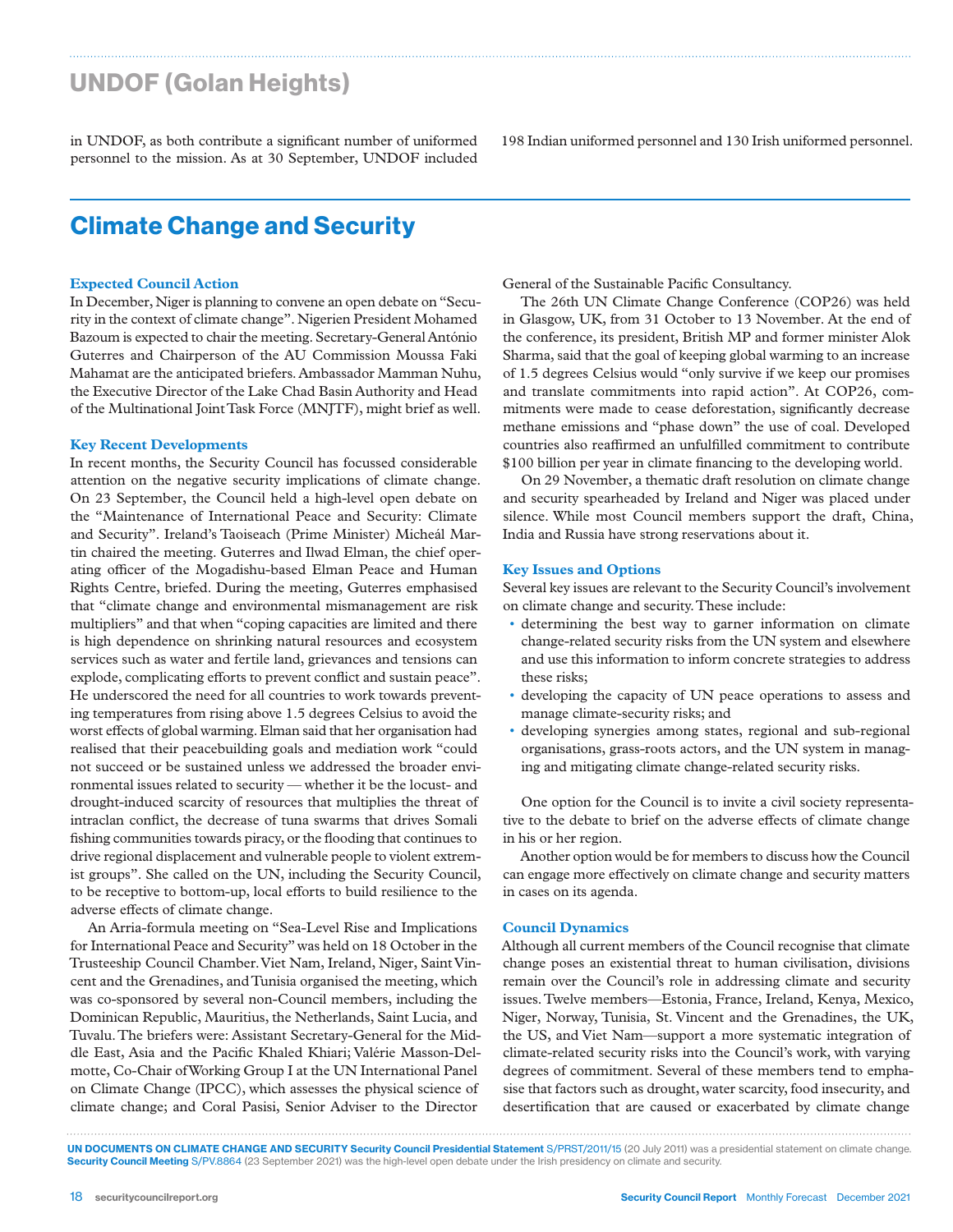## UNDOF (Golan Heights)

in UNDOF, as both contribute a significant number of uniformed personnel to the mission. As at 30 September, UNDOF included 198 Indian uniformed personnel and 130 Irish uniformed personnel.

# Climate Change and Security

### Expected Council Action

In December, Niger is planning to convene an open debate on "Security in the context of climate change". Nigerien President Mohamed Bazoum is expected to chair the meeting. Secretary-General António Guterres and Chairperson of the AU Commission Moussa Faki Mahamat are the anticipated briefers. Ambassador Mamman Nuhu, the Executive Director of the Lake Chad Basin Authority and Head of the Multinational Joint Task Force (MNJTF), might brief as well.

### Key Recent Developments

In recent months, the Security Council has focussed considerable attention on the negative security implications of climate change. On 23 September, the Council held a high-level open debate on the "Maintenance of International Peace and Security: Climate and Security". Ireland's Taoiseach (Prime Minister) Micheál Martin chaired the meeting. Guterres and Ilwad Elman, the chief operating officer of the Mogadishu-based Elman Peace and Human Rights Centre, briefed. During the meeting, Guterres emphasised that "climate change and environmental mismanagement are risk multipliers" and that when "coping capacities are limited and there is high dependence on shrinking natural resources and ecosystem services such as water and fertile land, grievances and tensions can explode, complicating efforts to prevent conflict and sustain peace". He underscored the need for all countries to work towards preventing temperatures from rising above 1.5 degrees Celsius to avoid the worst effects of global warming. Elman said that her organisation had realised that their peacebuilding goals and mediation work "could not succeed or be sustained unless we addressed the broader environmental issues related to security — whether it be the locust- and drought-induced scarcity of resources that multiplies the threat of intraclan conflict, the decrease of tuna swarms that drives Somali fishing communities towards piracy, or the flooding that continues to drive regional displacement and vulnerable people to violent extremist groups". She called on the UN, including the Security Council, to be receptive to bottom-up, local efforts to build resilience to the adverse effects of climate change.

An Arria-formula meeting on "Sea-Level Rise and Implications for International Peace and Security" was held on 18 October in the Trusteeship Council Chamber. Viet Nam, Ireland, Niger, Saint Vincent and the Grenadines, and Tunisia organised the meeting, which was co-sponsored by several non-Council members, including the Dominican Republic, Mauritius, the Netherlands, Saint Lucia, and Tuvalu. The briefers were: Assistant Secretary-General for the Middle East, Asia and the Pacific Khaled Khiari; Valérie Masson-Delmotte, Co-Chair of Working Group I at the UN International Panel on Climate Change (IPCC), which assesses the physical science of climate change; and Coral Pasisi, Senior Adviser to the Director General of the Sustainable Pacific Consultancy.

The 26th UN Climate Change Conference (COP26) was held in Glasgow, UK, from 31 October to 13 November. At the end of the conference, its president, British MP and former minister Alok Sharma, said that the goal of keeping global warming to an increase of 1.5 degrees Celsius would "only survive if we keep our promises and translate commitments into rapid action". At COP26, commitments were made to cease deforestation, significantly decrease methane emissions and "phase down" the use of coal. Developed countries also reaffirmed an unfulfilled commitment to contribute $100 billion per year in climate financing to the developing world.

On 29 November, a thematic draft resolution on climate change and security spearheaded by Ireland and Niger was placed under silence. While most Council members support the draft, China, India and Russia have strong reservations about it.

### Key Issues and Options

Several key issues are relevant to the Security Council's involvement on climate change and security. These include:

- determining the best way to garner information on climate change-related security risks from the UN system and elsewhere and use this information to inform concrete strategies to address these risks;
- developing the capacity of UN peace operations to assess and manage climate-security risks; and
- developing synergies among states, regional and sub-regional organisations, grass-roots actors, and the UN system in managing and mitigating climate change-related security risks.

One option for the Council is to invite a civil society representative to the debate to brief on the adverse effects of climate change in his or her region.

Another option would be for members to discuss how the Council can engage more effectively on climate change and security matters in cases on its agenda.

### Council Dynamics

Although all current members of the Council recognise that climate change poses an existential threat to human civilisation, divisions remain over the Council's role in addressing climate and security issues. Twelve members—Estonia, France, Ireland, Kenya, Mexico, Niger, Norway, Tunisia, St. Vincent and the Grenadines, the UK, the US, and Viet Nam—support a more systematic integration of climate-related security risks into the Council's work, with varying degrees of commitment. Several of these members tend to emphasise that factors such as drought, water scarcity, food insecurity, and desertification that are caused or exacerbated by climate change

**UN DOCUMENTS ON CLIMATE CHANGE AND SECURITY Security Council Presidential Statement** S/PRST/2011/15 (20 July 2011) was a presidential statement on climate change. **Security Council Meeting** S/PV.8864 (23 September 2021) was the high-level open debate under the Irish presidency on climate and security.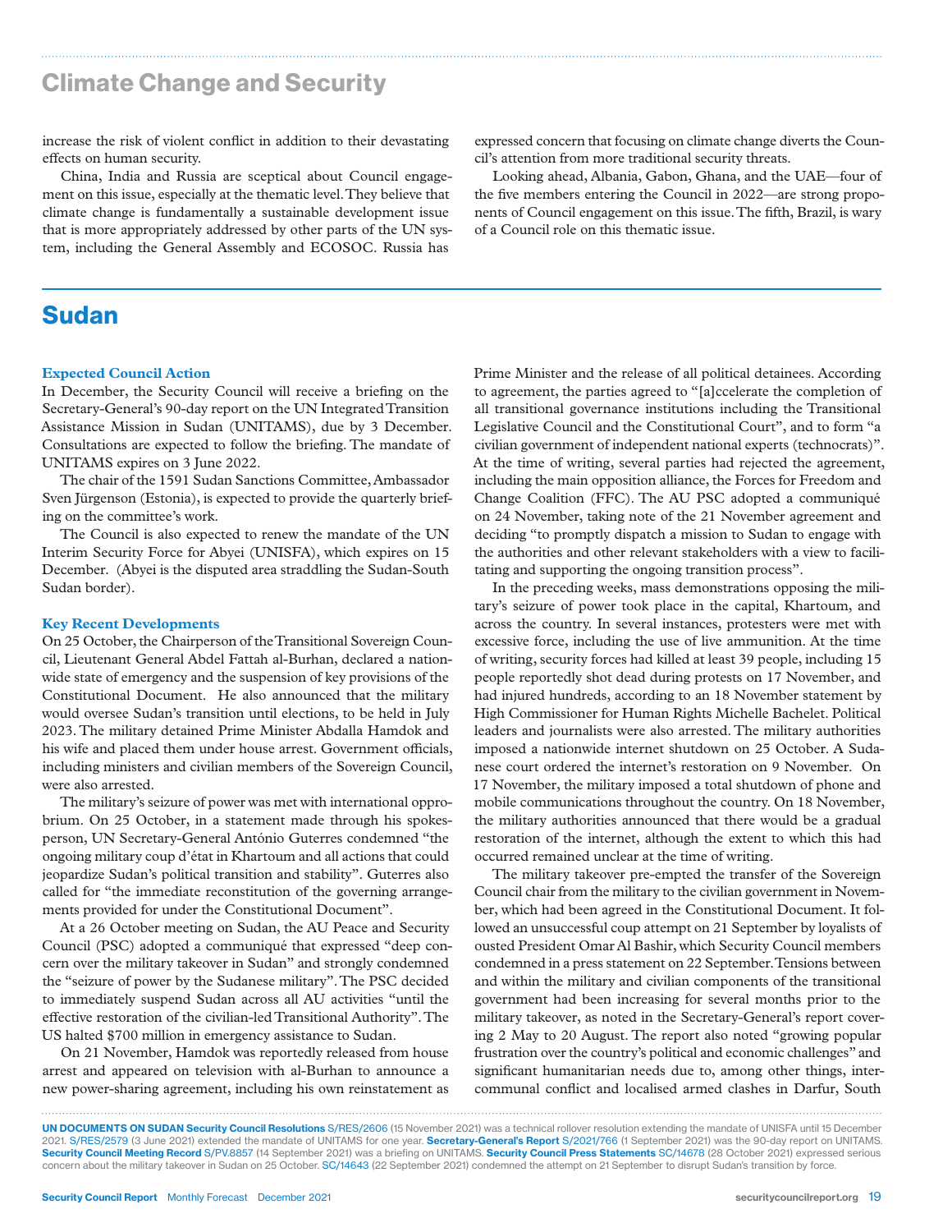## Climate Change and Security

increase the risk of violent conflict in addition to their devastating effects on human security.

China, India and Russia are sceptical about Council engagement on this issue, especially at the thematic level. They believe that climate change is fundamentally a sustainable development issue that is more appropriately addressed by other parts of the UN system, including the General Assembly and ECOSOC. Russia has expressed concern that focusing on climate change diverts the Council's attention from more traditional security threats.

Looking ahead, Albania, Gabon, Ghana, and the UAE—four of the five members entering the Council in 2022—are strong proponents of Council engagement on this issue. The fifth, Brazil, is wary of a Council role on this thematic issue.

# Sudan

### Expected Council Action

In December, the Security Council will receive a briefing on the Secretary-General's 90-day report on the UN Integrated Transition Assistance Mission in Sudan (UNITAMS), due by 3 December. Consultations are expected to follow the briefing. The mandate of UNITAMS expires on 3 June 2022.

The chair of the 1591 Sudan Sanctions Committee, Ambassador Sven Jürgenson (Estonia), is expected to provide the quarterly briefing on the committee's work.

The Council is also expected to renew the mandate of the UN Interim Security Force for Abyei (UNISFA), which expires on 15 December. (Abyei is the disputed area straddling the Sudan-South Sudan border).

### Key Recent Developments

On 25 October, the Chairperson of the Transitional Sovereign Council, Lieutenant General Abdel Fattah al-Burhan, declared a nationwide state of emergency and the suspension of key provisions of the Constitutional Document. He also announced that the military would oversee Sudan's transition until elections, to be held in July 2023. The military detained Prime Minister Abdalla Hamdok and his wife and placed them under house arrest. Government officials, including ministers and civilian members of the Sovereign Council, were also arrested.

The military's seizure of power was met with international opprobrium. On 25 October, in a statement made through his spokesperson, UN Secretary-General António Guterres condemned "the ongoing military coup d'état in Khartoum and all actions that could jeopardize Sudan's political transition and stability". Guterres also called for "the immediate reconstitution of the governing arrangements provided for under the Constitutional Document".

At a 26 October meeting on Sudan, the AU Peace and Security Council (PSC) adopted a communiqué that expressed "deep concern over the military takeover in Sudan" and strongly condemned the "seizure of power by the Sudanese military". The PSC decided to immediately suspend Sudan across all AU activities "until the effective restoration of the civilian-led Transitional Authority". The US halted $700 million in emergency assistance to Sudan.

On 21 November, Hamdok was reportedly released from house arrest and appeared on television with al-Burhan to announce a new power-sharing agreement, including his own reinstatement as Prime Minister and the release of all political detainees. According to agreement, the parties agreed to "[a]ccelerate the completion of all transitional governance institutions including the Transitional Legislative Council and the Constitutional Court", and to form "a civilian government of independent national experts (technocrats)". At the time of writing, several parties had rejected the agreement, including the main opposition alliance, the Forces for Freedom and Change Coalition (FFC). The AU PSC adopted a communiqué on 24 November, taking note of the 21 November agreement and deciding "to promptly dispatch a mission to Sudan to engage with the authorities and other relevant stakeholders with a view to facilitating and supporting the ongoing transition process".

In the preceding weeks, mass demonstrations opposing the military's seizure of power took place in the capital, Khartoum, and across the country. In several instances, protesters were met with excessive force, including the use of live ammunition. At the time of writing, security forces had killed at least 39 people, including 15 people reportedly shot dead during protests on 17 November, and had injured hundreds, according to an 18 November statement by High Commissioner for Human Rights Michelle Bachelet. Political leaders and journalists were also arrested. The military authorities imposed a nationwide internet shutdown on 25 October. A Sudanese court ordered the internet's restoration on 9 November. On 17 November, the military imposed a total shutdown of phone and mobile communications throughout the country. On 18 November, the military authorities announced that there would be a gradual restoration of the internet, although the extent to which this had occurred remained unclear at the time of writing.

The military takeover pre-empted the transfer of the Sovereign Council chair from the military to the civilian government in November, which had been agreed in the Constitutional Document. It followed an unsuccessful coup attempt on 21 September by loyalists of ousted President Omar Al Bashir, which Security Council members condemned in a press statement on 22 September. Tensions between and within the military and civilian components of the transitional government had been increasing for several months prior to the military takeover, as noted in the Secretary-General's report covering 2 May to 20 August. The report also noted "growing popular frustration over the country's political and economic challenges" and significant humanitarian needs due to, among other things, intercommunal conflict and localised armed clashes in Darfur, South

**UN DOCUMENTS ON SUDAN Security Council Resolutions** S/RES/2606 (15 November 2021) was a technical rollover resolution extending the mandate of UNISFA until 15 December 2021. S/RES/2579 (3 June 2021) extended the mandate of UNITAMS for one year. **Secretary-General's Report** S/2021/766 (1 September 2021) was the 90-day report on UNITAMS. **Security Council Meeting Record** S/PV.8857 (14 September 2021) was a briefing on UNITAMS. **Security Council Press Statements** SC/14678 (28 October 2021) expressed serious concern about the military takeover in Sudan on 25 October. SC/14643 (22 September 2021) condemned the attempt on 21 September to disrupt Sudan's transition by force.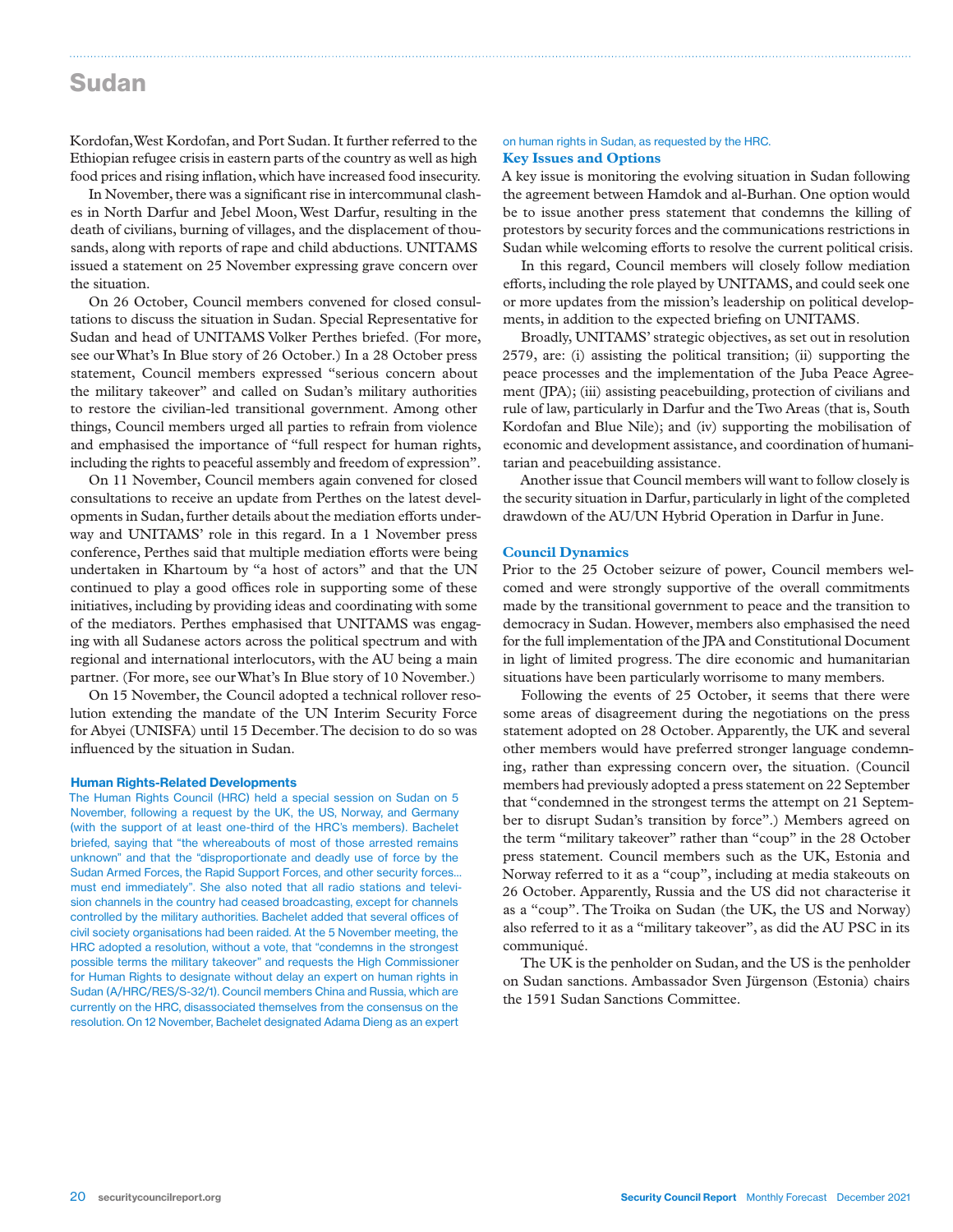# Sudan

Kordofan, West Kordofan, and Port Sudan. It further referred to the Ethiopian refugee crisis in eastern parts of the country as well as high food prices and rising inflation, which have increased food insecurity.

In November, there was a significant rise in intercommunal clashes in North Darfur and Jebel Moon, West Darfur, resulting in the death of civilians, burning of villages, and the displacement of thousands, along with reports of rape and child abductions. UNITAMS issued a statement on 25 November expressing grave concern over the situation.

On 26 October, Council members convened for closed consultations to discuss the situation in Sudan. Special Representative for Sudan and head of UNITAMS Volker Perthes briefed. (For more, see our What's In Blue story of 26 October.) In a 28 October press statement, Council members expressed "serious concern about the military takeover" and called on Sudan's military authorities to restore the civilian-led transitional government. Among other things, Council members urged all parties to refrain from violence and emphasised the importance of "full respect for human rights, including the rights to peaceful assembly and freedom of expression".

On 11 November, Council members again convened for closed consultations to receive an update from Perthes on the latest developments in Sudan, further details about the mediation efforts underway and UNITAMS' role in this regard. In a 1 November press conference, Perthes said that multiple mediation efforts were being undertaken in Khartoum by "a host of actors" and that the UN continued to play a good offices role in supporting some of these initiatives, including by providing ideas and coordinating with some of the mediators. Perthes emphasised that UNITAMS was engaging with all Sudanese actors across the political spectrum and with regional and international interlocutors, with the AU being a main partner. (For more, see our What's In Blue story of 10 November.)

On 15 November, the Council adopted a technical rollover resolution extending the mandate of the UN Interim Security Force for Abyei (UNISFA) until 15 December. The decision to do so was influenced by the situation in Sudan.

### Human Rights-Related Developments

The Human Rights Council (HRC) held a special session on Sudan on 5 November, following a request by the UK, the US, Norway, and Germany (with the support of at least one-third of the HRC's members). Bachelet briefed, saying that "the whereabouts of most of those arrested remains unknown" and that the "disproportionate and deadly use of force by the Sudan Armed Forces, the Rapid Support Forces, and other security forces... must end immediately". She also noted that all radio stations and television channels in the country had ceased broadcasting, except for channels controlled by the military authorities. Bachelet added that several offices of civil society organisations had been raided. At the 5 November meeting, the HRC adopted a resolution, without a vote, that "condemns in the strongest possible terms the military takeover" and requests the High Commissioner for Human Rights to designate without delay an expert on human rights in Sudan (A/HRC/RES/S-32/1). Council members China and Russia, which are currently on the HRC, disassociated themselves from the consensus on the resolution. On 12 November, Bachelet designated Adama Dieng as an expert on human rights in Sudan, as requested by the HRC.

### Key Issues and Options

A key issue is monitoring the evolving situation in Sudan following the agreement between Hamdok and al-Burhan. One option would be to issue another press statement that condemns the killing of protestors by security forces and the communications restrictions in Sudan while welcoming efforts to resolve the current political crisis.

In this regard, Council members will closely follow mediation efforts, including the role played by UNITAMS, and could seek one or more updates from the mission's leadership on political developments, in addition to the expected briefing on UNITAMS.

Broadly, UNITAMS' strategic objectives, as set out in resolution 2579, are: (i) assisting the political transition; (ii) supporting the peace processes and the implementation of the Juba Peace Agreement (JPA); (iii) assisting peacebuilding, protection of civilians and rule of law, particularly in Darfur and the Two Areas (that is, South Kordofan and Blue Nile); and (iv) supporting the mobilisation of economic and development assistance, and coordination of humanitarian and peacebuilding assistance.

Another issue that Council members will want to follow closely is the security situation in Darfur, particularly in light of the completed drawdown of the AU/UN Hybrid Operation in Darfur in June.

### Council Dynamics

Prior to the 25 October seizure of power, Council members welcomed and were strongly supportive of the overall commitments made by the transitional government to peace and the transition to democracy in Sudan. However, members also emphasised the need for the full implementation of the JPA and Constitutional Document in light of limited progress. The dire economic and humanitarian situations have been particularly worrisome to many members.

Following the events of 25 October, it seems that there were some areas of disagreement during the negotiations on the press statement adopted on 28 October. Apparently, the UK and several other members would have preferred stronger language condemning, rather than expressing concern over, the situation. (Council members had previously adopted a press statement on 22 September that "condemned in the strongest terms the attempt on 21 September to disrupt Sudan's transition by force".) Members agreed on the term "military takeover" rather than "coup" in the 28 October press statement. Council members such as the UK, Estonia and Norway referred to it as a "coup", including at media stakeouts on 26 October. Apparently, Russia and the US did not characterise it as a "coup". The Troika on Sudan (the UK, the US and Norway) also referred to it as a "military takeover", as did the AU PSC in its communiqué.

The UK is the penholder on Sudan, and the US is the penholder on Sudan sanctions. Ambassador Sven Jürgenson (Estonia) chairs the 1591 Sudan Sanctions Committee.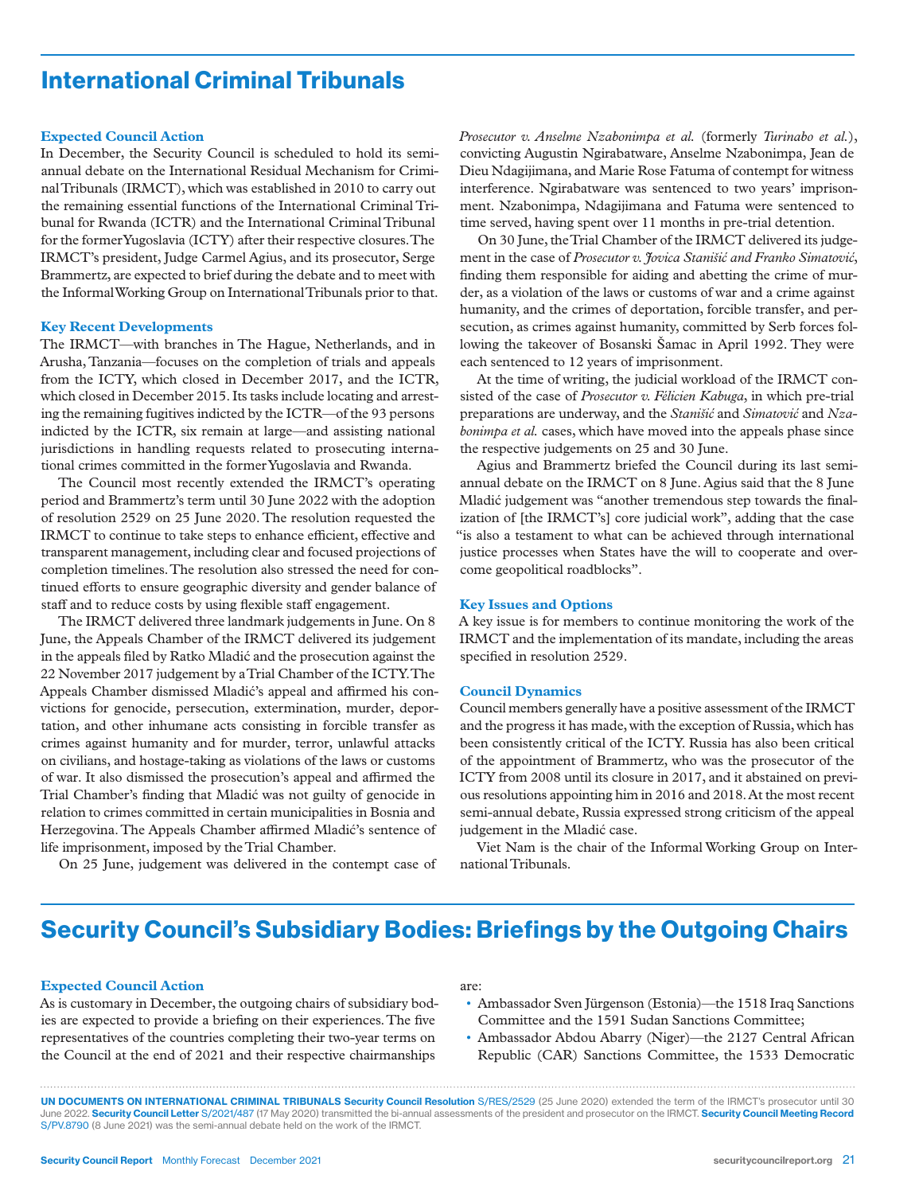# International Criminal Tribunals

### Expected Council Action

In December, the Security Council is scheduled to hold its semi-annual debate on the International Residual Mechanism for Criminal Tribunals (IRMCT), which was established in 2010 to carry out the remaining essential functions of the International Criminal Tribunal for Rwanda (ICTR) and the International Criminal Tribunal for the former Yugoslavia (ICTY) after their respective closures. The IRMCT's president, Judge Carmel Agius, and its prosecutor, Serge Brammertz, are expected to brief during the debate and to meet with the Informal Working Group on International Tribunals prior to that.

### Key Recent Developments

The IRMCT—with branches in The Hague, Netherlands, and in Arusha, Tanzania—focuses on the completion of trials and appeals from the ICTY, which closed in December 2017, and the ICTR, which closed in December 2015. Its tasks include locating and arresting the remaining fugitives indicted by the ICTR—of the 93 persons indicted by the ICTR, six remain at large—and assisting national jurisdictions in handling requests related to prosecuting international crimes committed in the former Yugoslavia and Rwanda.

The Council most recently extended the IRMCT's operating period and Brammertz's term until 30 June 2022 with the adoption of resolution 2529 on 25 June 2020. The resolution requested the IRMCT to continue to take steps to enhance efficient, effective and transparent management, including clear and focused projections of completion timelines. The resolution also stressed the need for continued efforts to ensure geographic diversity and gender balance of staff and to reduce costs by using flexible staff engagement.

The IRMCT delivered three landmark judgements in June. On 8 June, the Appeals Chamber of the IRMCT delivered its judgement in the appeals filed by Ratko Mladić and the prosecution against the 22 November 2017 judgement by a Trial Chamber of the ICTY. The Appeals Chamber dismissed Mladić's appeal and affirmed his convictions for genocide, persecution, extermination, murder, deportation, and other inhumane acts consisting in forcible transfer as crimes against humanity and for murder, terror, unlawful attacks on civilians, and hostage-taking as violations of the laws or customs of war. It also dismissed the prosecution's appeal and affirmed the Trial Chamber's finding that Mladić was not guilty of genocide in relation to crimes committed in certain municipalities in Bosnia and Herzegovina. The Appeals Chamber affirmed Mladić's sentence of life imprisonment, imposed by the Trial Chamber.

On 25 June, judgement was delivered in the contempt case of *Prosecutor v. Anselme Nzabonimpa et al.* (formerly *Turinabo et al.*), convicting Augustin Ngirabatware, Anselme Nzabonimpa, Jean de Dieu Ndagijimana, and Marie Rose Fatuma of contempt for witness interference. Ngirabatware was sentenced to two years' imprisonment. Nzabonimpa, Ndagijimana and Fatuma were sentenced to time served, having spent over 11 months in pre-trial detention.

On 30 June, the Trial Chamber of the IRMCT delivered its judgement in the case of *Prosecutor v. Jovica Stanišić and Franko Simatović*, finding them responsible for aiding and abetting the crime of murder, as a violation of the laws or customs of war and a crime against humanity, and the crimes of deportation, forcible transfer, and persecution, as crimes against humanity, committed by Serb forces following the takeover of Bosanski Šamac in April 1992. They were each sentenced to 12 years of imprisonment.

At the time of writing, the judicial workload of the IRMCT consisted of the case of *Prosecutor v. Félicien Kabuga*, in which pre-trial preparations are underway, and the *Stanišić* and *Simatović* and *Nzabonimpa et al.* cases, which have moved into the appeals phase since the respective judgements on 25 and 30 June.

Agius and Brammertz briefed the Council during its last semi-annual debate on the IRMCT on 8 June. Agius said that the 8 June Mladić judgement was "another tremendous step towards the finalization of [the IRMCT's] core judicial work", adding that the case "is also a testament to what can be achieved through international justice processes when States have the will to cooperate and overcome geopolitical roadblocks".

### Key Issues and Options

A key issue is for members to continue monitoring the work of the IRMCT and the implementation of its mandate, including the areas specified in resolution 2529.

### Council Dynamics

Council members generally have a positive assessment of the IRMCT and the progress it has made, with the exception of Russia, which has been consistently critical of the ICTY. Russia has also been critical of the appointment of Brammertz, who was the prosecutor of the ICTY from 2008 until its closure in 2017, and it abstained on previous resolutions appointing him in 2016 and 2018. At the most recent semi-annual debate, Russia expressed strong criticism of the appeal judgement in the Mladić case.

Viet Nam is the chair of the Informal Working Group on International Tribunals.

**UN DOCUMENTS ON INTERNATIONAL CRIMINAL TRIBUNALS Security Council Resolution** S/RES/2529 (25 June 2020) extended the term of the IRMCT's prosecutor until 30 June 2022. **Security Council Letter** S/2021/487 (17 May 2020) transmitted the bi-annual assessments of the president and prosecutor on the IRMCT. **Security Council Meeting Record** S/PV.8790 (8 June 2021) was the semi-annual debate held on the work of the IRMCT.

# Security Council's Subsidiary Bodies: Briefings by the Outgoing Chairs

### Expected Council Action

As is customary in December, the outgoing chairs of subsidiary bodies are expected to provide a briefing on their experiences. The five representatives of the countries completing their two-year terms on the Council at the end of 2021 and their respective chairmanships are:

- Ambassador Sven Jürgenson (Estonia)—the 1518 Iraq Sanctions Committee and the 1591 Sudan Sanctions Committee;
- Ambassador Abdou Abarry (Niger)—the 2127 Central African Republic (CAR) Sanctions Committee, the 1533 Democratic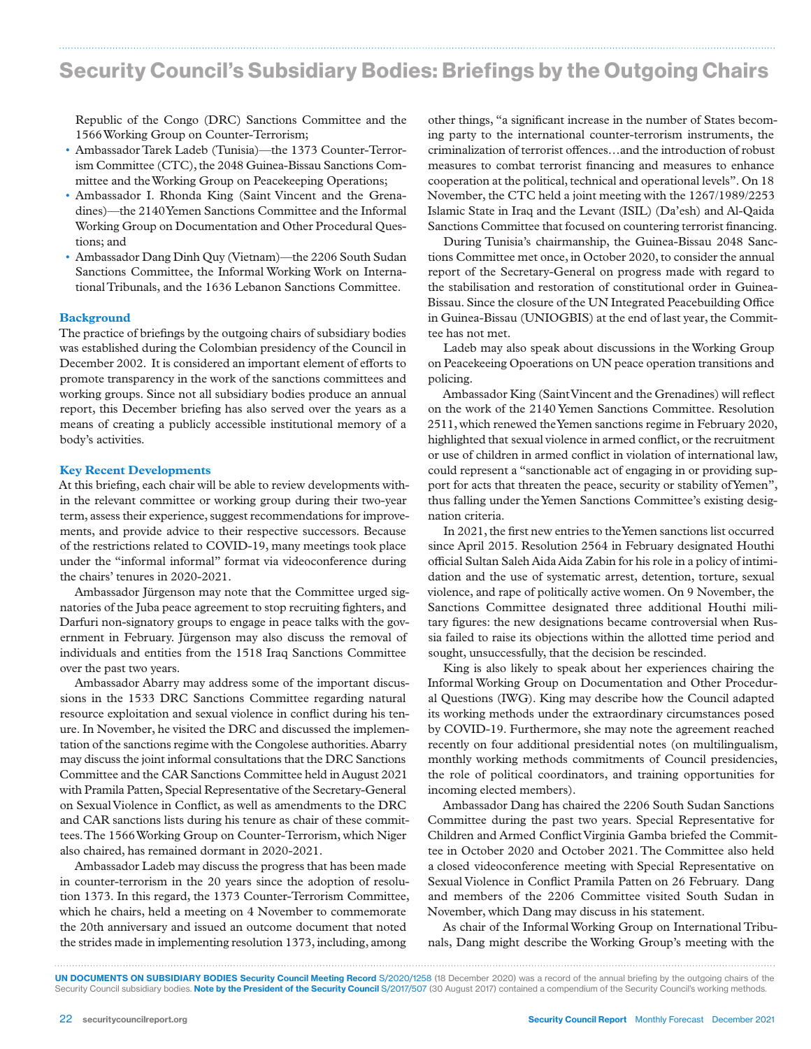Republic of the Congo (DRC) Sanctions Committee and the 1566 Working Group on Counter-Terrorism;

- Ambassador Tarek Ladeb (Tunisia)—the 1373 Counter-Terrorism Committee (CTC), the 2048 Guinea-Bissau Sanctions Committee and the Working Group on Peacekeeping Operations;
- Ambassador I. Rhonda King (Saint Vincent and the Grenadines)—the 2140 Yemen Sanctions Committee and the Informal Working Group on Documentation and Other Procedural Questions; and
- Ambassador Dang Dinh Quy (Vietnam)—the 2206 South Sudan Sanctions Committee, the Informal Working Work on International Tribunals, and the 1636 Lebanon Sanctions Committee.

### Background

The practice of briefings by the outgoing chairs of subsidiary bodies was established during the Colombian presidency of the Council in December 2002. It is considered an important element of efforts to promote transparency in the work of the sanctions committees and working groups. Since not all subsidiary bodies produce an annual report, this December briefing has also served over the years as a means of creating a publicly accessible institutional memory of a body's activities.

### Key Recent Developments

At this briefing, each chair will be able to review developments within the relevant committee or working group during their two-year term, assess their experience, suggest recommendations for improvements, and provide advice to their respective successors. Because of the restrictions related to COVID-19, many meetings took place under the "informal informal" format via videoconference during the chairs' tenures in 2020-2021.

Ambassador Jürgenson may note that the Committee urged signatories of the Juba peace agreement to stop recruiting fighters, and Darfuri non-signatory groups to engage in peace talks with the government in February. Jürgenson may also discuss the removal of individuals and entities from the 1518 Iraq Sanctions Committee over the past two years.

Ambassador Abarry may address some of the important discussions in the 1533 DRC Sanctions Committee regarding natural resource exploitation and sexual violence in conflict during his tenure. In November, he visited the DRC and discussed the implementation of the sanctions regime with the Congolese authorities. Abarry may discuss the joint informal consultations that the DRC Sanctions Committee and the CAR Sanctions Committee held in August 2021 with Pramila Patten, Special Representative of the Secretary-General on Sexual Violence in Conflict, as well as amendments to the DRC and CAR sanctions lists during his tenure as chair of these committees. The 1566 Working Group on Counter-Terrorism, which Niger also chaired, has remained dormant in 2020-2021.

Ambassador Ladeb may discuss the progress that has been made in counter-terrorism in the 20 years since the adoption of resolution 1373. In this regard, the 1373 Counter-Terrorism Committee, which he chairs, held a meeting on 4 November to commemorate the 20th anniversary and issued an outcome document that noted the strides made in implementing resolution 1373, including, among other things, "a significant increase in the number of States becoming party to the international counter-terrorism instruments, the criminalization of terrorist offences…and the introduction of robust measures to combat terrorist financing and measures to enhance cooperation at the political, technical and operational levels". On 18 November, the CTC held a joint meeting with the 1267/1989/2253 Islamic State in Iraq and the Levant (ISIL) (Da'esh) and Al-Qaida Sanctions Committee that focused on countering terrorist financing.

During Tunisia's chairmanship, the Guinea-Bissau 2048 Sanctions Committee met once, in October 2020, to consider the annual report of the Secretary-General on progress made with regard to the stabilisation and restoration of constitutional order in Guinea-Bissau. Since the closure of the UN Integrated Peacebuilding Office in Guinea-Bissau (UNIOGBIS) at the end of last year, the Committee has not met.

Ladeb may also speak about discussions in the Working Group on Peacekeeing Opoerations on UN peace operation transitions and policing.

Ambassador King (Saint Vincent and the Grenadines) will reflect on the work of the 2140 Yemen Sanctions Committee. Resolution 2511, which renewed the Yemen sanctions regime in February 2020, highlighted that sexual violence in armed conflict, or the recruitment or use of children in armed conflict in violation of international law, could represent a "sanctionable act of engaging in or providing support for acts that threaten the peace, security or stability of Yemen", thus falling under the Yemen Sanctions Committee's existing designation criteria.

In 2021, the first new entries to the Yemen sanctions list occurred since April 2015. Resolution 2564 in February designated Houthi official Sultan Saleh Aida Aida Zabin for his role in a policy of intimidation and the use of systematic arrest, detention, torture, sexual violence, and rape of politically active women. On 9 November, the Sanctions Committee designated three additional Houthi military figures: the new designations became controversial when Russia failed to raise its objections within the allotted time period and sought, unsuccessfully, that the decision be rescinded.

King is also likely to speak about her experiences chairing the Informal Working Group on Documentation and Other Procedural Questions (IWG). King may describe how the Council adapted its working methods under the extraordinary circumstances posed by COVID-19. Furthermore, she may note the agreement reached recently on four additional presidential notes (on multilingualism, monthly working methods commitments of Council presidencies, the role of political coordinators, and training opportunities for incoming elected members).

Ambassador Dang has chaired the 2206 South Sudan Sanctions Committee during the past two years. Special Representative for Children and Armed Conflict Virginia Gamba briefed the Committee in October 2020 and October 2021. The Committee also held a closed videoconference meeting with Special Representative on Sexual Violence in Conflict Pramila Patten on 26 February. Dang and members of the 2206 Committee visited South Sudan in November, which Dang may discuss in his statement.

As chair of the Informal Working Group on International Tribunals, Dang might describe the Working Group's meeting with the

**UN DOCUMENTS ON SUBSIDIARY BODIES Security Council Meeting Record** S/2020/1258 (18 December 2020) was a record of the annual briefing by the outgoing chairs of the Security Council subsidiary bodies. **Note by the President of the Security Council** S/2017/507 (30 August 2017) contained a compendium of the Security Council's working methods.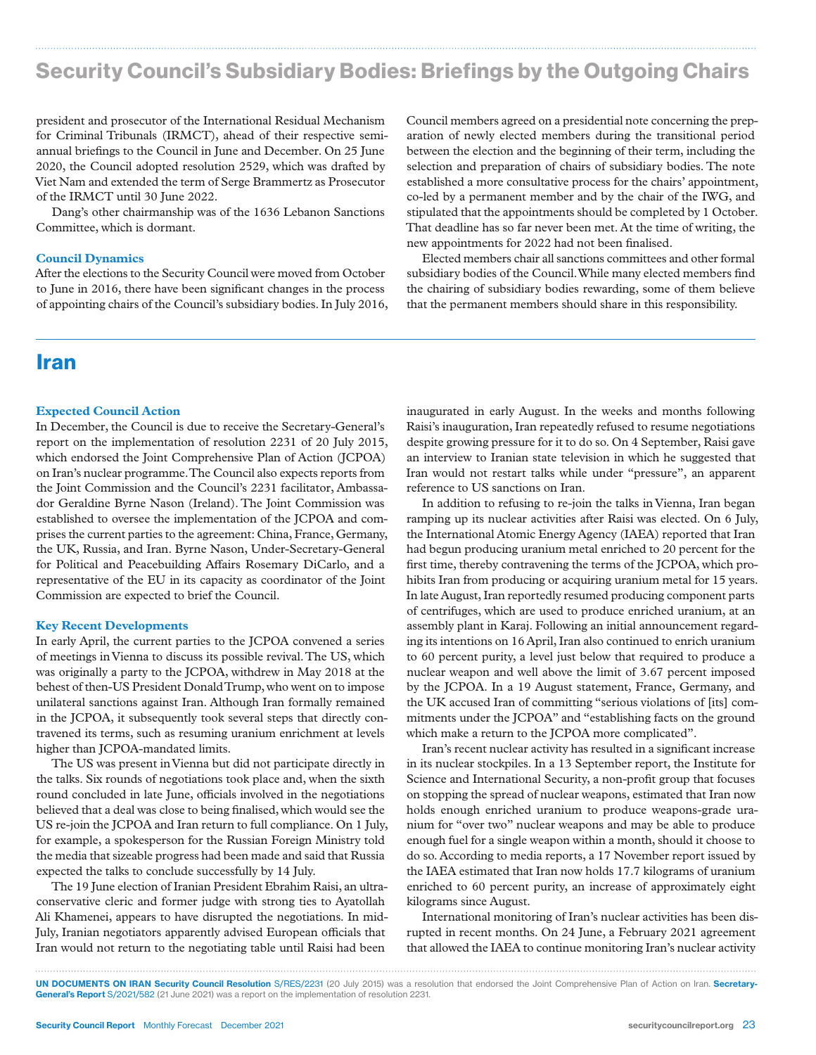# Security Council's Subsidiary Bodies: Briefings by the Outgoing Chairs

president and prosecutor of the International Residual Mechanism for Criminal Tribunals (IRMCT), ahead of their respective semi-annual briefings to the Council in June and December. On 25 June 2020, the Council adopted resolution 2529, which was drafted by Viet Nam and extended the term of Serge Brammertz as Prosecutor of the IRMCT until 30 June 2022.

Dang's other chairmanship was of the 1636 Lebanon Sanctions Committee, which is dormant.

### Council Dynamics

After the elections to the Security Council were moved from October to June in 2016, there have been significant changes in the process of appointing chairs of the Council's subsidiary bodies. In July 2016, Council members agreed on a presidential note concerning the preparation of newly elected members during the transitional period between the election and the beginning of their term, including the selection and preparation of chairs of subsidiary bodies. The note established a more consultative process for the chairs' appointment, co-led by a permanent member and by the chair of the IWG, and stipulated that the appointments should be completed by 1 October. That deadline has so far never been met. At the time of writing, the new appointments for 2022 had not been finalised.

Elected members chair all sanctions committees and other formal subsidiary bodies of the Council. While many elected members find the chairing of subsidiary bodies rewarding, some of them believe that the permanent members should share in this responsibility.

## Iran

### Expected Council Action

In December, the Council is due to receive the Secretary-General's report on the implementation of resolution 2231 of 20 July 2015, which endorsed the Joint Comprehensive Plan of Action (JCPOA) on Iran's nuclear programme. The Council also expects reports from the Joint Commission and the Council's 2231 facilitator, Ambassador Geraldine Byrne Nason (Ireland). The Joint Commission was established to oversee the implementation of the JCPOA and comprises the current parties to the agreement: China, France, Germany, the UK, Russia, and Iran. Byrne Nason, Under-Secretary-General for Political and Peacebuilding Affairs Rosemary DiCarlo, and a representative of the EU in its capacity as coordinator of the Joint Commission are expected to brief the Council.

### Key Recent Developments

In early April, the current parties to the JCPOA convened a series of meetings in Vienna to discuss its possible revival. The US, which was originally a party to the JCPOA, withdrew in May 2018 at the behest of then-US President Donald Trump, who went on to impose unilateral sanctions against Iran. Although Iran formally remained in the JCPOA, it subsequently took several steps that directly contravened its terms, such as resuming uranium enrichment at levels higher than JCPOA-mandated limits.

The US was present in Vienna but did not participate directly in the talks. Six rounds of negotiations took place and, when the sixth round concluded in late June, officials involved in the negotiations believed that a deal was close to being finalised, which would see the US re-join the JCPOA and Iran return to full compliance. On 1 July, for example, a spokesperson for the Russian Foreign Ministry told the media that sizeable progress had been made and said that Russia expected the talks to conclude successfully by 14 July.

The 19 June election of Iranian President Ebrahim Raisi, an ultra-conservative cleric and former judge with strong ties to Ayatollah Ali Khamenei, appears to have disrupted the negotiations. In mid-July, Iranian negotiators apparently advised European officials that Iran would not return to the negotiating table until Raisi had been inaugurated in early August. In the weeks and months following Raisi's inauguration, Iran repeatedly refused to resume negotiations despite growing pressure for it to do so. On 4 September, Raisi gave an interview to Iranian state television in which he suggested that Iran would not restart talks while under "pressure", an apparent reference to US sanctions on Iran.

In addition to refusing to re-join the talks in Vienna, Iran began ramping up its nuclear activities after Raisi was elected. On 6 July, the International Atomic Energy Agency (IAEA) reported that Iran had begun producing uranium metal enriched to 20 percent for the first time, thereby contravening the terms of the JCPOA, which prohibits Iran from producing or acquiring uranium metal for 15 years. In late August, Iran reportedly resumed producing component parts of centrifuges, which are used to produce enriched uranium, at an assembly plant in Karaj. Following an initial announcement regarding its intentions on 16 April, Iran also continued to enrich uranium to 60 percent purity, a level just below that required to produce a nuclear weapon and well above the limit of 3.67 percent imposed by the JCPOA. In a 19 August statement, France, Germany, and the UK accused Iran of committing "serious violations of [its] commitments under the JCPOA" and "establishing facts on the ground which make a return to the JCPOA more complicated".

Iran's recent nuclear activity has resulted in a significant increase in its nuclear stockpiles. In a 13 September report, the Institute for Science and International Security, a non-profit group that focuses on stopping the spread of nuclear weapons, estimated that Iran now holds enough enriched uranium to produce weapons-grade uranium for "over two" nuclear weapons and may be able to produce enough fuel for a single weapon within a month, should it choose to do so. According to media reports, a 17 November report issued by the IAEA estimated that Iran now holds 17.7 kilograms of uranium enriched to 60 percent purity, an increase of approximately eight kilograms since August.

International monitoring of Iran's nuclear activities has been disrupted in recent months. On 24 June, a February 2021 agreement that allowed the IAEA to continue monitoring Iran's nuclear activity

**UN DOCUMENTS ON IRAN Security Council Resolution** S/RES/2231 (20 July 2015) was a resolution that endorsed the Joint Comprehensive Plan of Action on Iran. **Secretary-General's Report** S/2021/582 (21 June 2021) was a report on the implementation of resolution 2231.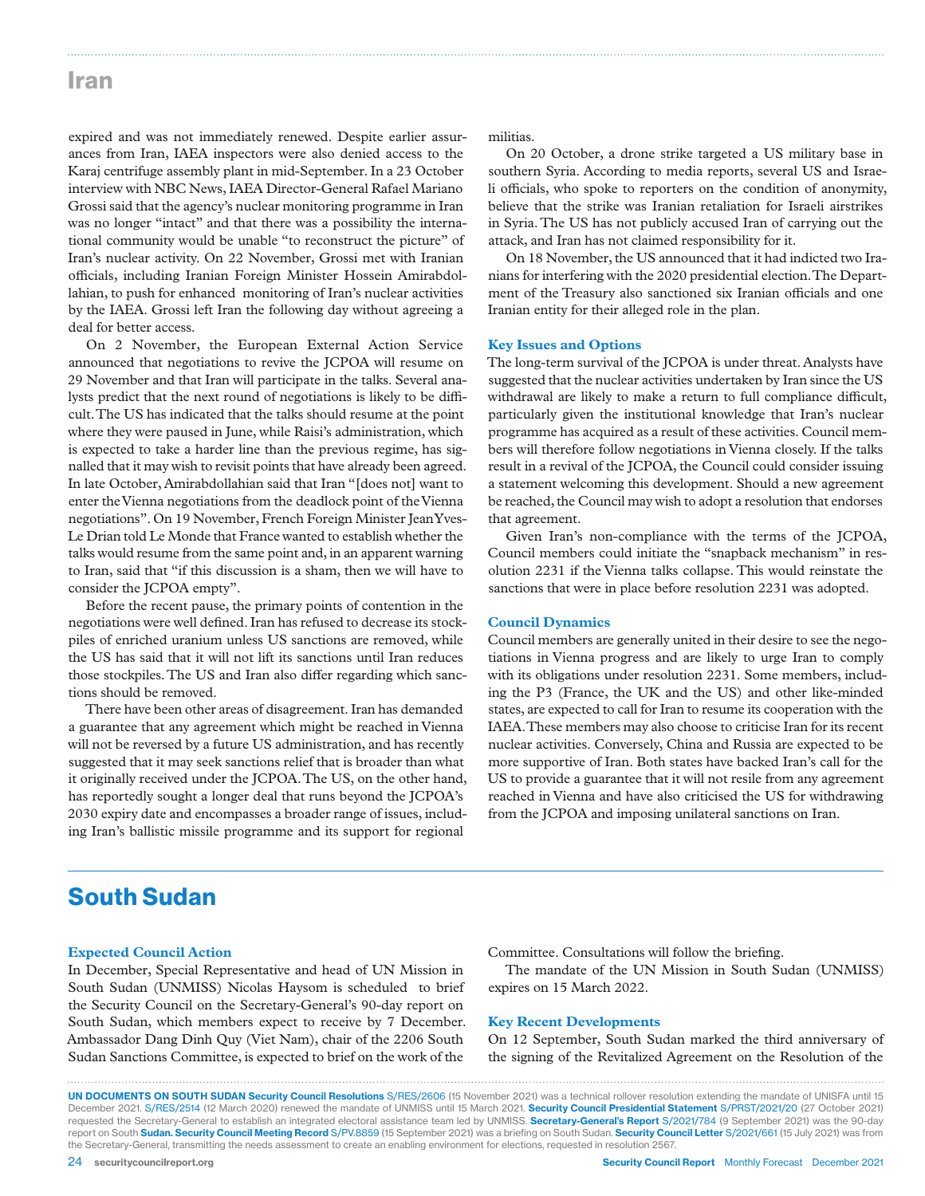## Iran

expired and was not immediately renewed. Despite earlier assurances from Iran, IAEA inspectors were also denied access to the Karaj centrifuge assembly plant in mid-September. In a 23 October interview with NBC News, IAEA Director-General Rafael Mariano Grossi said that the agency's nuclear monitoring programme in Iran was no longer "intact" and that there was a possibility the international community would be unable "to reconstruct the picture" of Iran's nuclear activity. On 22 November, Grossi met with Iranian officials, including Iranian Foreign Minister Hossein Amirabdollahian, to push for enhanced monitoring of Iran's nuclear activities by the IAEA. Grossi left Iran the following day without agreeing a deal for better access.

On 2 November, the European External Action Service announced that negotiations to revive the JCPOA will resume on 29 November and that Iran will participate in the talks. Several analysts predict that the next round of negotiations is likely to be difficult. The US has indicated that the talks should resume at the point where they were paused in June, while Raisi's administration, which is expected to take a harder line than the previous regime, has signalled that it may wish to revisit points that have already been agreed. In late October, Amirabdollahian said that Iran "[does not] want to enter the Vienna negotiations from the deadlock point of the Vienna negotiations". On 19 November, French Foreign Minister Jean Yves-Le Drian told Le Monde that France wanted to establish whether the talks would resume from the same point and, in an apparent warning to Iran, said that "if this discussion is a sham, then we will have to consider the JCPOA empty".

Before the recent pause, the primary points of contention in the negotiations were well defined. Iran has refused to decrease its stockpiles of enriched uranium unless US sanctions are removed, while the US has said that it will not lift its sanctions until Iran reduces those stockpiles. The US and Iran also differ regarding which sanctions should be removed.

There have been other areas of disagreement. Iran has demanded a guarantee that any agreement which might be reached in Vienna will not be reversed by a future US administration, and has recently suggested that it may seek sanctions relief that is broader than what it originally received under the JCPOA. The US, on the other hand, has reportedly sought a longer deal that runs beyond the JCPOA's 2030 expiry date and encompasses a broader range of issues, including Iran's ballistic missile programme and its support for regional militias.

On 20 October, a drone strike targeted a US military base in southern Syria. According to media reports, several US and Israeli officials, who spoke to reporters on the condition of anonymity, believe that the strike was Iranian retaliation for Israeli airstrikes in Syria. The US has not publicly accused Iran of carrying out the attack, and Iran has not claimed responsibility for it.

On 18 November, the US announced that it had indicted two Iranians for interfering with the 2020 presidential election. The Department of the Treasury also sanctioned six Iranian officials and one Iranian entity for their alleged role in the plan.

### Key Issues and Options

The long-term survival of the JCPOA is under threat. Analysts have suggested that the nuclear activities undertaken by Iran since the US withdrawal are likely to make a return to full compliance difficult, particularly given the institutional knowledge that Iran's nuclear programme has acquired as a result of these activities. Council members will therefore follow negotiations in Vienna closely. If the talks result in a revival of the JCPOA, the Council could consider issuing a statement welcoming this development. Should a new agreement be reached, the Council may wish to adopt a resolution that endorses that agreement.

Given Iran's non-compliance with the terms of the JCPOA, Council members could initiate the "snapback mechanism" in resolution 2231 if the Vienna talks collapse. This would reinstate the sanctions that were in place before resolution 2231 was adopted.

### Council Dynamics

Council members are generally united in their desire to see the negotiations in Vienna progress and are likely to urge Iran to comply with its obligations under resolution 2231. Some members, including the P3 (France, the UK and the US) and other like-minded states, are expected to call for Iran to resume its cooperation with the IAEA. These members may also choose to criticise Iran for its recent nuclear activities. Conversely, China and Russia are expected to be more supportive of Iran. Both states have backed Iran's call for the US to provide a guarantee that it will not resile from any agreement reached in Vienna and have also criticised the US for withdrawing from the JCPOA and imposing unilateral sanctions on Iran.

## South Sudan

### Expected Council Action

In December, Special Representative and head of UN Mission in South Sudan (UNMISS) Nicolas Haysom is scheduled to brief the Security Council on the Secretary-General's 90-day report on South Sudan, which members expect to receive by 7 December. Ambassador Dang Dinh Quy (Viet Nam), chair of the 2206 South Sudan Sanctions Committee, is expected to brief on the work of the Committee. Consultations will follow the briefing.

The mandate of the UN Mission in South Sudan (UNMISS) expires on 15 March 2022.

### Key Recent Developments

On 12 September, South Sudan marked the third anniversary of the signing of the Revitalized Agreement on the Resolution of the

**UN DOCUMENTS ON SOUTH SUDAN Security Council Resolutions** S/RES/2606 (15 November 2021) was a technical rollover resolution extending the mandate of UNISFA until 15 December 2021. S/RES/2514 (12 March 2020) renewed the mandate of UNMISS until 15 March 2021. **Security Council Presidential Statement** S/PRST/2021/20 (27 October 2021) requested the Secretary-General to establish an integrated electoral assistance team led by UNMISS. **Secretary-General's Report** S/2021/784 (9 September 2021) was the 90-day report on South **Sudan. Security Council Meeting Record** S/PV.8859 (15 September 2021) was a briefing on South Sudan. **Security Council Letter** S/2021/661 (15 July 2021) was from the Secretary-General, transmitting the needs assessment to create an enabling environment for elections, requested in resolution 2567.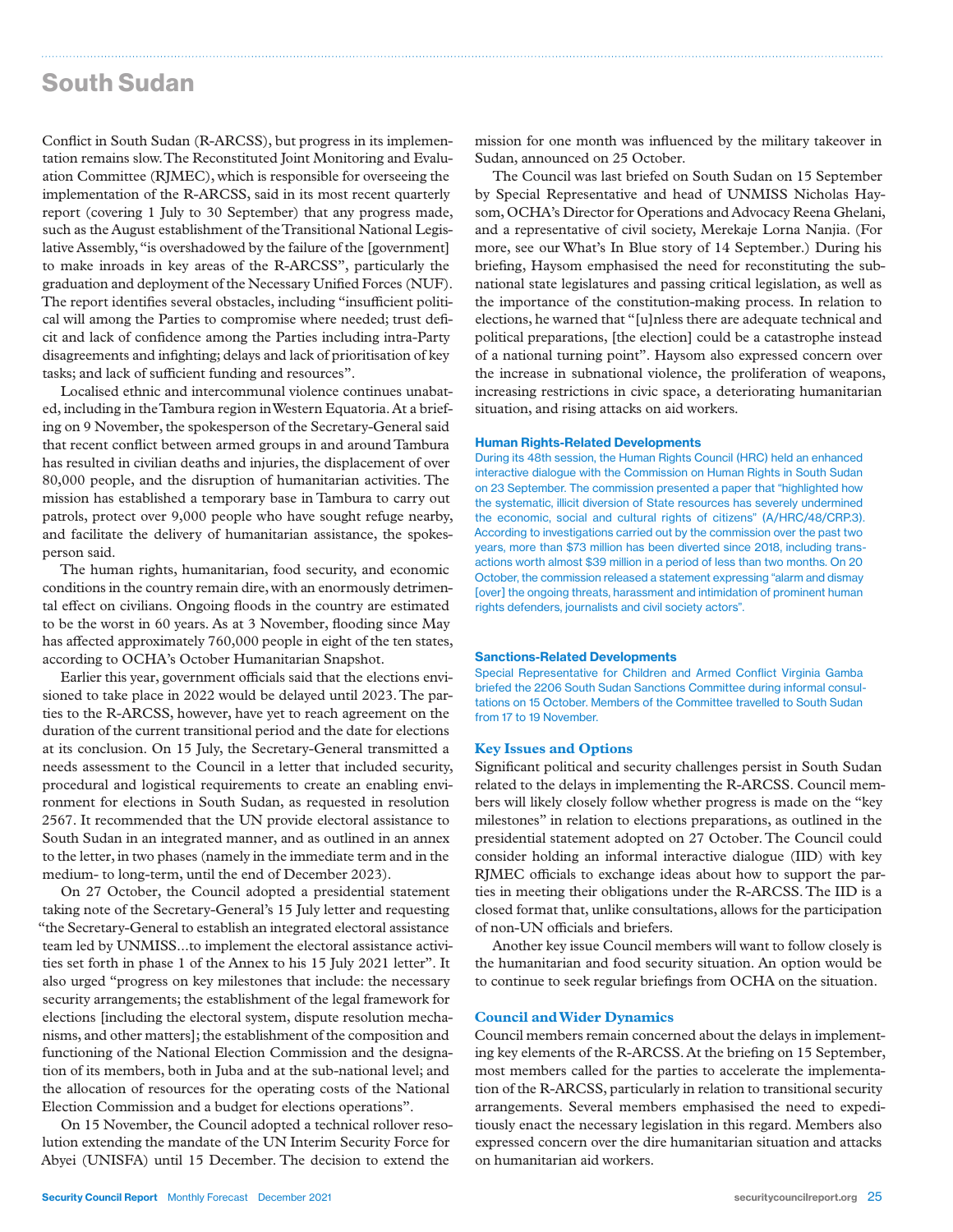## South Sudan

Conflict in South Sudan (R-ARCSS), but progress in its implementation remains slow. The Reconstituted Joint Monitoring and Evaluation Committee (RJMEC), which is responsible for overseeing the implementation of the R-ARCSS, said in its most recent quarterly report (covering 1 July to 30 September) that any progress made, such as the August establishment of the Transitional National Legislative Assembly, "is overshadowed by the failure of the [government] to make inroads in key areas of the R-ARCSS", particularly the graduation and deployment of the Necessary Unified Forces (NUF). The report identifies several obstacles, including "insufficient political will among the Parties to compromise where needed; trust deficit and lack of confidence among the Parties including intra-Party disagreements and infighting; delays and lack of prioritisation of key tasks; and lack of sufficient funding and resources".

Localised ethnic and intercommunal violence continues unabated, including in the Tambura region in Western Equatoria. At a briefing on 9 November, the spokesperson of the Secretary-General said that recent conflict between armed groups in and around Tambura has resulted in civilian deaths and injuries, the displacement of over 80,000 people, and the disruption of humanitarian activities. The mission has established a temporary base in Tambura to carry out patrols, protect over 9,000 people who have sought refuge nearby, and facilitate the delivery of humanitarian assistance, the spokesperson said.

The human rights, humanitarian, food security, and economic conditions in the country remain dire, with an enormously detrimental effect on civilians. Ongoing floods in the country are estimated to be the worst in 60 years. As at 3 November, flooding since May has affected approximately 760,000 people in eight of the ten states, according to OCHA's October Humanitarian Snapshot.

Earlier this year, government officials said that the elections envisioned to take place in 2022 would be delayed until 2023. The parties to the R-ARCSS, however, have yet to reach agreement on the duration of the current transitional period and the date for elections at its conclusion. On 15 July, the Secretary-General transmitted a needs assessment to the Council in a letter that included security, procedural and logistical requirements to create an enabling environment for elections in South Sudan, as requested in resolution 2567. It recommended that the UN provide electoral assistance to South Sudan in an integrated manner, and as outlined in an annex to the letter, in two phases (namely in the immediate term and in the medium- to long-term, until the end of December 2023).

On 27 October, the Council adopted a presidential statement taking note of the Secretary-General's 15 July letter and requesting "the Secretary-General to establish an integrated electoral assistance team led by UNMISS...to implement the electoral assistance activities set forth in phase 1 of the Annex to his 15 July 2021 letter". It also urged "progress on key milestones that include: the necessary security arrangements; the establishment of the legal framework for elections [including the electoral system, dispute resolution mechanisms, and other matters]; the establishment of the composition and functioning of the National Election Commission and the designation of its members, both in Juba and at the sub-national level; and the allocation of resources for the operating costs of the National Election Commission and a budget for elections operations".

On 15 November, the Council adopted a technical rollover resolution extending the mandate of the UN Interim Security Force for Abyei (UNISFA) until 15 December. The decision to extend the mission for one month was influenced by the military takeover in Sudan, announced on 25 October.

The Council was last briefed on South Sudan on 15 September by Special Representative and head of UNMISS Nicholas Haysom, OCHA's Director for Operations and Advocacy Reena Ghelani, and a representative of civil society, Merekaje Lorna Nanjia. (For more, see our What's In Blue story of 14 September.) During his briefing, Haysom emphasised the need for reconstituting the subnational state legislatures and passing critical legislation, as well as the importance of the constitution-making process. In relation to elections, he warned that "[u]nless there are adequate technical and political preparations, [the election] could be a catastrophe instead of a national turning point". Haysom also expressed concern over the increase in subnational violence, the proliferation of weapons, increasing restrictions in civic space, a deteriorating humanitarian situation, and rising attacks on aid workers.

#### Human Rights-Related Developments

During its 48th session, the Human Rights Council (HRC) held an enhanced interactive dialogue with the Commission on Human Rights in South Sudan on 23 September. The commission presented a paper that "highlighted how the systematic, illicit diversion of State resources has severely undermined the economic, social and cultural rights of citizens" (A/HRC/48/CRP.3). According to investigations carried out by the commission over the past two years, more than $73 million has been diverted since 2018, including transactions worth almost $39 million in a period of less than two months. On 20 October, the commission released a statement expressing "alarm and dismay [over] the ongoing threats, harassment and intimidation of prominent human rights defenders, journalists and civil society actors".

#### Sanctions-Related Developments

Special Representative for Children and Armed Conflict Virginia Gamba briefed the 2206 South Sudan Sanctions Committee during informal consultations on 15 October. Members of the Committee travelled to South Sudan from 17 to 19 November.

### Key Issues and Options

Significant political and security challenges persist in South Sudan related to the delays in implementing the R-ARCSS. Council members will likely closely follow whether progress is made on the "key milestones" in relation to elections preparations, as outlined in the presidential statement adopted on 27 October. The Council could consider holding an informal interactive dialogue (IID) with key RJMEC officials to exchange ideas about how to support the parties in meeting their obligations under the R-ARCSS. The IID is a closed format that, unlike consultations, allows for the participation of non-UN officials and briefers.

Another key issue Council members will want to follow closely is the humanitarian and food security situation. An option would be to continue to seek regular briefings from OCHA on the situation.

### Council and Wider Dynamics

Council members remain concerned about the delays in implementing key elements of the R-ARCSS. At the briefing on 15 September, most members called for the parties to accelerate the implementation of the R-ARCSS, particularly in relation to transitional security arrangements. Several members emphasised the need to expeditiously enact the necessary legislation in this regard. Members also expressed concern over the dire humanitarian situation and attacks on humanitarian aid workers.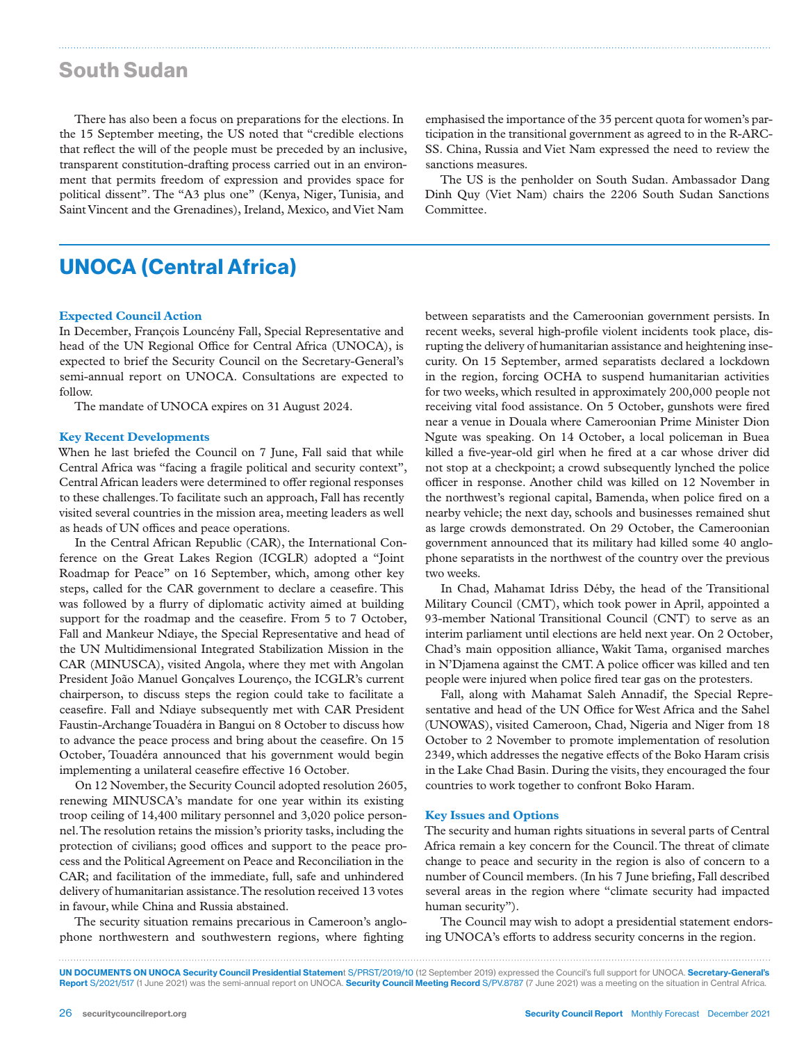## South Sudan

There has also been a focus on preparations for the elections. In the 15 September meeting, the US noted that "credible elections that reflect the will of the people must be preceded by an inclusive, transparent constitution-drafting process carried out in an environment that permits freedom of expression and provides space for political dissent". The "A3 plus one" (Kenya, Niger, Tunisia, and Saint Vincent and the Grenadines), Ireland, Mexico, and Viet Nam emphasised the importance of the 35 percent quota for women's participation in the transitional government as agreed to in the R-ARCSS. China, Russia and Viet Nam expressed the need to review the sanctions measures.

The US is the penholder on South Sudan. Ambassador Dang Dinh Quy (Viet Nam) chairs the 2206 South Sudan Sanctions Committee.

# UNOCA (Central Africa)

### Expected Council Action

In December, François Louncény Fall, Special Representative and head of the UN Regional Office for Central Africa (UNOCA), is expected to brief the Security Council on the Secretary-General's semi-annual report on UNOCA. Consultations are expected to follow.

The mandate of UNOCA expires on 31 August 2024.

### Key Recent Developments

When he last briefed the Council on 7 June, Fall said that while Central Africa was "facing a fragile political and security context", Central African leaders were determined to offer regional responses to these challenges. To facilitate such an approach, Fall has recently visited several countries in the mission area, meeting leaders as well as heads of UN offices and peace operations.

In the Central African Republic (CAR), the International Conference on the Great Lakes Region (ICGLR) adopted a "Joint Roadmap for Peace" on 16 September, which, among other key steps, called for the CAR government to declare a ceasefire. This was followed by a flurry of diplomatic activity aimed at building support for the roadmap and the ceasefire. From 5 to 7 October, Fall and Mankeur Ndiaye, the Special Representative and head of the UN Multidimensional Integrated Stabilization Mission in the CAR (MINUSCA), visited Angola, where they met with Angolan President João Manuel Gonçalves Lourenço, the ICGLR's current chairperson, to discuss steps the region could take to facilitate a ceasefire. Fall and Ndiaye subsequently met with CAR President Faustin-Archange Touadéra in Bangui on 8 October to discuss how to advance the peace process and bring about the ceasefire. On 15 October, Touadéra announced that his government would begin implementing a unilateral ceasefire effective 16 October.

On 12 November, the Security Council adopted resolution 2605, renewing MINUSCA's mandate for one year within its existing troop ceiling of 14,400 military personnel and 3,020 police personnel. The resolution retains the mission's priority tasks, including the protection of civilians; good offices and support to the peace process and the Political Agreement on Peace and Reconciliation in the CAR; and facilitation of the immediate, full, safe and unhindered delivery of humanitarian assistance. The resolution received 13 votes in favour, while China and Russia abstained.

The security situation remains precarious in Cameroon's anglophone northwestern and southwestern regions, where fighting between separatists and the Cameroonian government persists. In recent weeks, several high-profile violent incidents took place, disrupting the delivery of humanitarian assistance and heightening insecurity. On 15 September, armed separatists declared a lockdown in the region, forcing OCHA to suspend humanitarian activities for two weeks, which resulted in approximately 200,000 people not receiving vital food assistance. On 5 October, gunshots were fired near a venue in Douala where Cameroonian Prime Minister Dion Ngute was speaking. On 14 October, a local policeman in Buea killed a five-year-old girl when he fired at a car whose driver did not stop at a checkpoint; a crowd subsequently lynched the police officer in response. Another child was killed on 12 November in the northwest's regional capital, Bamenda, when police fired on a nearby vehicle; the next day, schools and businesses remained shut as large crowds demonstrated. On 29 October, the Cameroonian government announced that its military had killed some 40 anglophone separatists in the northwest of the country over the previous two weeks.

In Chad, Mahamat Idriss Déby, the head of the Transitional Military Council (CMT), which took power in April, appointed a 93-member National Transitional Council (CNT) to serve as an interim parliament until elections are held next year. On 2 October, Chad's main opposition alliance, Wakit Tama, organised marches in N'Djamena against the CMT. A police officer was killed and ten people were injured when police fired tear gas on the protesters.

Fall, along with Mahamat Saleh Annadif, the Special Representative and head of the UN Office for West Africa and the Sahel (UNOWAS), visited Cameroon, Chad, Nigeria and Niger from 18 October to 2 November to promote implementation of resolution 2349, which addresses the negative effects of the Boko Haram crisis in the Lake Chad Basin. During the visits, they encouraged the four countries to work together to confront Boko Haram.

### Key Issues and Options

The security and human rights situations in several parts of Central Africa remain a key concern for the Council. The threat of climate change to peace and security in the region is also of concern to a number of Council members. (In his 7 June briefing, Fall described several areas in the region where "climate security had impacted human security").

The Council may wish to adopt a presidential statement endorsing UNOCA's efforts to address security concerns in the region.

**UN DOCUMENTS ON UNOCA Security Council Presidential Statement** S/PRST/2019/10 (12 September 2019) expressed the Council's full support for UNOCA. **Secretary-General's Report** S/2021/517 (1 June 2021) was the semi-annual report on UNOCA. **Security Council Meeting Record** S/PV.8787 (7 June 2021) was a meeting on the situation in Central Africa.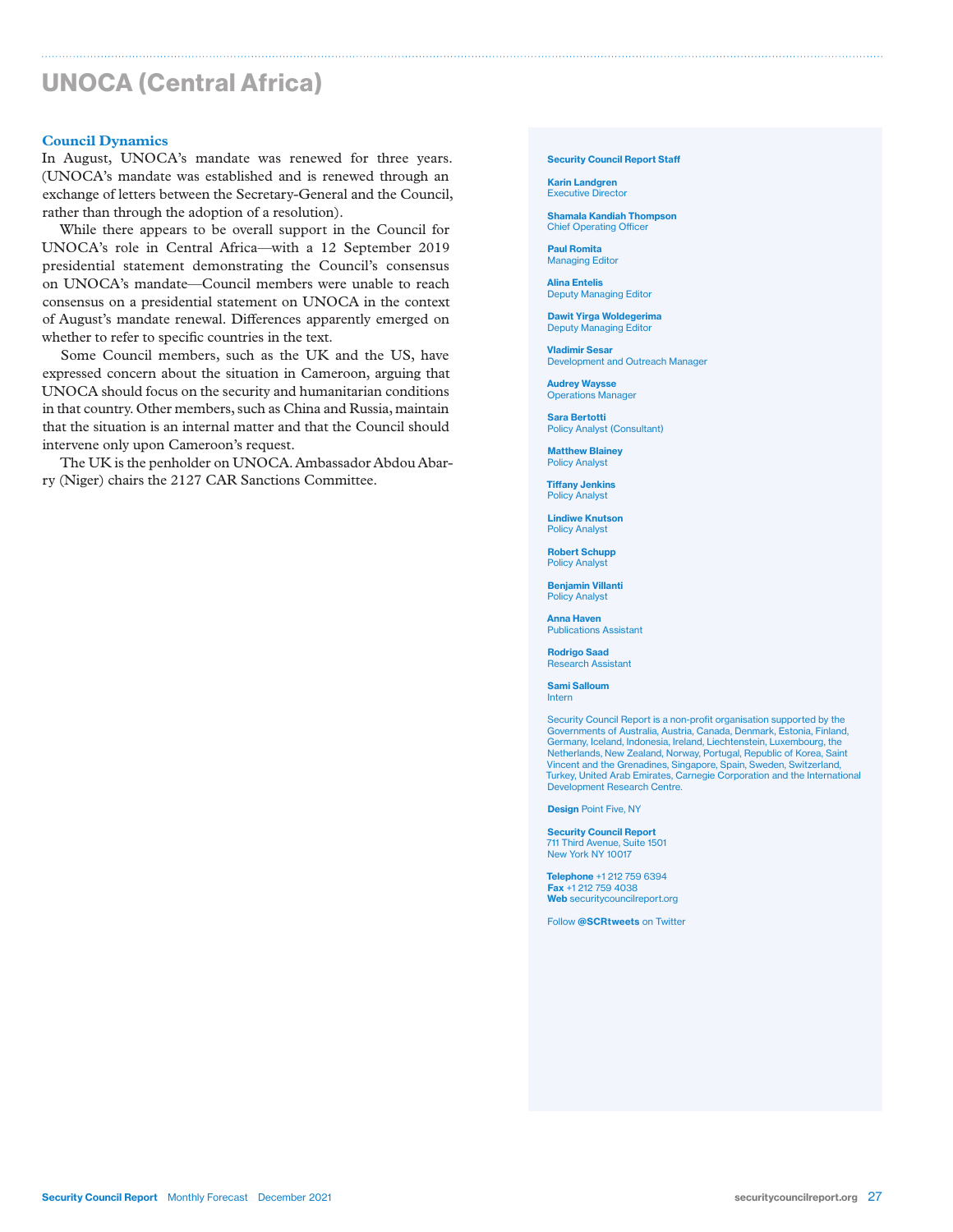# UNOCA (Central Africa)

### Council Dynamics

In August, UNOCA's mandate was renewed for three years. (UNOCA's mandate was established and is renewed through an exchange of letters between the Secretary-General and the Council, rather than through the adoption of a resolution).

While there appears to be overall support in the Council for UNOCA's role in Central Africa—with a 12 September 2019 presidential statement demonstrating the Council's consensus on UNOCA's mandate—Council members were unable to reach consensus on a presidential statement on UNOCA in the context of August's mandate renewal. Differences apparently emerged on whether to refer to specific countries in the text.

Some Council members, such as the UK and the US, have expressed concern about the situation in Cameroon, arguing that UNOCA should focus on the security and humanitarian conditions in that country. Other members, such as China and Russia, maintain that the situation is an internal matter and that the Council should intervene only upon Cameroon's request.

The UK is the penholder on UNOCA. Ambassador Abdou Abarry (Niger) chairs the 2127 CAR Sanctions Committee.

**Security Council Report Staff**

**Karin Landgren**
Executive Director

**Shamala Kandiah Thompson**
Chief Operating Officer

**Paul Romita**
Managing Editor

**Alina Entelis**
Deputy Managing Editor

**Dawit Yirga Woldegerima**
Deputy Managing Editor

**Vladimir Sesar**
Development and Outreach Manager

**Audrey Waysse**
Operations Manager

**Sara Bertotti**
Policy Analyst (Consultant)

**Matthew Blainey**
Policy Analyst

**Tiffany Jenkins**
Policy Analyst

**Lindiwe Knutson**
Policy Analyst

**Robert Schupp**
Policy Analyst

**Benjamin Villanti**
Policy Analyst

**Anna Haven**
Publications Assistant

**Rodrigo Saad**
Research Assistant

**Sami Salloum**
Intern

Security Council Report is a non-profit organisation supported by the Governments of Australia, Austria, Canada, Denmark, Estonia, Finland, Germany, Iceland, Indonesia, Ireland, Liechtenstein, Luxembourg, the Netherlands, New Zealand, Norway, Portugal, Republic of Korea, Saint Vincent and the Grenadines, Singapore, Spain, Sweden, Switzerland, Turkey, United Arab Emirates, Carnegie Corporation and the International Development Research Centre.

**Design** Point Five, NY

**Security Council Report**
711 Third Avenue, Suite 1501
New York NY 10017

**Telephone** +1 212 759 6394
**Fax** +1 212 759 4038
**Web** securitycouncilreport.org

Follow **@SCRtweets** on Twitter